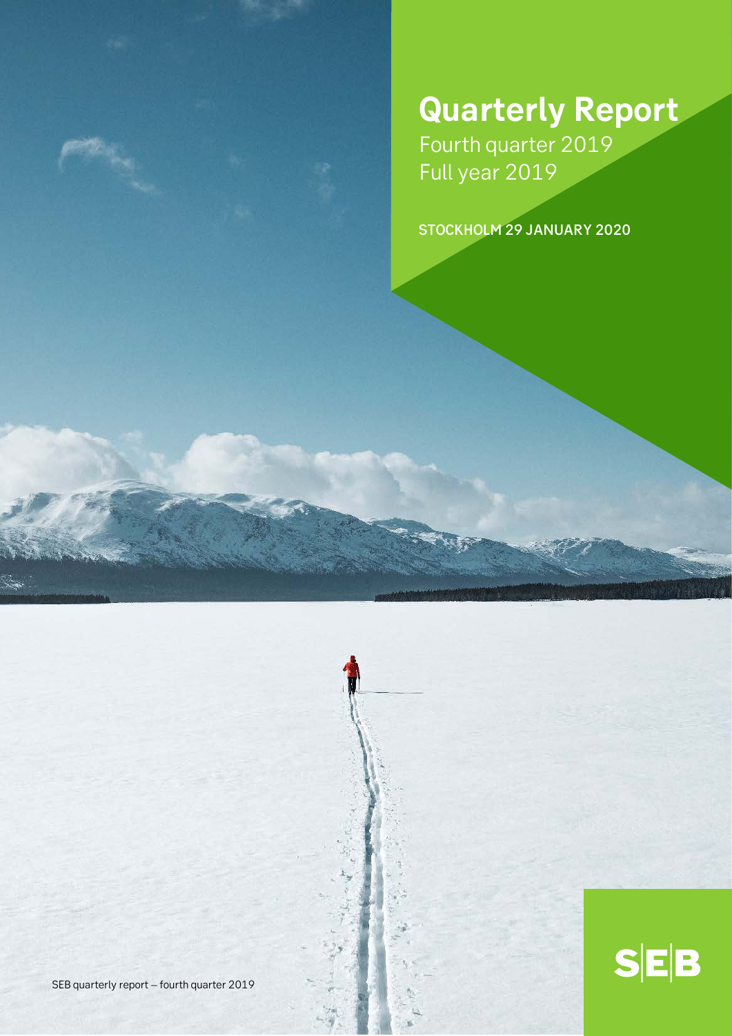# Quarterly Report

Fourth quarter 2019
Full year 2019

STOCKHOLM 29 JANUARY 2020

SEB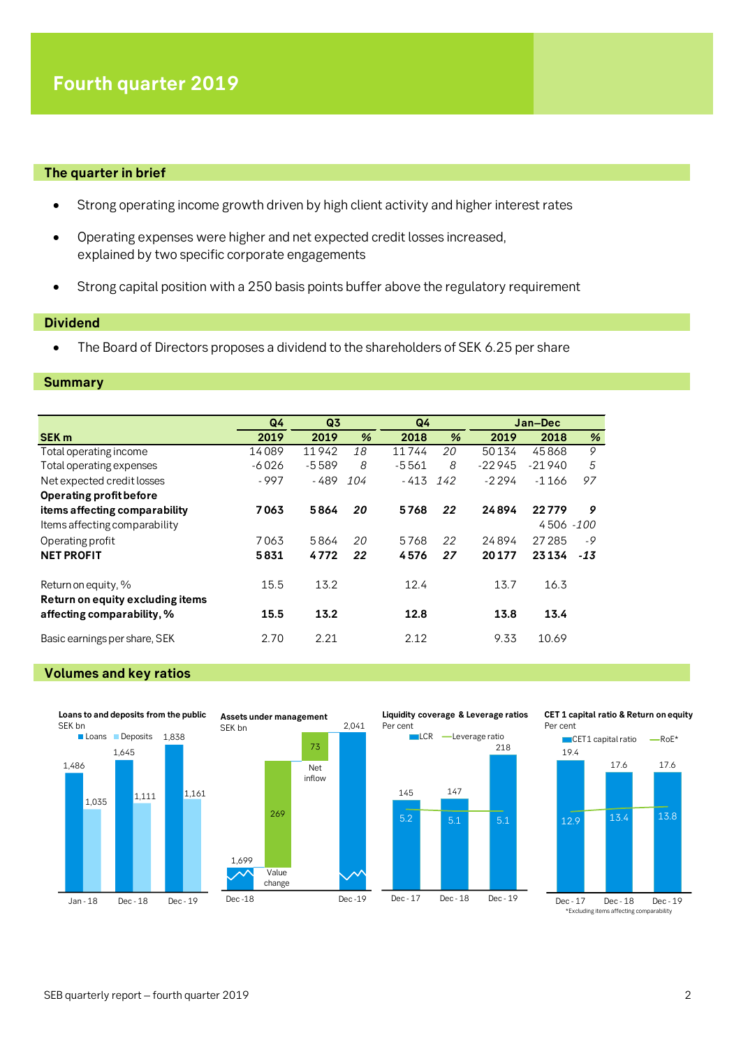# Fourth quarter 2019

## The quarter in brief

- Strong operating income growth driven by high client activity and higher interest rates
- Operating expenses were higher and net expected credit losses increased, explained by two specific corporate engagements
- Strong capital position with a 250 basis points buffer above the regulatory requirement

## Dividend

- The Board of Directors proposes a dividend to the shareholders of SEK 6.25 per share

## Summary

| | Q4 | Q3 | | Q4 | | Jan–Dec | | |
|---|---|---|---|---|---|---|---|---|
| **SEK m** | **2019** | **2019** | **%** | **2018** | **%** | **2019** | **2018** | **%** |
| Total operating income | 14 089 | 11 942 | *18* | 11 744 | *20* | 50 134 | 45 868 | *9* |
| Total operating expenses | -6 026 | -5 589 | *8* | -5 561 | *8* | -22 945 | -21 940 | *5* |
| Net expected credit losses | - 997 | - 489 | *104* | - 413 | *142* | -2 294 | -1 166 | *97* |
| **Operating profit before items affecting comparability** | **7 063** | **5 864** | ***20*** | **5 768** | ***22*** | **24 894** | **22 779** | ***9*** |
| Items affecting comparability | | | | | | | 4 506 | *-100* |
| Operating profit | 7 063 | 5 864 | *20* | 5 768 | *22* | 24 894 | 27 285 | *-9* |
| **NET PROFIT** | **5 831** | **4 772** | ***22*** | **4 576** | ***27*** | **20 177** | **23 134** | ***-13*** |
| | | | | | | | | |
| Return on equity, % | 15.5 | 13.2 | | 12.4 | | 13.7 | 16.3 | |
| **Return on equity excluding items affecting comparability, %** | **15.5** | **13.2** | | **12.8** | | **13.8** | **13.4** | |
| Basic earnings per share, SEK | 2.70 | 2.21 | | 2.12 | | 9.33 | 10.69 | |

## Volumes and key ratios

**Loans to and deposits from the public**
SEK bn

| | Loans | Deposits |
|---|---|---|
| Jan - 18 | 1,486 | 1,035 |
| Dec - 18 | 1,645 | 1,111 |
| Dec - 19 | 1,838 | 1,161 |

**Assets under management**
SEK bn

| Dec -18 | Value change | Net inflow | Dec -19 |
|---|---|---|---|
| 1,699 | 269 | 73 | 2,041 |

**Liquidity coverage & Leverage ratios**
Per cent

| | LCR | Leverage ratio |
|---|---|---|
| Dec - 17 | 145 | 5.2 |
| Dec - 18 | 147 | 5.1 |
| Dec - 19 | 218 | 5.1 |

**CET 1 capital ratio & Return on equity**
Per cent

| | CET1 capital ratio | RoE* |
|---|---|---|
| Dec - 17 | 19.4 | 12.9 |
| Dec - 18 | 17.6 | 13.4 |
| Dec - 19 | 17.6 | 13.8 |

*Excluding items affecting comparability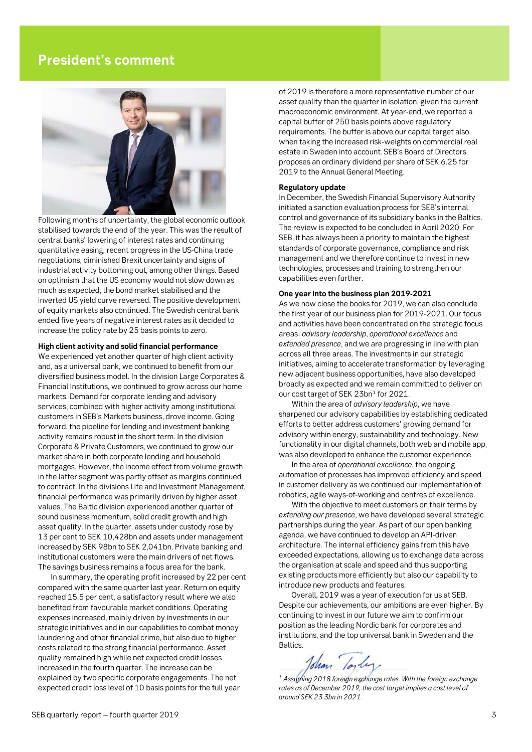# President's comment

Following months of uncertainty, the global economic outlook stabilised towards the end of the year. This was the result of central banks' lowering of interest rates and continuing quantitative easing, recent progress in the US-China trade negotiations, diminished Brexit uncertainty and signs of industrial activity bottoming out, among other things. Based on optimism that the US economy would not slow down as much as expected, the bond market stabilised and the inverted US yield curve reversed. The positive development of equity markets also continued. The Swedish central bank ended five years of negative interest rates as it decided to increase the policy rate by 25 basis points to zero.

**High client activity and solid financial performance**

We experienced yet another quarter of high client activity and, as a universal bank, we continued to benefit from our diversified business model. In the division Large Corporates & Financial Institutions, we continued to grow across our home markets. Demand for corporate lending and advisory services, combined with higher activity among institutional customers in SEB's Markets business, drove income. Going forward, the pipeline for lending and investment banking activity remains robust in the short term. In the division Corporate & Private Customers, we continued to grow our market share in both corporate lending and household mortgages. However, the income effect from volume growth in the latter segment was partly offset as margins continued to contract. In the divisions Life and Investment Management, financial performance was primarily driven by higher asset values. The Baltic division experienced another quarter of sound business momentum, solid credit growth and high asset quality. In the quarter, assets under custody rose by 13 per cent to SEK 10,428bn and assets under management increased by SEK 98bn to SEK 2,041bn. Private banking and institutional customers were the main drivers of net flows. The savings business remains a focus area for the bank.

In summary, the operating profit increased by 22 per cent compared with the same quarter last year. Return on equity reached 15.5 per cent, a satisfactory result where we also benefited from favourable market conditions. Operating expenses increased, mainly driven by investments in our strategic initiatives and in our capabilities to combat money laundering and other financial crime, but also due to higher costs related to the strong financial performance. Asset quality remained high while net expected credit losses increased in the fourth quarter. The increase can be explained by two specific corporate engagements. The net expected credit loss level of 10 basis points for the full year of 2019 is therefore a more representative number of our asset quality than the quarter in isolation, given the current macroeconomic environment. At year-end, we reported a capital buffer of 250 basis points above regulatory requirements. The buffer is above our capital target also when taking the increased risk-weights on commercial real estate in Sweden into account. SEB's Board of Directors proposes an ordinary dividend per share of SEK 6.25 for 2019 to the Annual General Meeting.

**Regulatory update**

In December, the Swedish Financial Supervisory Authority initiated a sanction evaluation process for SEB's internal control and governance of its subsidiary banks in the Baltics. The review is expected to be concluded in April 2020. For SEB, it has always been a priority to maintain the highest standards of corporate governance, compliance and risk management and we therefore continue to invest in new technologies, processes and training to strengthen our capabilities even further.

**One year into the business plan 2019-2021**

As we now close the books for 2019, we can also conclude the first year of our business plan for 2019-2021. Our focus and activities have been concentrated on the strategic focus areas: *advisory leadership*, *operational excellence* and *extended presence*, and we are progressing in line with plan across all three areas. The investments in our strategic initiatives, aiming to accelerate transformation by leveraging new adjacent business opportunities, have also developed broadly as expected and we remain committed to deliver on our cost target of SEK 23bn[1] for 2021.

Within the area of *advisory leadership*, we have sharpened our advisory capabilities by establishing dedicated efforts to better address customers' growing demand for advisory within energy, sustainability and technology. New functionality in our digital channels, both web and mobile app, was also developed to enhance the customer experience.

In the area of *operational excellence*, the ongoing automation of processes has improved efficiency and speed in customer delivery as we continued our implementation of robotics, agile ways-of-working and centres of excellence.

With the objective to meet customers on their terms by *extending our presence*, we have developed several strategic partnerships during the year. As part of our open banking agenda, we have continued to develop an API-driven architecture. The internal efficiency gains from this have exceeded expectations, allowing us to exchange data across the organisation at scale and speed and thus supporting existing products more efficiently but also our capability to introduce new products and features.

Overall, 2019 was a year of execution for us at SEB. Despite our achievements, our ambitions are even higher. By continuing to invest in our future we aim to confirm our position as the leading Nordic bank for corporates and institutions, and the top universal bank in Sweden and the Baltics.

[1] *Assuming 2018 foreign exchange rates. With the foreign exchange rates as of December 2019, the cost target implies a cost level of around SEK 23.3bn in 2021.*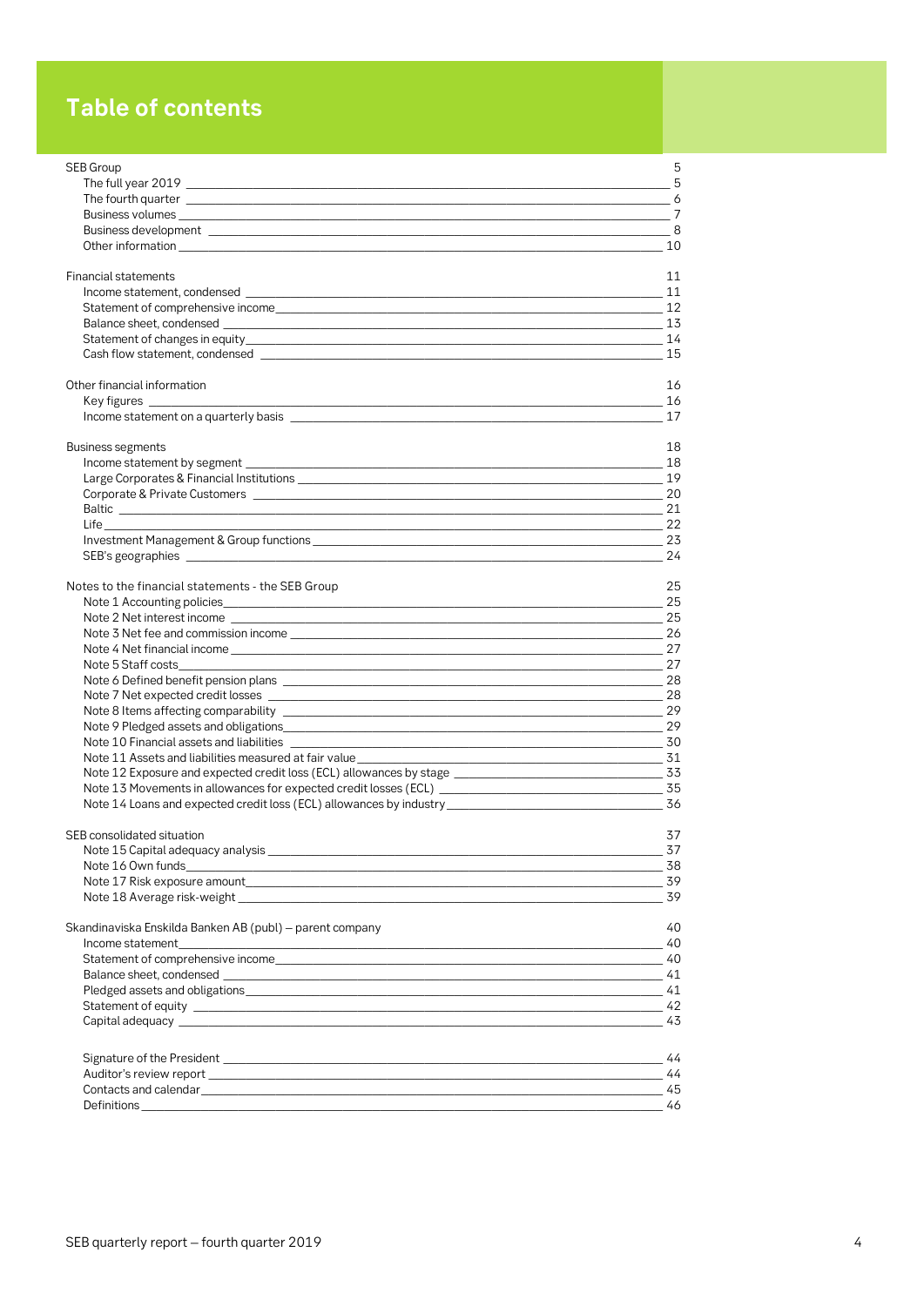# Table of contents

| | |
|---|---|
| SEB Group | 5 |
| The full year 2019 | 5 |
| The fourth quarter | 6 |
| Business volumes | 7 |
| Business development | 8 |
| Other information | 10 |
| | |
| Financial statements | 11 |
| Income statement, condensed | 11 |
| Statement of comprehensive income | 12 |
| Balance sheet, condensed | 13 |
| Statement of changes in equity | 14 |
| Cash flow statement, condensed | 15 |
| | |
| Other financial information | 16 |
| Key figures | 16 |
| Income statement on a quarterly basis | 17 |
| | |
| Business segments | 18 |
| Income statement by segment | 18 |
| Large Corporates & Financial Institutions | 19 |
| Corporate & Private Customers | 20 |
| Baltic | 21 |
| Life | 22 |
| Investment Management & Group functions | 23 |
| SEB's geographies | 24 |
| | |
| Notes to the financial statements - the SEB Group | 25 |
| Note 1 Accounting policies | 25 |
| Note 2 Net interest income | 25 |
| Note 3 Net fee and commission income | 26 |
| Note 4 Net financial income | 27 |
| Note 5 Staff costs | 27 |
| Note 6 Defined benefit pension plans | 28 |
| Note 7 Net expected credit losses | 28 |
| Note 8 Items affecting comparability | 29 |
| Note 9 Pledged assets and obligations | 29 |
| Note 10 Financial assets and liabilities | 30 |
| Note 11 Assets and liabilities measured at fair value | 31 |
| Note 12 Exposure and expected credit loss (ECL) allowances by stage | 33 |
| Note 13 Movements in allowances for expected credit losses (ECL) | 35 |
| Note 14 Loans and expected credit loss (ECL) allowances by industry | 36 |
| | |
| SEB consolidated situation | 37 |
| Note 15 Capital adequacy analysis | 37 |
| Note 16 Own funds | 38 |
| Note 17 Risk exposure amount | 39 |
| Note 18 Average risk-weight | 39 |
| | |
| Skandinaviska Enskilda Banken AB (publ) – parent company | 40 |
| Income statement | 40 |
| Statement of comprehensive income | 40 |
| Balance sheet, condensed | 41 |
| Pledged assets and obligations | 41 |
| Statement of equity | 42 |
| Capital adequacy | 43 |
| | |
| Signature of the President | 44 |
| Auditor's review report | 44 |
| Contacts and calendar | 45 |
| Definitions | 46 |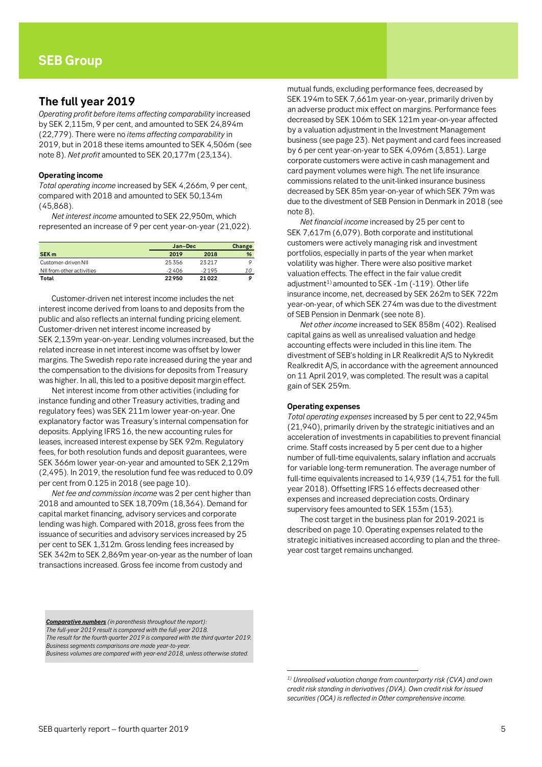# SEB Group

## The full year 2019

*Operating profit before items affecting comparability* increased by SEK 2,115m, 9 per cent, and amounted to SEK 24,894m (22,779). There were no *items affecting comparability* in 2019, but in 2018 these items amounted to SEK 4,506m (see note 8). *Net profit* amounted to SEK 20,177m (23,134).

### Operating income

*Total operating income* increased by SEK 4,266m, 9 per cent, compared with 2018 and amounted to SEK 50,134m (45,868).

*Net interest income* amounted to SEK 22,950m, which represented an increase of 9 per cent year-on-year (21,022).

| | Jan–Dec | | Change |
|---|---|---|---|
| SEK m | 2019 | 2018 | % |
| Customer-driven NII | 25 356 | 23 217 | 9 |
| NII from other activities | -2 406 | -2 195 | *10* |
| **Total** | **22 950** | **21 022** | ***9*** |

Customer-driven net interest income includes the net interest income derived from loans to and deposits from the public and also reflects an internal funding pricing element. Customer-driven net interest income increased by SEK 2,139m year-on-year. Lending volumes increased, but the related increase in net interest income was offset by lower margins. The Swedish repo rate increased during the year and the compensation to the divisions for deposits from Treasury was higher. In all, this led to a positive deposit margin effect.

Net interest income from other activities (including for instance funding and other Treasury activities, trading and regulatory fees) was SEK 211m lower year-on-year. One explanatory factor was Treasury's internal compensation for deposits. Applying IFRS 16, the new accounting rules for leases, increased interest expense by SEK 92m. Regulatory fees, for both resolution funds and deposit guarantees, were SEK 366m lower year-on-year and amounted to SEK 2,129m (2,495). In 2019, the resolution fund fee was reduced to 0.09 per cent from 0.125 in 2018 (see page 10).

*Net fee and commission income* was 2 per cent higher than 2018 and amounted to SEK 18,709m (18,364). Demand for capital market financing, advisory services and corporate lending was high. Compared with 2018, gross fees from the issuance of securities and advisory services increased by 25 per cent to SEK 1,312m. Gross lending fees increased by SEK 342m to SEK 2,869m year-on-year as the number of loan transactions increased. Gross fee income from custody and mutual funds, excluding performance fees, decreased by SEK 194m to SEK 7,661m year-on-year, primarily driven by an adverse product mix effect on margins. Performance fees decreased by SEK 106m to SEK 121m year-on-year affected by a valuation adjustment in the Investment Management business (see page 23). Net payment and card fees increased by 6 per cent year-on-year to SEK 4,096m (3,851). Large corporate customers were active in cash management and card payment volumes were high. The net life insurance commissions related to the unit-linked insurance business decreased by SEK 85m year-on-year of which SEK 79m was due to the divestment of SEB Pension in Denmark in 2018 (see note 8).

*Net financial income* increased by 25 per cent to SEK 7,617m (6,079). Both corporate and institutional customers were actively managing risk and investment portfolios, especially in parts of the year when market volatility was higher. There were also positive market valuation effects. The effect in the fair value credit adjustment[1] amounted to SEK -1m (-119). Other life insurance income, net, decreased by SEK 262m to SEK 722m year-on-year, of which SEK 274m was due to the divestment of SEB Pension in Denmark (see note 8).

*Net other income* increased to SEK 858m (402). Realised capital gains as well as unrealised valuation and hedge accounting effects were included in this line item. The divestment of SEB's holding in LR Realkredit A/S to Nykredit Realkredit A/S, in accordance with the agreement announced on 11 April 2019, was completed. The result was a capital gain of SEK 259m.

### Operating expenses

*Total operating expenses* increased by 5 per cent to 22,945m (21,940), primarily driven by the strategic initiatives and an acceleration of investments in capabilities to prevent financial crime. Staff costs increased by 5 per cent due to a higher number of full-time equivalents, salary inflation and accruals for variable long-term remuneration. The average number of full-time equivalents increased to 14,939 (14,751 for the full year 2018). Offsetting IFRS 16 effects decreased other expenses and increased depreciation costs. Ordinary supervisory fees amounted to SEK 153m (153).

The cost target in the business plan for 2019-2021 is described on page 10. Operating expenses related to the strategic initiatives increased according to plan and the three-year cost target remains unchanged.

***Comparative numbers*** *(in parenthesis throughout the report):*
*The full-year 2019 result is compared with the full-year 2018.*
*The result for the fourth quarter 2019 is compared with the third quarter 2019.*
*Business segments comparisons are made year-to-year.*
*Business volumes are compared with year-end 2018, unless otherwise stated.*

*[1] Unrealised valuation change from counterparty risk (CVA) and own credit risk standing in derivatives (DVA). Own credit risk for issued securities (OCA) is reflected in Other comprehensive income.*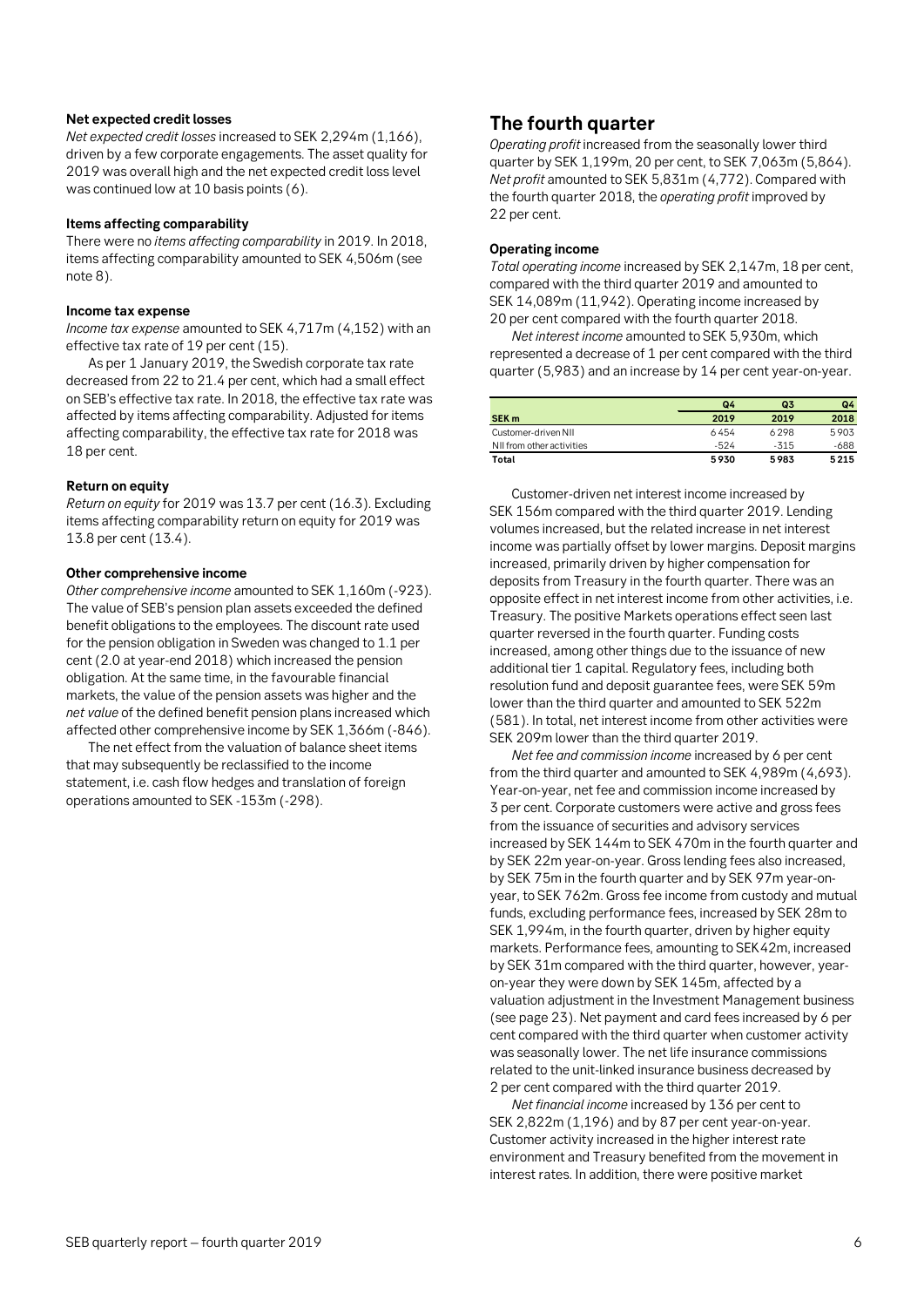#### Net expected credit losses

*Net expected credit losses* increased to SEK 2,294m (1,166), driven by a few corporate engagements. The asset quality for 2019 was overall high and the net expected credit loss level was continued low at 10 basis points (6).

#### Items affecting comparability

There were no *items affecting comparability* in 2019. In 2018, items affecting comparability amounted to SEK 4,506m (see note 8).

#### Income tax expense

*Income tax expense* amounted to SEK 4,717m (4,152) with an effective tax rate of 19 per cent (15).

As per 1 January 2019, the Swedish corporate tax rate decreased from 22 to 21.4 per cent, which had a small effect on SEB's effective tax rate. In 2018, the effective tax rate was affected by items affecting comparability. Adjusted for items affecting comparability, the effective tax rate for 2018 was 18 per cent.

#### Return on equity

*Return on equity* for 2019 was 13.7 per cent (16.3). Excluding items affecting comparability return on equity for 2019 was 13.8 per cent (13.4).

#### Other comprehensive income

*Other comprehensive income* amounted to SEK 1,160m (-923). The value of SEB's pension plan assets exceeded the defined benefit obligations to the employees. The discount rate used for the pension obligation in Sweden was changed to 1.1 per cent (2.0 at year-end 2018) which increased the pension obligation. At the same time, in the favourable financial markets, the value of the pension assets was higher and the *net value* of the defined benefit pension plans increased which affected other comprehensive income by SEK 1,366m (-846).

The net effect from the valuation of balance sheet items that may subsequently be reclassified to the income statement, i.e. cash flow hedges and translation of foreign operations amounted to SEK -153m (-298).

## The fourth quarter

*Operating profit* increased from the seasonally lower third quarter by SEK 1,199m, 20 per cent, to SEK 7,063m (5,864). *Net profit* amounted to SEK 5,831m (4,772). Compared with the fourth quarter 2018, the *operating profit* improved by 22 per cent.

#### Operating income

*Total operating income* increased by SEK 2,147m, 18 per cent, compared with the third quarter 2019 and amounted to SEK 14,089m (11,942). Operating income increased by 20 per cent compared with the fourth quarter 2018.

*Net interest income* amounted to SEK 5,930m, which represented a decrease of 1 per cent compared with the third quarter (5,983) and an increase by 14 per cent year-on-year.

| SEK m | Q4 2019 | Q3 2019 | Q4 2018 |
|---|---|---|---|
| Customer-driven NII | 6 454 | 6 298 | 5 903 |
| NII from other activities | -524 | -315 | -688 |
| **Total** | **5 930** | **5 983** | **5 215** |

Customer-driven net interest income increased by SEK 156m compared with the third quarter 2019. Lending volumes increased, but the related increase in net interest income was partially offset by lower margins. Deposit margins increased, primarily driven by higher compensation for deposits from Treasury in the fourth quarter. There was an opposite effect in net interest income from other activities, i.e. Treasury. The positive Markets operations effect seen last quarter reversed in the fourth quarter. Funding costs increased, among other things due to the issuance of new additional tier 1 capital. Regulatory fees, including both resolution fund and deposit guarantee fees, were SEK 59m lower than the third quarter and amounted to SEK 522m (581). In total, net interest income from other activities were SEK 209m lower than the third quarter 2019.

*Net fee and commission income* increased by 6 per cent from the third quarter and amounted to SEK 4,989m (4,693). Year-on-year, net fee and commission income increased by 3 per cent. Corporate customers were active and gross fees from the issuance of securities and advisory services increased by SEK 144m to SEK 470m in the fourth quarter and by SEK 22m year-on-year. Gross lending fees also increased, by SEK 75m in the fourth quarter and by SEK 97m year-on-year, to SEK 762m. Gross fee income from custody and mutual funds, excluding performance fees, increased by SEK 28m to SEK 1,994m, in the fourth quarter, driven by higher equity markets. Performance fees, amounting to SEK42m, increased by SEK 31m compared with the third quarter, however, year-on-year they were down by SEK 145m, affected by a valuation adjustment in the Investment Management business (see page 23). Net payment and card fees increased by 6 per cent compared with the third quarter when customer activity was seasonally lower. The net life insurance commissions related to the unit-linked insurance business decreased by 2 per cent compared with the third quarter 2019.

*Net financial income* increased by 136 per cent to SEK 2,822m (1,196) and by 87 per cent year-on-year. Customer activity increased in the higher interest rate environment and Treasury benefited from the movement in interest rates. In addition, there were positive market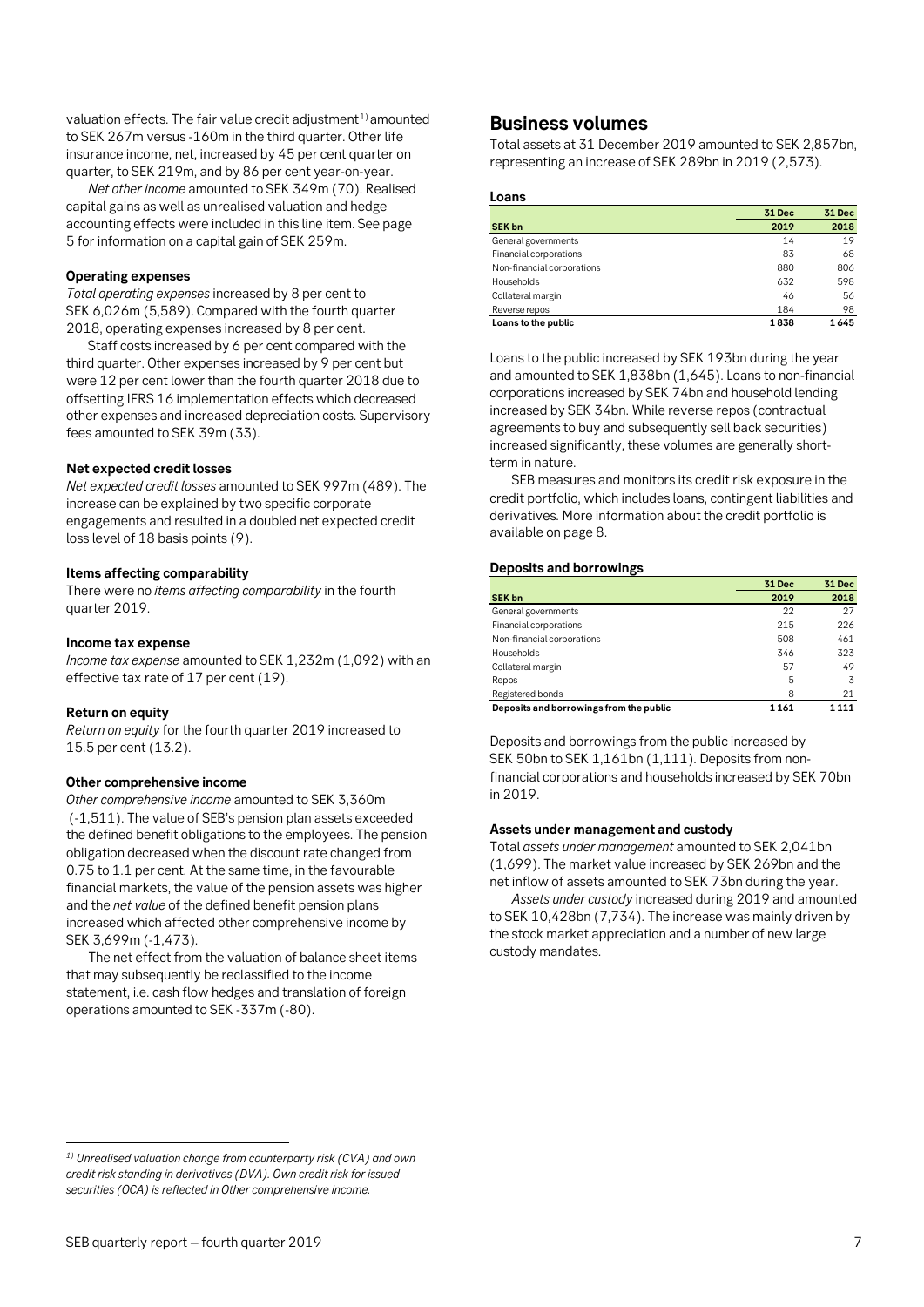valuation effects. The fair value credit adjustment[1] amounted to SEK 267m versus -160m in the third quarter. Other life insurance income, net, increased by 45 per cent quarter on quarter, to SEK 219m, and by 86 per cent year-on-year.

*Net other income* amounted to SEK 349m (70). Realised capital gains as well as unrealised valuation and hedge accounting effects were included in this line item. See page 5 for information on a capital gain of SEK 259m.

#### Operating expenses

*Total operating expenses* increased by 8 per cent to SEK 6,026m (5,589). Compared with the fourth quarter 2018, operating expenses increased by 8 per cent.

Staff costs increased by 6 per cent compared with the third quarter. Other expenses increased by 9 per cent but were 12 per cent lower than the fourth quarter 2018 due to offsetting IFRS 16 implementation effects which decreased other expenses and increased depreciation costs. Supervisory fees amounted to SEK 39m (33).

#### Net expected credit losses

*Net expected credit losses* amounted to SEK 997m (489). The increase can be explained by two specific corporate engagements and resulted in a doubled net expected credit loss level of 18 basis points (9).

#### Items affecting comparability

There were no *items affecting comparability* in the fourth quarter 2019.

#### Income tax expense

*Income tax expense* amounted to SEK 1,232m (1,092) with an effective tax rate of 17 per cent (19).

#### Return on equity

*Return on equity* for the fourth quarter 2019 increased to 15.5 per cent (13.2).

#### Other comprehensive income

*Other comprehensive income* amounted to SEK 3,360m (-1,511). The value of SEB's pension plan assets exceeded the defined benefit obligations to the employees. The pension obligation decreased when the discount rate changed from 0.75 to 1.1 per cent. At the same time, in the favourable financial markets, the value of the pension assets was higher and the *net value* of the defined benefit pension plans increased which affected other comprehensive income by SEK 3,699m (-1,473).

The net effect from the valuation of balance sheet items that may subsequently be reclassified to the income statement, i.e. cash flow hedges and translation of foreign operations amounted to SEK -337m (-80).

## Business volumes

Total assets at 31 December 2019 amounted to SEK 2,857bn, representing an increase of SEK 289bn in 2019 (2,573).

#### Loans

| SEK bn | 31 Dec 2019 | 31 Dec 2018 |
|---|---|---|
| General governments | 14 | 19 |
| Financial corporations | 83 | 68 |
| Non-financial corporations | 880 | 806 |
| Households | 632 | 598 |
| Collateral margin | 46 | 56 |
| Reverse repos | 184 | 98 |
| **Loans to the public** | **1 838** | **1 645** |

Loans to the public increased by SEK 193bn during the year and amounted to SEK 1,838bn (1,645). Loans to non-financial corporations increased by SEK 74bn and household lending increased by SEK 34bn. While reverse repos (contractual agreements to buy and subsequently sell back securities) increased significantly, these volumes are generally short-term in nature.

SEB measures and monitors its credit risk exposure in the credit portfolio, which includes loans, contingent liabilities and derivatives. More information about the credit portfolio is available on page 8.

#### Deposits and borrowings

| SEK bn | 31 Dec 2019 | 31 Dec 2018 |
|---|---|---|
| General governments | 22 | 27 |
| Financial corporations | 215 | 226 |
| Non-financial corporations | 508 | 461 |
| Households | 346 | 323 |
| Collateral margin | 57 | 49 |
| Repos | 5 | 3 |
| Registered bonds | 8 | 21 |
| **Deposits and borrowings from the public** | **1 161** | **1 111** |

Deposits and borrowings from the public increased by SEK 50bn to SEK 1,161bn (1,111). Deposits from non-financial corporations and households increased by SEK 70bn in 2019.

#### Assets under management and custody

Total *assets under management* amounted to SEK 2,041bn (1,699). The market value increased by SEK 269bn and the net inflow of assets amounted to SEK 73bn during the year.

*Assets under custody* increased during 2019 and amounted to SEK 10,428bn (7,734). The increase was mainly driven by the stock market appreciation and a number of new large custody mandates.

---

*[1] Unrealised valuation change from counterparty risk (CVA) and own credit risk standing in derivatives (DVA). Own credit risk for issued securities (OCA) is reflected in Other comprehensive income.*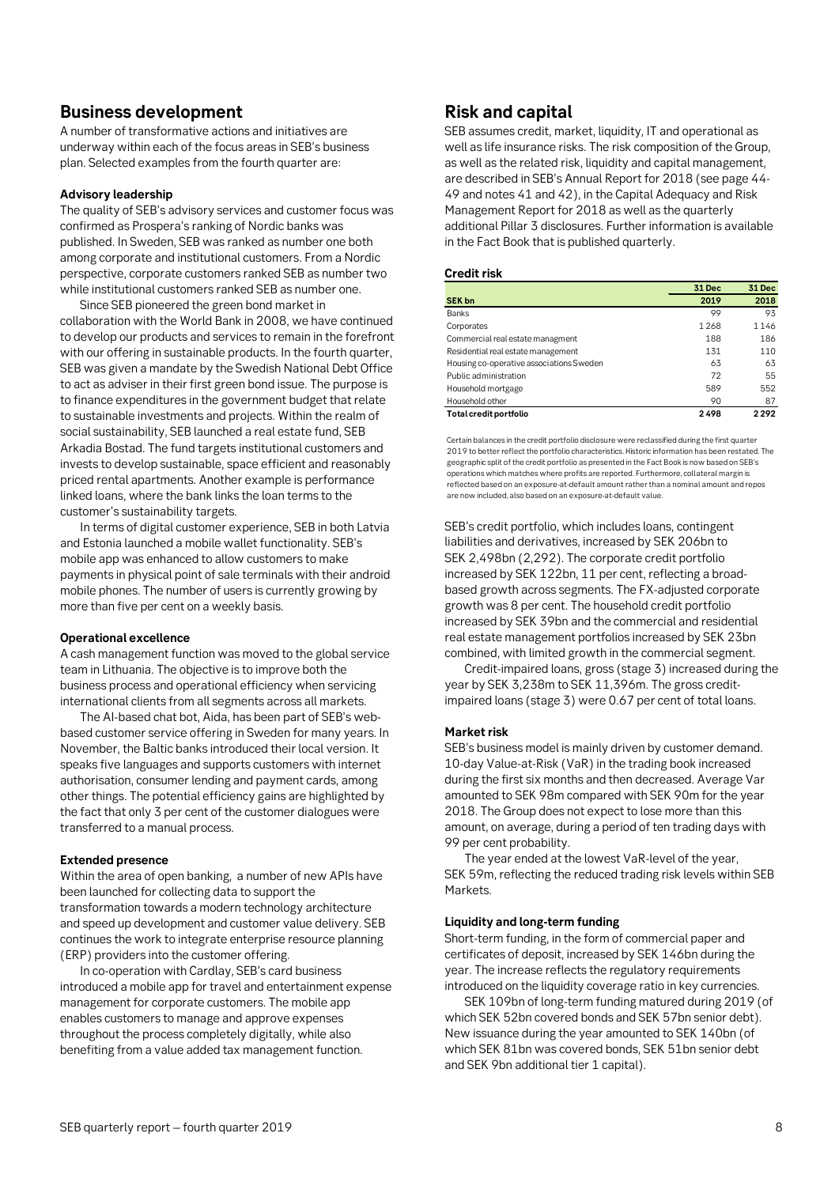## Business development

A number of transformative actions and initiatives are underway within each of the focus areas in SEB's business plan. Selected examples from the fourth quarter are:

**Advisory leadership**

The quality of SEB's advisory services and customer focus was confirmed as Prospera's ranking of Nordic banks was published. In Sweden, SEB was ranked as number one both among corporate and institutional customers. From a Nordic perspective, corporate customers ranked SEB as number two while institutional customers ranked SEB as number one.

Since SEB pioneered the green bond market in collaboration with the World Bank in 2008, we have continued to develop our products and services to remain in the forefront with our offering in sustainable products. In the fourth quarter, SEB was given a mandate by the Swedish National Debt Office to act as adviser in their first green bond issue. The purpose is to finance expenditures in the government budget that relate to sustainable investments and projects. Within the realm of social sustainability, SEB launched a real estate fund, SEB Arkadia Bostad. The fund targets institutional customers and invests to develop sustainable, space efficient and reasonably priced rental apartments. Another example is performance linked loans, where the bank links the loan terms to the customer's sustainability targets.

In terms of digital customer experience, SEB in both Latvia and Estonia launched a mobile wallet functionality. SEB's mobile app was enhanced to allow customers to make payments in physical point of sale terminals with their android mobile phones. The number of users is currently growing by more than five per cent on a weekly basis.

**Operational excellence**

A cash management function was moved to the global service team in Lithuania. The objective is to improve both the business process and operational efficiency when servicing international clients from all segments across all markets.

The AI-based chat bot, Aida, has been part of SEB's web-based customer service offering in Sweden for many years. In November, the Baltic banks introduced their local version. It speaks five languages and supports customers with internet authorisation, consumer lending and payment cards, among other things. The potential efficiency gains are highlighted by the fact that only 3 per cent of the customer dialogues were transferred to a manual process.

**Extended presence**

Within the area of open banking, a number of new APIs have been launched for collecting data to support the transformation towards a modern technology architecture and speed up development and customer value delivery. SEB continues the work to integrate enterprise resource planning (ERP) providers into the customer offering.

In co-operation with Cardlay, SEB's card business introduced a mobile app for travel and entertainment expense management for corporate customers. The mobile app enables customers to manage and approve expenses throughout the process completely digitally, while also benefiting from a value added tax management function.

## Risk and capital

SEB assumes credit, market, liquidity, IT and operational as well as life insurance risks. The risk composition of the Group, as well as the related risk, liquidity and capital management, are described in SEB's Annual Report for 2018 (see page 44-49 and notes 41 and 42), in the Capital Adequacy and Risk Management Report for 2018 as well as the quarterly additional Pillar 3 disclosures. Further information is available in the Fact Book that is published quarterly.

**Credit risk**

| SEK bn | 31 Dec 2019 | 31 Dec 2018 |
|---|---|---|
| Banks | 99 | 93 |
| Corporates | 1 268 | 1 146 |
| Commercial real estate managment | 188 | 186 |
| Residential real estate management | 131 | 110 |
| Housing co-operative associations Sweden | 63 | 63 |
| Public administration | 72 | 55 |
| Household mortgage | 589 | 552 |
| Household other | 90 | 87 |
| **Total credit portfolio** | **2 498** | **2 292** |

Certain balances in the credit portfolio disclosure were reclassified during the first quarter 2019 to better reflect the portfolio characteristics. Historic information has been restated. The geographic split of the credit portfolio as presented in the Fact Book is now based on SEB's operations which matches where profits are reported. Furthermore, collateral margin is reflected based on an exposure-at-default amount rather than a nominal amount and repos are now included, also based on an exposure-at-default value.

SEB's credit portfolio, which includes loans, contingent liabilities and derivatives, increased by SEK 206bn to SEK 2,498bn (2,292). The corporate credit portfolio increased by SEK 122bn, 11 per cent, reflecting a broad-based growth across segments. The FX-adjusted corporate growth was 8 per cent. The household credit portfolio increased by SEK 39bn and the commercial and residential real estate management portfolios increased by SEK 23bn combined, with limited growth in the commercial segment.

Credit-impaired loans, gross (stage 3) increased during the year by SEK 3,238m to SEK 11,396m. The gross credit-impaired loans (stage 3) were 0.67 per cent of total loans.

**Market risk**

SEB's business model is mainly driven by customer demand. 10-day Value-at-Risk (VaR) in the trading book increased during the first six months and then decreased. Average Var amounted to SEK 98m compared with SEK 90m for the year 2018. The Group does not expect to lose more than this amount, on average, during a period of ten trading days with 99 per cent probability.

The year ended at the lowest VaR-level of the year, SEK 59m, reflecting the reduced trading risk levels within SEB Markets.

**Liquidity and long-term funding**

Short-term funding, in the form of commercial paper and certificates of deposit, increased by SEK 146bn during the year. The increase reflects the regulatory requirements introduced on the liquidity coverage ratio in key currencies.

SEK 109bn of long-term funding matured during 2019 (of which SEK 52bn covered bonds and SEK 57bn senior debt). New issuance during the year amounted to SEK 140bn (of which SEK 81bn was covered bonds, SEK 51bn senior debt and SEK 9bn additional tier 1 capital).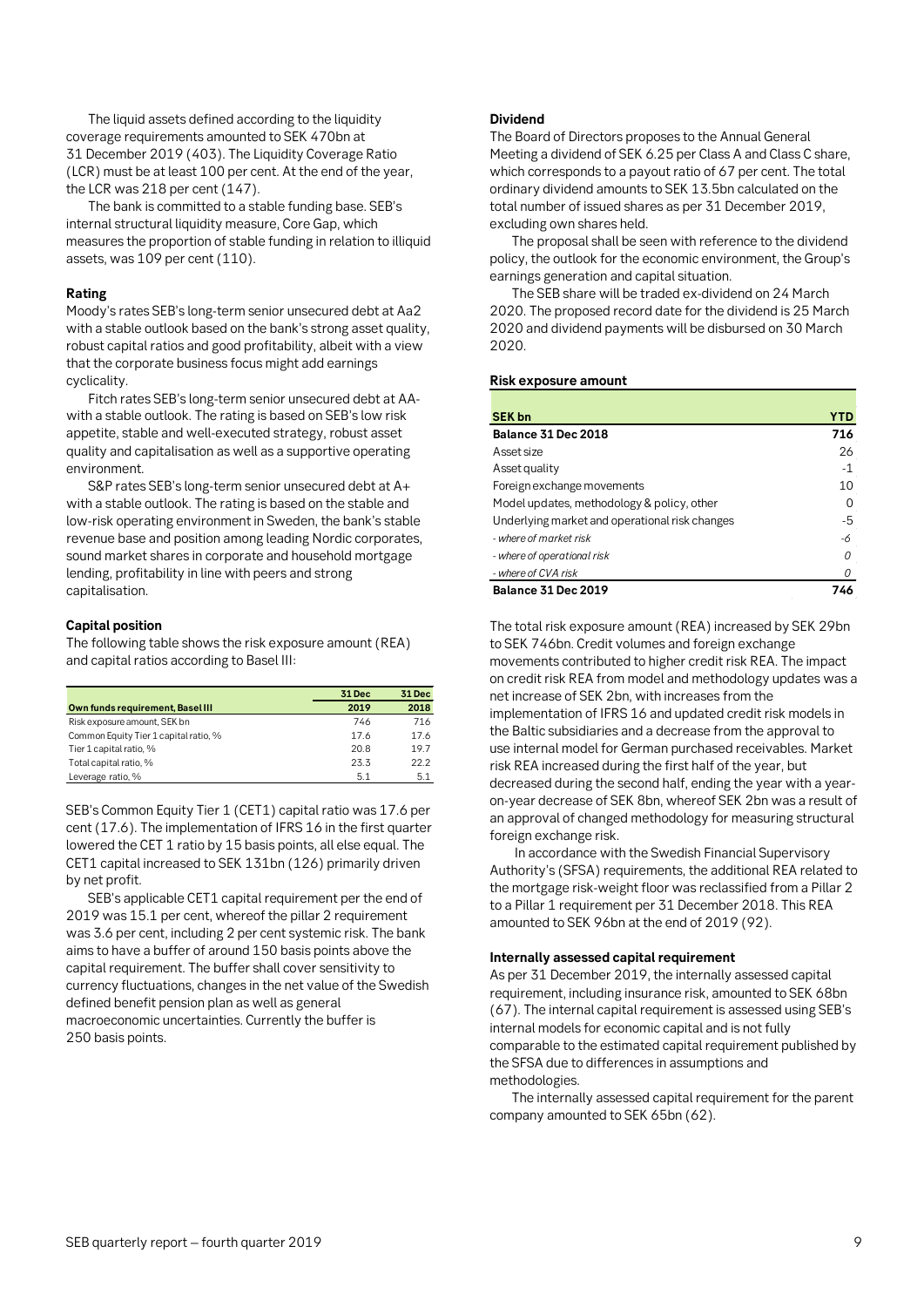The liquid assets defined according to the liquidity coverage requirements amounted to SEK 470bn at 31 December 2019 (403). The Liquidity Coverage Ratio (LCR) must be at least 100 per cent. At the end of the year, the LCR was 218 per cent (147).

The bank is committed to a stable funding base. SEB's internal structural liquidity measure, Core Gap, which measures the proportion of stable funding in relation to illiquid assets, was 109 per cent (110).

#### Rating

Moody's rates SEB's long-term senior unsecured debt at Aa2 with a stable outlook based on the bank's strong asset quality, robust capital ratios and good profitability, albeit with a view that the corporate business focus might add earnings cyclicality.

Fitch rates SEB's long-term senior unsecured debt at AA- with a stable outlook. The rating is based on SEB's low risk appetite, stable and well-executed strategy, robust asset quality and capitalisation as well as a supportive operating environment.

S&P rates SEB's long-term senior unsecured debt at A+ with a stable outlook. The rating is based on the stable and low-risk operating environment in Sweden, the bank's stable revenue base and position among leading Nordic corporates, sound market shares in corporate and household mortgage lending, profitability in line with peers and strong capitalisation.

#### Capital position

The following table shows the risk exposure amount (REA) and capital ratios according to Basel III:

| Own funds requirement, Basel III | 31 Dec 2019 | 31 Dec 2018 |
|---|---|---|
| Risk exposure amount, SEK bn | 746 | 716 |
| Common Equity Tier 1 capital ratio, % | 17.6 | 17.6 |
| Tier 1 capital ratio, % | 20.8 | 19.7 |
| Total capital ratio, % | 23.3 | 22.2 |
| Leverage ratio, % | 5.1 | 5.1 |

SEB's Common Equity Tier 1 (CET1) capital ratio was 17.6 per cent (17.6). The implementation of IFRS 16 in the first quarter lowered the CET 1 ratio by 15 basis points, all else equal. The CET1 capital increased to SEK 131bn (126) primarily driven by net profit.

SEB's applicable CET1 capital requirement per the end of 2019 was 15.1 per cent, whereof the pillar 2 requirement was 3.6 per cent, including 2 per cent systemic risk. The bank aims to have a buffer of around 150 basis points above the capital requirement. The buffer shall cover sensitivity to currency fluctuations, changes in the net value of the Swedish defined benefit pension plan as well as general macroeconomic uncertainties. Currently the buffer is 250 basis points.

#### Dividend

The Board of Directors proposes to the Annual General Meeting a dividend of SEK 6.25 per Class A and Class C share, which corresponds to a payout ratio of 67 per cent. The total ordinary dividend amounts to SEK 13.5bn calculated on the total number of issued shares as per 31 December 2019, excluding own shares held.

The proposal shall be seen with reference to the dividend policy, the outlook for the economic environment, the Group's earnings generation and capital situation.

The SEB share will be traded ex-dividend on 24 March 2020. The proposed record date for the dividend is 25 March 2020 and dividend payments will be disbursed on 30 March 2020.

#### Risk exposure amount

| SEK bn | YTD |
|---|---|
| **Balance 31 Dec 2018** | **716** |
| Asset size | 26 |
| Asset quality | -1 |
| Foreign exchange movements | 10 |
| Model updates, methodology & policy, other | 0 |
| Underlying market and operational risk changes | -5 |
| *- where of market risk* | *-6* |
| *- where of operational risk* | *0* |
| *- where of CVA risk* | *0* |
| **Balance 31 Dec 2019** | **746** |

The total risk exposure amount (REA) increased by SEK 29bn to SEK 746bn. Credit volumes and foreign exchange movements contributed to higher credit risk REA. The impact on credit risk REA from model and methodology updates was a net increase of SEK 2bn, with increases from the implementation of IFRS 16 and updated credit risk models in the Baltic subsidiaries and a decrease from the approval to use internal model for German purchased receivables. Market risk REA increased during the first half of the year, but decreased during the second half, ending the year with a year-on-year decrease of SEK 8bn, whereof SEK 2bn was a result of an approval of changed methodology for measuring structural foreign exchange risk.

In accordance with the Swedish Financial Supervisory Authority's (SFSA) requirements, the additional REA related to the mortgage risk-weight floor was reclassified from a Pillar 2 to a Pillar 1 requirement per 31 December 2018. This REA amounted to SEK 96bn at the end of 2019 (92).

#### Internally assessed capital requirement

As per 31 December 2019, the internally assessed capital requirement, including insurance risk, amounted to SEK 68bn (67). The internal capital requirement is assessed using SEB's internal models for economic capital and is not fully comparable to the estimated capital requirement published by the SFSA due to differences in assumptions and methodologies.

The internally assessed capital requirement for the parent company amounted to SEK 65bn (62).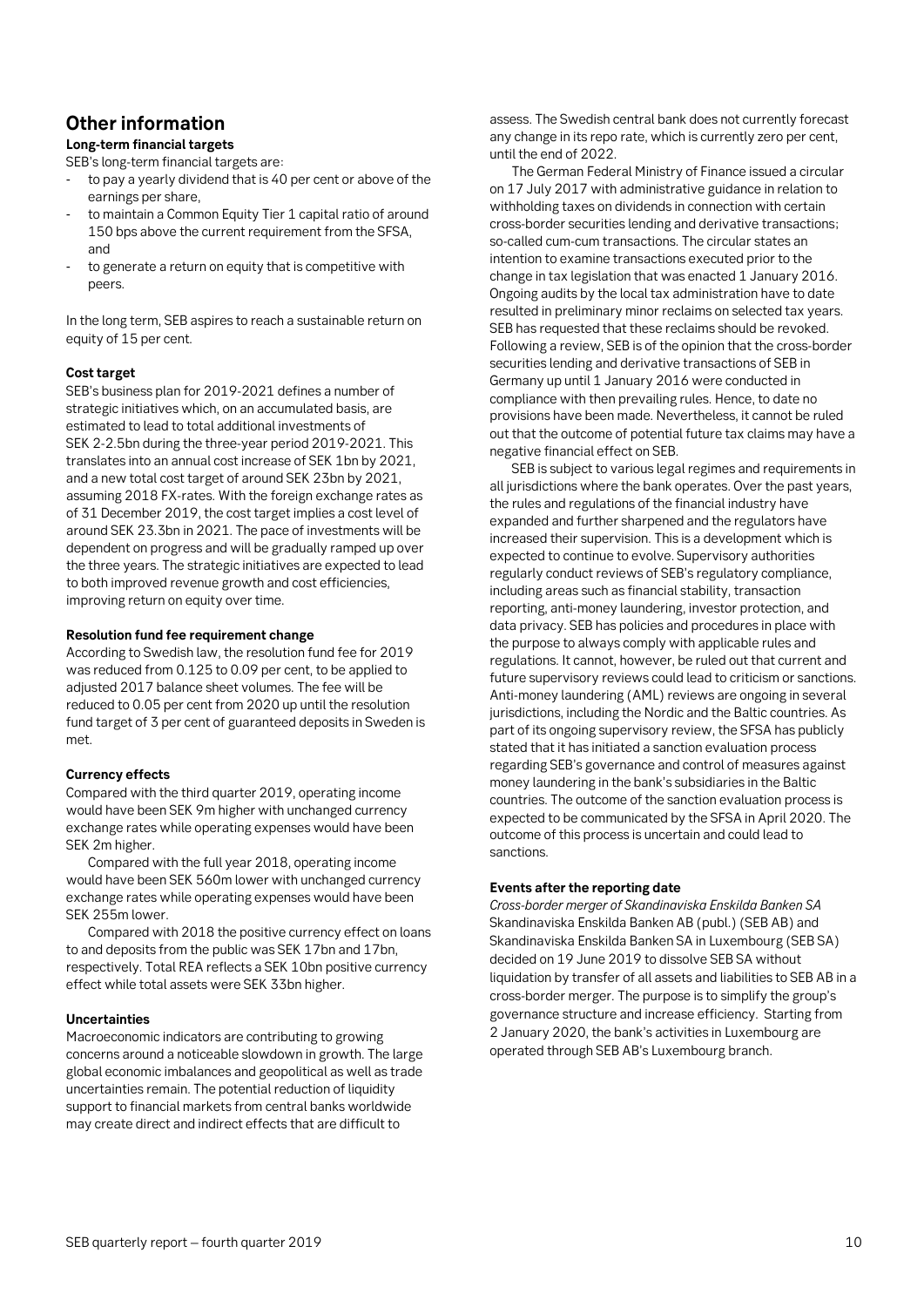## Other information

### Long-term financial targets

SEB's long-term financial targets are:

- to pay a yearly dividend that is 40 per cent or above of the earnings per share,
- to maintain a Common Equity Tier 1 capital ratio of around 150 bps above the current requirement from the SFSA, and
- to generate a return on equity that is competitive with peers.

In the long term, SEB aspires to reach a sustainable return on equity of 15 per cent.

### Cost target

SEB's business plan for 2019-2021 defines a number of strategic initiatives which, on an accumulated basis, are estimated to lead to total additional investments of SEK 2-2.5bn during the three-year period 2019-2021. This translates into an annual cost increase of SEK 1bn by 2021, and a new total cost target of around SEK 23bn by 2021, assuming 2018 FX-rates. With the foreign exchange rates as of 31 December 2019, the cost target implies a cost level of around SEK 23.3bn in 2021. The pace of investments will be dependent on progress and will be gradually ramped up over the three years. The strategic initiatives are expected to lead to both improved revenue growth and cost efficiencies, improving return on equity over time.

### Resolution fund fee requirement change

According to Swedish law, the resolution fund fee for 2019 was reduced from 0.125 to 0.09 per cent, to be applied to adjusted 2017 balance sheet volumes. The fee will be reduced to 0.05 per cent from 2020 up until the resolution fund target of 3 per cent of guaranteed deposits in Sweden is met.

### Currency effects

Compared with the third quarter 2019, operating income would have been SEK 9m higher with unchanged currency exchange rates while operating expenses would have been SEK 2m higher.

Compared with the full year 2018, operating income would have been SEK 560m lower with unchanged currency exchange rates while operating expenses would have been SEK 255m lower.

Compared with 2018 the positive currency effect on loans to and deposits from the public was SEK 17bn and 17bn, respectively. Total REA reflects a SEK 10bn positive currency effect while total assets were SEK 33bn higher.

### Uncertainties

Macroeconomic indicators are contributing to growing concerns around a noticeable slowdown in growth. The large global economic imbalances and geopolitical as well as trade uncertainties remain. The potential reduction of liquidity support to financial markets from central banks worldwide may create direct and indirect effects that are difficult to assess. The Swedish central bank does not currently forecast any change in its repo rate, which is currently zero per cent, until the end of 2022.

The German Federal Ministry of Finance issued a circular on 17 July 2017 with administrative guidance in relation to withholding taxes on dividends in connection with certain cross-border securities lending and derivative transactions; so-called cum-cum transactions. The circular states an intention to examine transactions executed prior to the change in tax legislation that was enacted 1 January 2016. Ongoing audits by the local tax administration have to date resulted in preliminary minor reclaims on selected tax years. SEB has requested that these reclaims should be revoked. Following a review, SEB is of the opinion that the cross-border securities lending and derivative transactions of SEB in Germany up until 1 January 2016 were conducted in compliance with then prevailing rules. Hence, to date no provisions have been made. Nevertheless, it cannot be ruled out that the outcome of potential future tax claims may have a negative financial effect on SEB.

SEB is subject to various legal regimes and requirements in all jurisdictions where the bank operates. Over the past years, the rules and regulations of the financial industry have expanded and further sharpened and the regulators have increased their supervision. This is a development which is expected to continue to evolve. Supervisory authorities regularly conduct reviews of SEB's regulatory compliance, including areas such as financial stability, transaction reporting, anti-money laundering, investor protection, and data privacy. SEB has policies and procedures in place with the purpose to always comply with applicable rules and regulations. It cannot, however, be ruled out that current and future supervisory reviews could lead to criticism or sanctions. Anti-money laundering (AML) reviews are ongoing in several jurisdictions, including the Nordic and the Baltic countries. As part of its ongoing supervisory review, the SFSA has publicly stated that it has initiated a sanction evaluation process regarding SEB's governance and control of measures against money laundering in the bank's subsidiaries in the Baltic countries. The outcome of the sanction evaluation process is expected to be communicated by the SFSA in April 2020. The outcome of this process is uncertain and could lead to sanctions.

### Events after the reporting date

*Cross-border merger of Skandinaviska Enskilda Banken SA*

Skandinaviska Enskilda Banken AB (publ.) (SEB AB) and Skandinaviska Enskilda Banken SA in Luxembourg (SEB SA) decided on 19 June 2019 to dissolve SEB SA without liquidation by transfer of all assets and liabilities to SEB AB in a cross-border merger. The purpose is to simplify the group's governance structure and increase efficiency. Starting from 2 January 2020, the bank's activities in Luxembourg are operated through SEB AB's Luxembourg branch.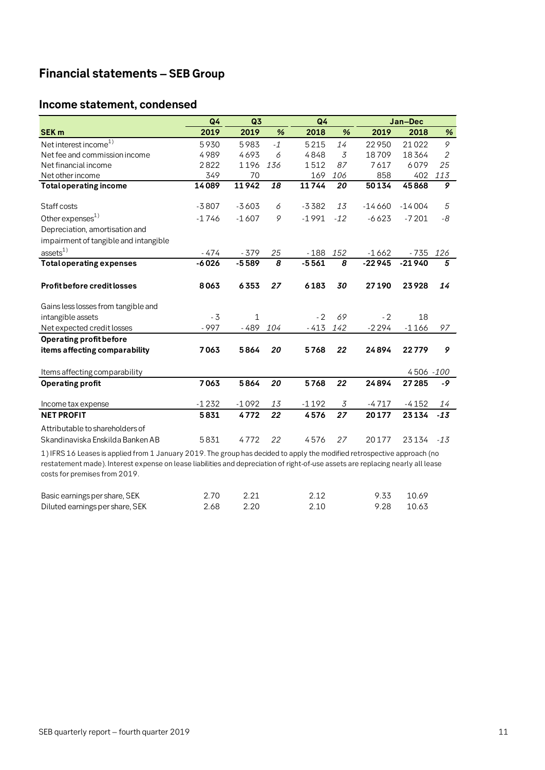# Financial statements – SEB Group

## Income statement, condensed

| SEK m | Q4 2019 | Q3 2019 | % | Q4 2018 | % | Jan–Dec 2019 | Jan–Dec 2018 | % |
|---|---|---|---|---|---|---|---|---|
| Net interest income[1) ] | 5930 | 5983 | *-1* | 5215 | *14* | 22950 | 21022 | *9* |
| Net fee and commission income | 4989 | 4693 | *6* | 4848 | *3* | 18709 | 18364 | *2* |
| Net financial income | 2822 | 1196 | *136* | 1512 | *87* | 7617 | 6079 | *25* |
| Net other income | 349 | 70 | | 169 | *106* | 858 | 402 | *113* |
| **Total operating income** | **14089** | **11942** | ***18*** | **11744** | ***20*** | **50134** | **45868** | ***9*** |
| Staff costs | -3807 | -3603 | *6* | -3382 | *13* | -14660 | -14004 | *5* |
| Other expenses[1)] | -1746 | -1607 | *9* | -1991 | *-12* | -6623 | -7201 | *-8* |
| Depreciation, amortisation and impairment of tangible and intangible assets[1)] | -474 | -379 | *25* | -188 | *152* | -1662 | -735 | *126* |
| **Total operating expenses** | **-6026** | **-5589** | ***8*** | **-5561** | ***8*** | **-22945** | **-21940** | ***5*** |
| **Profit before credit losses** | **8063** | **6353** | ***27*** | **6183** | ***30*** | **27190** | **23928** | ***14*** |
| Gains less losses from tangible and intangible assets | -3 | 1 | | -2 | *69* | -2 | 18 | |
| Net expected credit losses | -997 | -489 | *104* | -413 | *142* | -2294 | -1166 | *97* |
| **Operating profit before items affecting comparability** | **7063** | **5864** | ***20*** | **5768** | ***22*** | **24894** | **22779** | ***9*** |
| Items affecting comparability | | | | | | | 4506 | *-100* |
| **Operating profit** | **7063** | **5864** | ***20*** | **5768** | ***22*** | **24894** | **27285** | ***-9*** |
| Income tax expense | -1232 | -1092 | *13* | -1192 | *3* | -4717 | -4152 | *14* |
| **NET PROFIT** | **5831** | **4772** | ***22*** | **4576** | ***27*** | **20177** | **23134** | ***-13*** |
| Attributable to shareholders of Skandinaviska Enskilda Banken AB | 5831 | 4772 | *22* | 4576 | *27* | 20177 | 23134 | *-13* |

1) IFRS 16 Leases is applied from 1 January 2019. The group has decided to apply the modified retrospective approach (no restatement made). Interest expense on lease liabilities and depreciation of right-of-use assets are replacing nearly all lease costs for premises from 2019.

| | Q4 2019 | Q3 2019 | Q4 2018 | Jan–Dec 2019 | Jan–Dec 2018 |
|---|---|---|---|---|---|
| Basic earnings per share, SEK | 2.70 | 2.21 | 2.12 | 9.33 | 10.69 |
| Diluted earnings per share, SEK | 2.68 | 2.20 | 2.10 | 9.28 | 10.63 |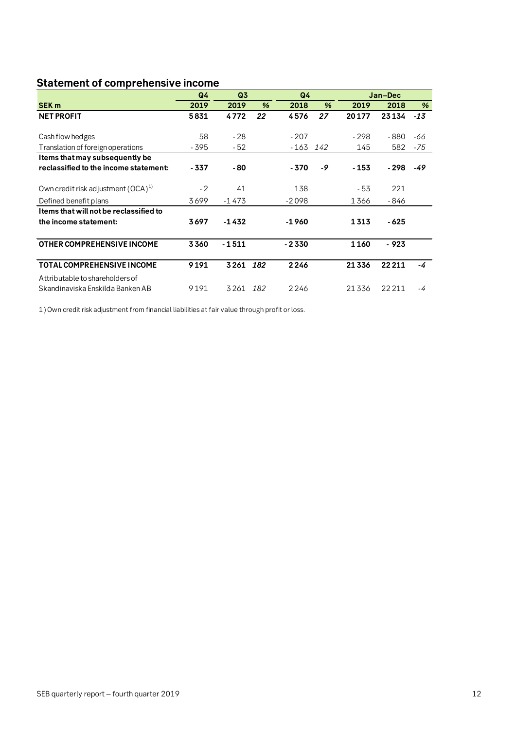## Statement of comprehensive income

| | Q4 | Q3 | | Q4 | | Jan–Dec | | |
|---|---|---|---|---|---|---|---|---|
| **SEK m** | **2019** | **2019** | **%** | **2018** | **%** | **2019** | **2018** | **%** |
| **NET PROFIT** | **5 831** | **4 772** | ***22*** | **4 576** | ***27*** | **20 177** | **23 134** | ***-13*** |
| Cash flow hedges | 58 | - 28 | | - 207 | | - 298 | - 880 | *-66* |
| Translation of foreign operations | - 395 | - 52 | | - 163 | *142* | 145 | 582 | *-75* |
| **Items that may subsequently be reclassified to the income statement:** | **- 337** | **- 80** | | **- 370** | ***-9*** | **- 153** | **- 298** | ***-49*** |
| Own credit risk adjustment (OCA)[1)] | - 2 | 41 | | 138 | | - 53 | 221 | |
| Defined benefit plans | 3 699 | -1 473 | | -2 098 | | 1 366 | - 846 | |
| **Items that will not be reclassified to the income statement:** | **3 697** | **-1 432** | | **-1 960** | | **1 313** | **- 625** | |
| **OTHER COMPREHENSIVE INCOME** | **3 360** | **- 1 511** | | **- 2 330** | | **1 160** | **- 923** | |
| **TOTAL COMPREHENSIVE INCOME** | **9 191** | **3 261** | ***182*** | **2 246** | | **21 336** | **22 211** | ***-4*** |
| Attributable to shareholders of Skandinaviska Enskilda Banken AB | 9 191 | 3 261 | *182* | 2 246 | | 21 336 | 22 211 | *-4* |

1) Own credit risk adjustment from financial liabilities at fair value through profit or loss.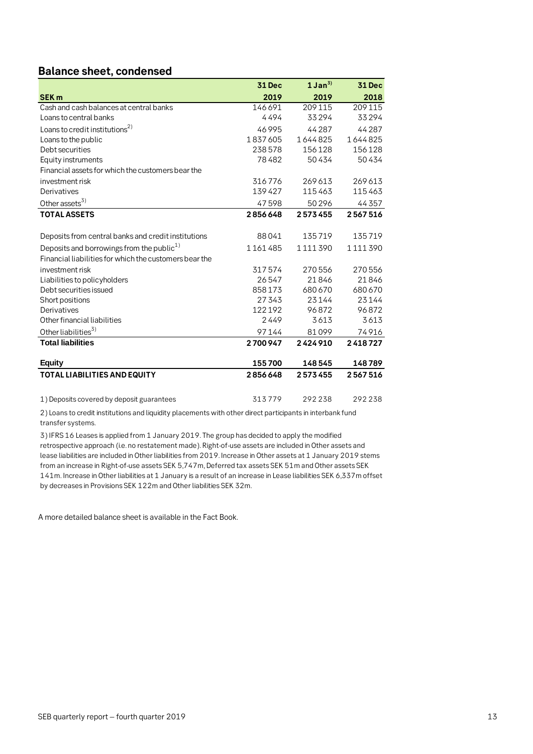## Balance sheet, condensed

| SEK m | 31 Dec 2019 | 1 Jan[3)] 2019 | 31 Dec 2018 |
|---|---|---|---|
| Cash and cash balances at central banks | 146 691 | 209 115 | 209 115 |
| Loans to central banks | 4 494 | 33 294 | 33 294 |
| Loans to credit institutions[2)] | 46 995 | 44 287 | 44 287 |
| Loans to the public | 1 837 605 | 1 644 825 | 1 644 825 |
| Debt securities | 238 578 | 156 128 | 156 128 |
| Equity instruments | 78 482 | 50 434 | 50 434 |
| Financial assets for which the customers bear the investment risk | 316 776 | 269 613 | 269 613 |
| Derivatives | 139 427 | 115 463 | 115 463 |
| Other assets[3)] | 47 598 | 50 296 | 44 357 |
| **TOTAL ASSETS** | **2 856 648** | **2 573 455** | **2 567 516** |
| | | | |
| Deposits from central banks and credit institutions | 88 041 | 135 719 | 135 719 |
| Deposits and borrowings from the public[1)] | 1 161 485 | 1 111 390 | 1 111 390 |
| Financial liabilities for which the customers bear the investment risk | 317 574 | 270 556 | 270 556 |
| Liabilities to policyholders | 26 547 | 21 846 | 21 846 |
| Debt securities issued | 858 173 | 680 670 | 680 670 |
| Short positions | 27 343 | 23 144 | 23 144 |
| Derivatives | 122 192 | 96 872 | 96 872 |
| Other financial liabilities | 2 449 | 3 613 | 3 613 |
| Other liabilities[3)] | 97 144 | 81 099 | 74 916 |
| **Total liabilities** | **2 700 947** | **2 424 910** | **2 418 727** |
| | | | |
| **Equity** | **155 700** | **148 545** | **148 789** |
| **TOTAL LIABILITIES AND EQUITY** | **2 856 648** | **2 573 455** | **2 567 516** |
| | | | |
| 1) Deposits covered by deposit guarantees | 313 779 | 292 238 | 292 238 |

2) Loans to credit institutions and liquidity placements with other direct participants in interbank fund transfer systems.

3) IFRS 16 Leases is applied from 1 January 2019. The group has decided to apply the modified retrospective approach (i.e. no restatement made). Right-of-use assets are included in Other assets and lease liabilities are included in Other liabilities from 2019. Increase in Other assets at 1 January 2019 stems from an increase in Right-of-use assets SEK 5,747m, Deferred tax assets SEK 51m and Other assets SEK 141m. Increase in Other liabilities at 1 January is a result of an increase in Lease liabilities SEK 6,337m offset by decreases in Provisions SEK 122m and Other liabilities SEK 32m.

A more detailed balance sheet is available in the Fact Book.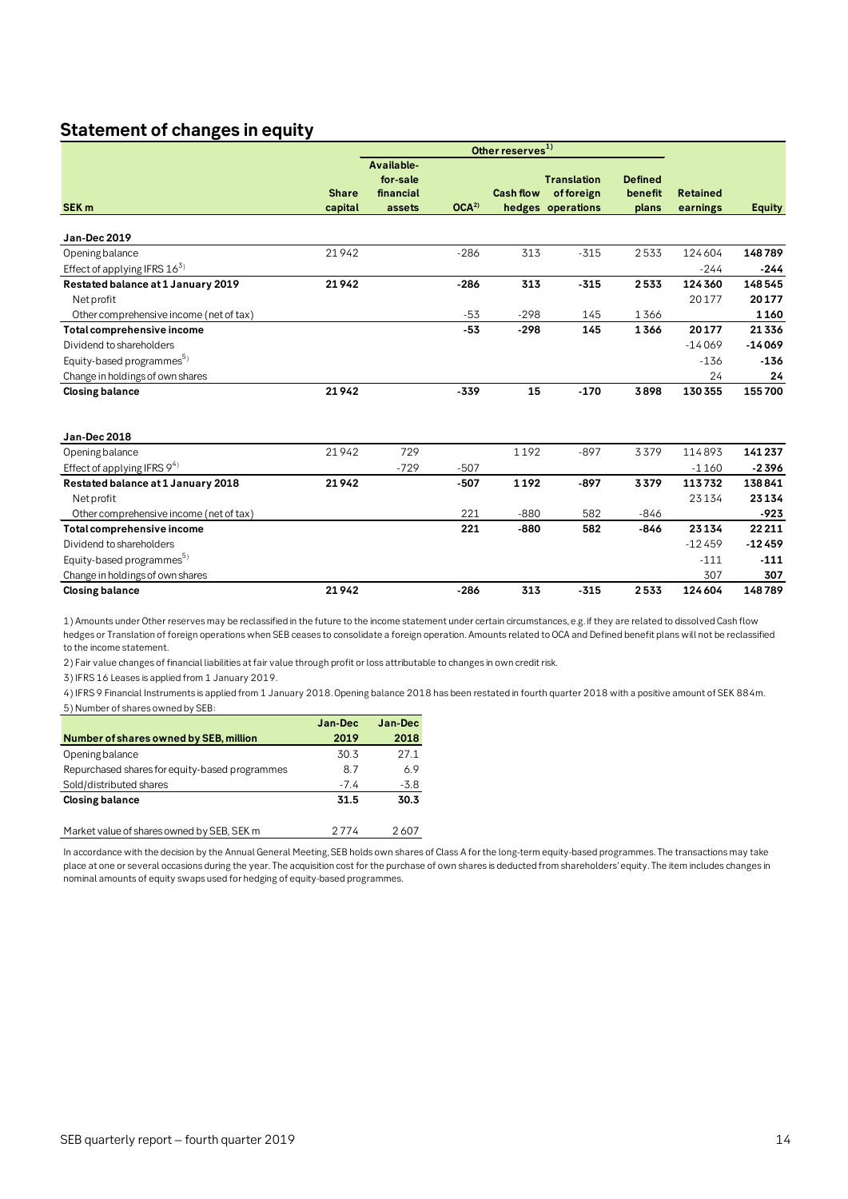## Statement of changes in equity

| SEK m | Share capital | Other reserves[1] Available-for-sale financial assets | OCA[2] | Cash flow hedges | Translation of foreign operations | Defined benefit plans | Retained earnings | Equity |
|---|---|---|---|---|---|---|---|---|
| **Jan-Dec 2019** | | | | | | | | |
| Opening balance | 21 942 | | -286 | 313 | -315 | 2 533 | 124 604 | **148 789** |
| Effect of applying IFRS 16[3] | | | | | | | -244 | **-244** |
| **Restated balance at 1 January 2019** | **21 942** | | **-286** | **313** | **-315** | **2 533** | **124 360** | **148 545** |
| Net profit | | | | | | | 20 177 | **20 177** |
| Other comprehensive income (net of tax) | | | -53 | -298 | 145 | 1 366 | | **1 160** |
| **Total comprehensive income** | | | **-53** | **-298** | **145** | **1 366** | **20 177** | **21 336** |
| Dividend to shareholders | | | | | | | -14 069 | **-14 069** |
| Equity-based programmes[5] | | | | | | | -136 | **-136** |
| Change in holdings of own shares | | | | | | | 24 | **24** |
| **Closing balance** | **21 942** | | **-339** | **15** | **-170** | **3 898** | **130 355** | **155 700** |
| | | | | | | | | |
| **Jan-Dec 2018** | | | | | | | | |
| Opening balance | 21 942 | 729 | | 1 192 | -897 | 3 379 | 114 893 | **141 237** |
| Effect of applying IFRS 9[4] | | -729 | -507 | | | | -1 160 | **-2 396** |
| **Restated balance at 1 January 2018** | **21 942** | | **-507** | **1 192** | **-897** | **3 379** | **113 732** | **138 841** |
| Net profit | | | | | | | 23 134 | **23 134** |
| Other comprehensive income (net of tax) | | | 221 | -880 | 582 | -846 | | **-923** |
| **Total comprehensive income** | | | **221** | **-880** | **582** | **-846** | **23 134** | **22 211** |
| Dividend to shareholders | | | | | | | -12 459 | **-12 459** |
| Equity-based programmes[5] | | | | | | | -111 | **-111** |
| Change in holdings of own shares | | | | | | | 307 | **307** |
| **Closing balance** | **21 942** | | **-286** | **313** | **-315** | **2 533** | **124 604** | **148 789** |

1) Amounts under Other reserves may be reclassified in the future to the income statement under certain circumstances, e.g. if they are related to dissolved Cash flow hedges or Translation of foreign operations when SEB ceases to consolidate a foreign operation. Amounts related to OCA and Defined benefit plans will not be reclassified to the income statement.

2) Fair value changes of financial liabilities at fair value through profit or loss attributable to changes in own credit risk.

3) IFRS 16 Leases is applied from 1 January 2019.

4) IFRS 9 Financial Instruments is applied from 1 January 2018. Opening balance 2018 has been restated in fourth quarter 2018 with a positive amount of SEK 884m.

5) Number of shares owned by SEB:

| Number of shares owned by SEB, million | Jan-Dec 2019 | Jan-Dec 2018 |
|---|---|---|
| Opening balance | 30.3 | 27.1 |
| Repurchased shares for equity-based programmes | 8.7 | 6.9 |
| Sold/distributed shares | -7.4 | -3.8 |
| **Closing balance** | **31.5** | **30.3** |
| | | |
| Market value of shares owned by SEB, SEK m | 2 774 | 2 607 |

In accordance with the decision by the Annual General Meeting, SEB holds own shares of Class A for the long-term equity-based programmes. The transactions may take place at one or several occasions during the year. The acquisition cost for the purchase of own shares is deducted from shareholders' equity. The item includes changes in nominal amounts of equity swaps used for hedging of equity-based programmes.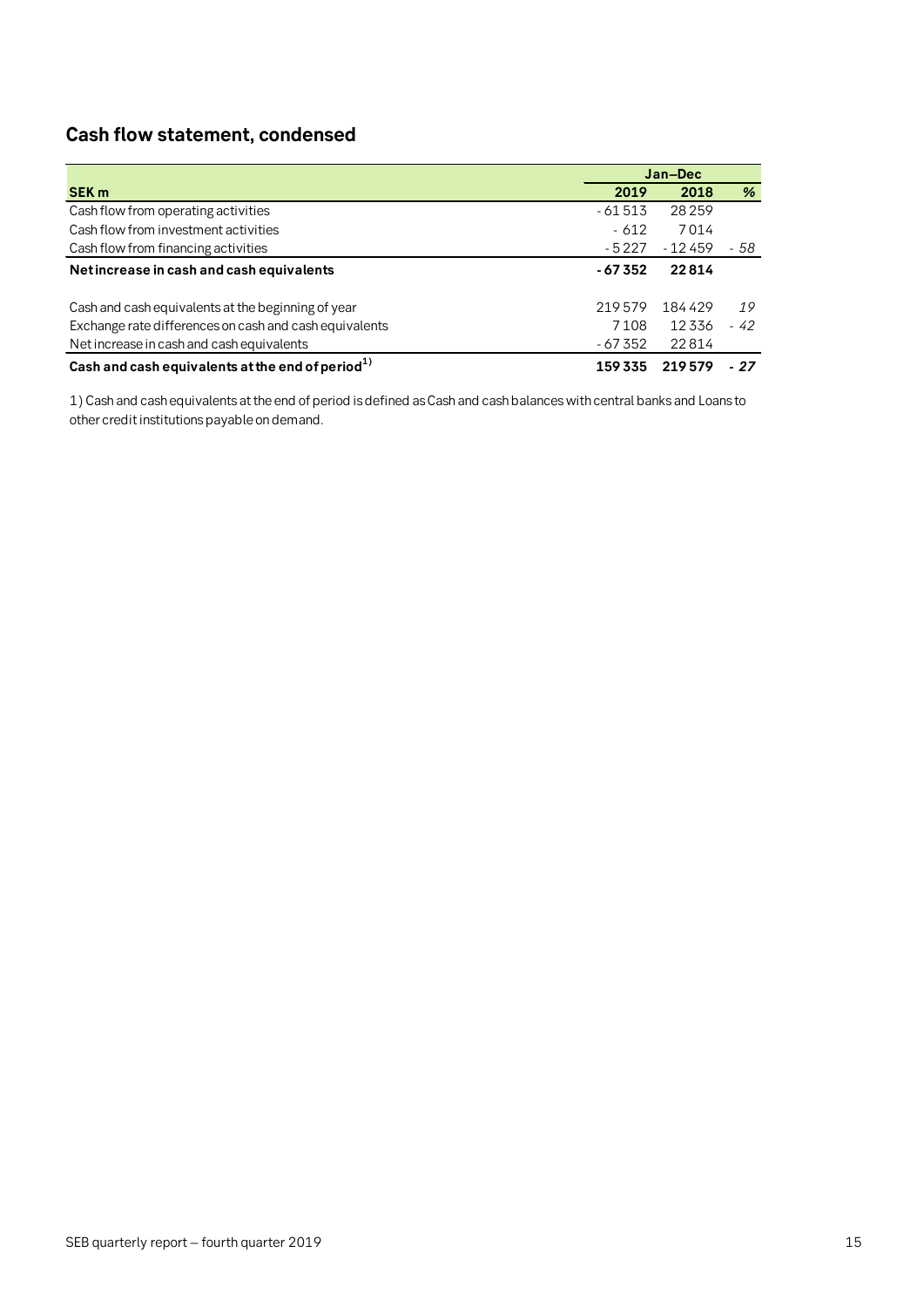## Cash flow statement, condensed

| | Jan–Dec | | |
|---|---|---|---|
| **SEK m** | **2019** | **2018** | **%** |
| Cash flow from operating activities | -61 513 | 28 259 | |
| Cash flow from investment activities | -612 | 7 014 | |
| Cash flow from financing activities | -5 227 | -12 459 | *-58* |
| **Net increase in cash and cash equivalents** | **-67 352** | **22 814** | |
| | | | |
| Cash and cash equivalents at the beginning of year | 219 579 | 184 429 | *19* |
| Exchange rate differences on cash and cash equivalents | 7 108 | 12 336 | *-42* |
| Net increase in cash and cash equivalents | -67 352 | 22 814 | |
| **Cash and cash equivalents at the end of period[1)]** | **159 335** | **219 579** | ***-27*** |

1) Cash and cash equivalents at the end of period is defined as Cash and cash balances with central banks and Loans to other credit institutions payable on demand.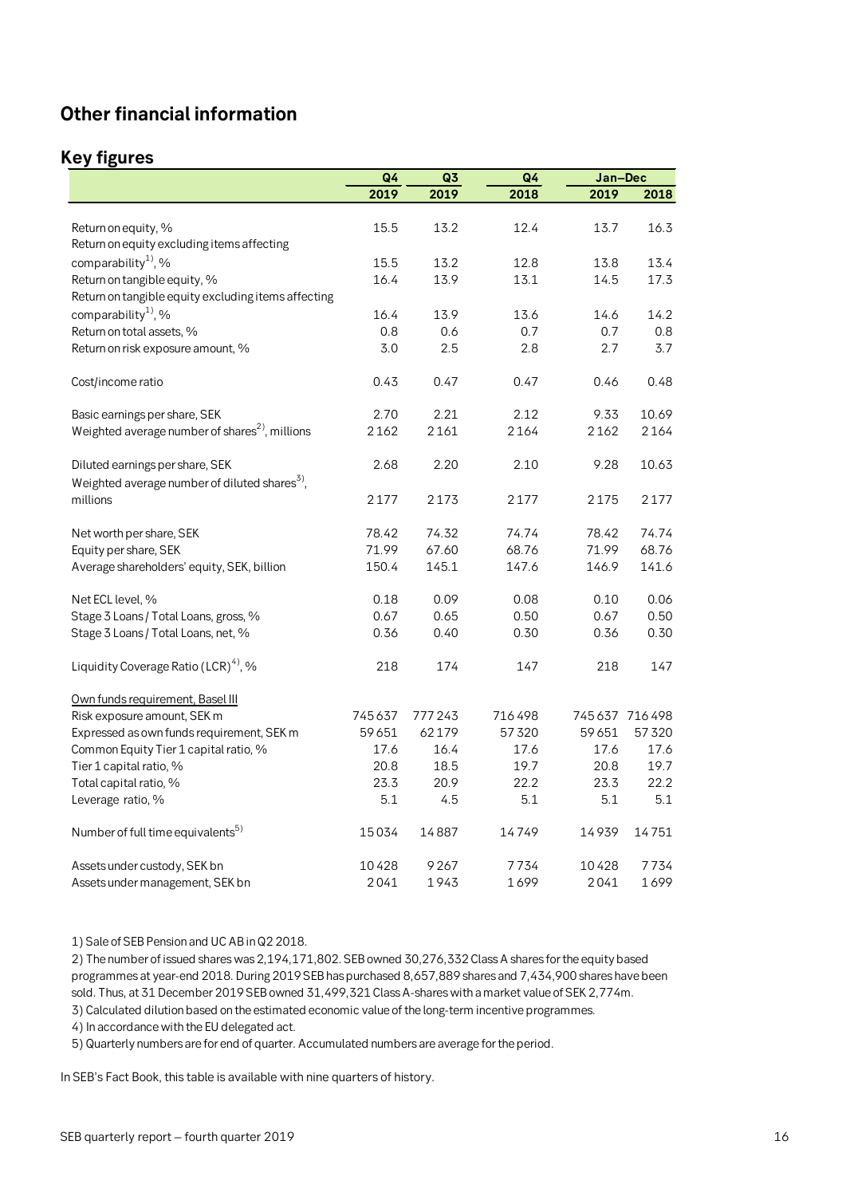# Other financial information

## Key figures

| | Q4 | Q3 | Q4 | Jan–Dec | |
|---|---|---|---|---|---|
| | 2019 | 2019 | 2018 | 2019 | 2018 |
| Return on equity, % | 15.5 | 13.2 | 12.4 | 13.7 | 16.3 |
| Return on equity excluding items affecting comparability[1], % | 15.5 | 13.2 | 12.8 | 13.8 | 13.4 |
| Return on tangible equity, % | 16.4 | 13.9 | 13.1 | 14.5 | 17.3 |
| Return on tangible equity excluding items affecting comparability[1], % | 16.4 | 13.9 | 13.6 | 14.6 | 14.2 |
| Return on total assets, % | 0.8 | 0.6 | 0.7 | 0.7 | 0.8 |
| Return on risk exposure amount, % | 3.0 | 2.5 | 2.8 | 2.7 | 3.7 |
| Cost/income ratio | 0.43 | 0.47 | 0.47 | 0.46 | 0.48 |
| Basic earnings per share, SEK | 2.70 | 2.21 | 2.12 | 9.33 | 10.69 |
| Weighted average number of shares[2], millions | 2162 | 2161 | 2164 | 2162 | 2164 |
| Diluted earnings per share, SEK | 2.68 | 2.20 | 2.10 | 9.28 | 10.63 |
| Weighted average number of diluted shares[3], millions | 2177 | 2173 | 2177 | 2175 | 2177 |
| Net worth per share, SEK | 78.42 | 74.32 | 74.74 | 78.42 | 74.74 |
| Equity per share, SEK | 71.99 | 67.60 | 68.76 | 71.99 | 68.76 |
| Average shareholders' equity, SEK, billion | 150.4 | 145.1 | 147.6 | 146.9 | 141.6 |
| Net ECL level, % | 0.18 | 0.09 | 0.08 | 0.10 | 0.06 |
| Stage 3 Loans / Total Loans, gross, % | 0.67 | 0.65 | 0.50 | 0.67 | 0.50 |
| Stage 3 Loans / Total Loans, net, % | 0.36 | 0.40 | 0.30 | 0.36 | 0.30 |
| Liquidity Coverage Ratio (LCR)[4], % | 218 | 174 | 147 | 218 | 147 |
| Own funds requirement, Basel III | | | | | |
| Risk exposure amount, SEK m | 745637 | 777243 | 716498 | 745637 | 716498 |
| Expressed as own funds requirement, SEK m | 59651 | 62179 | 57320 | 59651 | 57320 |
| Common Equity Tier 1 capital ratio, % | 17.6 | 16.4 | 17.6 | 17.6 | 17.6 |
| Tier 1 capital ratio, % | 20.8 | 18.5 | 19.7 | 20.8 | 19.7 |
| Total capital ratio, % | 23.3 | 20.9 | 22.2 | 23.3 | 22.2 |
| Leverage ratio, % | 5.1 | 4.5 | 5.1 | 5.1 | 5.1 |
| Number of full time equivalents[5] | 15034 | 14887 | 14749 | 14939 | 14751 |
| Assets under custody, SEK bn | 10428 | 9267 | 7734 | 10428 | 7734 |
| Assets under management, SEK bn | 2041 | 1943 | 1699 | 2041 | 1699 |

1) Sale of SEB Pension and UC AB in Q2 2018.
2) The number of issued shares was 2,194,171,802. SEB owned 30,276,332 Class A shares for the equity based programmes at year-end 2018. During 2019 SEB has purchased 8,657,889 shares and 7,434,900 shares have been sold. Thus, at 31 December 2019 SEB owned 31,499,321 Class A-shares with a market value of SEK 2,774m.
3) Calculated dilution based on the estimated economic value of the long-term incentive programmes.
4) In accordance with the EU delegated act.
5) Quarterly numbers are for end of quarter. Accumulated numbers are average for the period.

In SEB's Fact Book, this table is available with nine quarters of history.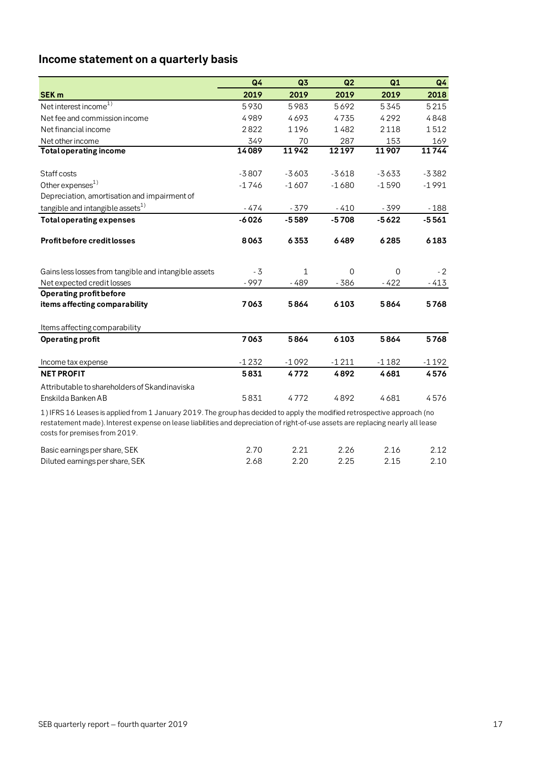## Income statement on a quarterly basis

| SEK m | Q4 2019 | Q3 2019 | Q2 2019 | Q1 2019 | Q4 2018 |
|---|---|---|---|---|---|
| Net interest income[1] | 5930 | 5983 | 5692 | 5345 | 5215 |
| Net fee and commission income | 4989 | 4693 | 4735 | 4292 | 4848 |
| Net financial income | 2822 | 1196 | 1482 | 2118 | 1512 |
| Net other income | 349 | 70 | 287 | 153 | 169 |
| **Total operating income** | **14089** | **11942** | **12197** | **11907** | **11744** |
| | | | | | |
| Staff costs | -3807 | -3603 | -3618 | -3633 | -3382 |
| Other expenses[1] | -1746 | -1607 | -1680 | -1590 | -1991 |
| Depreciation, amortisation and impairment of tangible and intangible assets[1] | -474 | -379 | -410 | -399 | -188 |
| **Total operating expenses** | **-6026** | **-5589** | **-5708** | **-5622** | **-5561** |
| | | | | | |
| **Profit before credit losses** | **8063** | **6353** | **6489** | **6285** | **6183** |
| | | | | | |
| Gains less losses from tangible and intangible assets | -3 | 1 | 0 | 0 | -2 |
| Net expected credit losses | -997 | -489 | -386 | -422 | -413 |
| **Operating profit before items affecting comparability** | **7063** | **5864** | **6103** | **5864** | **5768** |
| | | | | | |
| Items affecting comparability | | | | | |
| **Operating profit** | **7063** | **5864** | **6103** | **5864** | **5768** |
| | | | | | |
| Income tax expense | -1232 | -1092 | -1211 | -1182 | -1192 |
| **NET PROFIT** | **5831** | **4772** | **4892** | **4681** | **4576** |
| Attributable to shareholders of Skandinaviska Enskilda Banken AB | 5831 | 4772 | 4892 | 4681 | 4576 |

1) IFRS 16 Leases is applied from 1 January 2019. The group has decided to apply the modified retrospective approach (no restatement made). Interest expense on lease liabilities and depreciation of right-of-use assets are replacing nearly all lease costs for premises from 2019.

| | Q4 2019 | Q3 2019 | Q2 2019 | Q1 2019 | Q4 2018 |
|---|---|---|---|---|---|
| Basic earnings per share, SEK | 2.70 | 2.21 | 2.26 | 2.16 | 2.12 |
| Diluted earnings per share, SEK | 2.68 | 2.20 | 2.25 | 2.15 | 2.10 |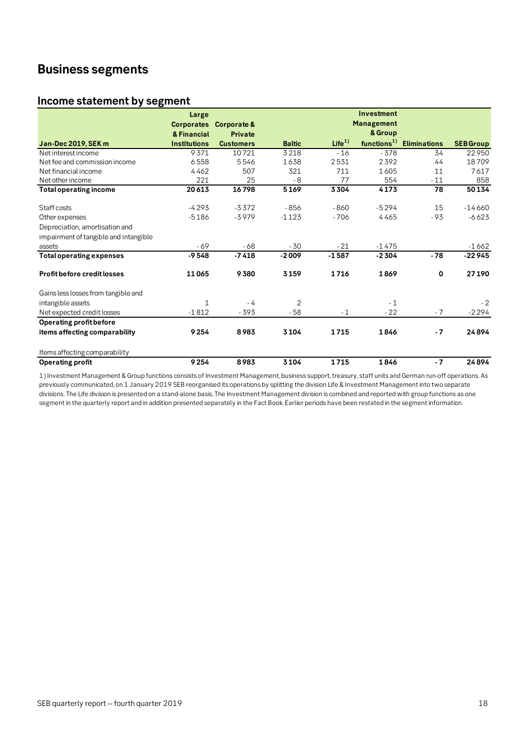# Business segments

## Income statement by segment

| Jan-Dec 2019, SEK m | Large Corporates & Financial Institutions | Corporate & Private Customers | Baltic | Life[1] | Investment Management & Group functions[1] | Eliminations | SEB Group |
|---|---|---|---|---|---|---|---|
| Net interest income | 9 371 | 10 721 | 3 218 | - 16 | - 378 | 34 | 22 950 |
| Net fee and commission income | 6 558 | 5 546 | 1 638 | 2 531 | 2 392 | 44 | 18 709 |
| Net financial income | 4 462 | 507 | 321 | 711 | 1 605 | 11 | 7 617 |
| Net other income | 221 | 25 | - 8 | 77 | 554 | - 11 | 858 |
| **Total operating income** | **20 613** | **16 798** | **5 169** | **3 304** | **4 173** | **78** | **50 134** |
| Staff costs | -4 293 | -3 372 | - 856 | - 860 | -5 294 | 15 | -14 660 |
| Other expenses | -5 186 | -3 979 | -1 123 | - 706 | 4 465 | - 93 | -6 623 |
| Depreciation, amortisation and impairment of tangible and intangible assets | - 69 | - 68 | - 30 | - 21 | -1 475 | | -1 662 |
| **Total operating expenses** | **-9 548** | **-7 418** | **-2 009** | **-1 587** | **-2 304** | **- 78** | **-22 945** |
| **Profit before credit losses** | **11 065** | **9 380** | **3 159** | **1 716** | **1 869** | **0** | **27 190** |
| Gains less losses from tangible and intangible assets | 1 | - 4 | 2 | | - 1 | | - 2 |
| Net expected credit losses | -1 812 | - 393 | - 58 | - 1 | - 22 | - 7 | -2 294 |
| **Operating profit before items affecting comparability** | **9 254** | **8 983** | **3 104** | **1 715** | **1 846** | **- 7** | **24 894** |
| Items affecting comparability | | | | | | | |
| **Operating profit** | **9 254** | **8 983** | **3 104** | **1 715** | **1 846** | **- 7** | **24 894** |

1) Investment Management & Group functions consists of Investment Management, business support, treasury, staff units and German run-off operations. As previously communicated, on 1 January 2019 SEB reorganised its operations by splitting the division Life & Investment Management into two separate divisions. The Life division is presented on a stand-alone basis. The Investment Management division is combined and reported with group functions as one segment in the quarterly report and in addition presented separately in the Fact Book. Earlier periods have been restated in the segment information.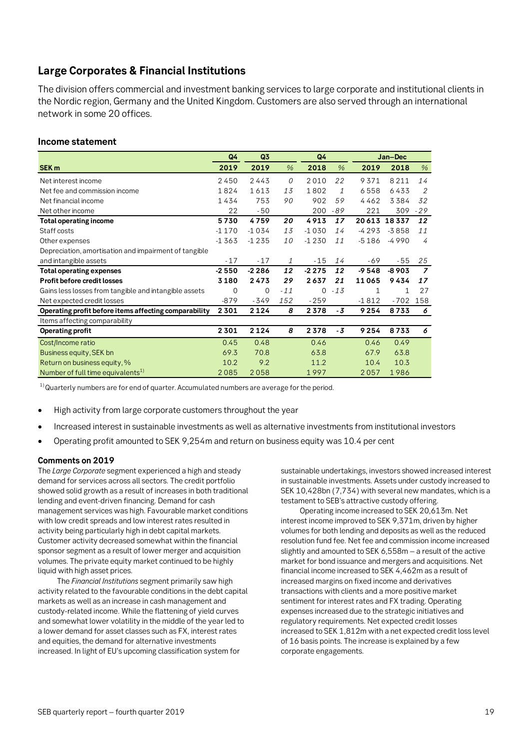## Large Corporates & Financial Institutions

The division offers commercial and investment banking services to large corporate and institutional clients in the Nordic region, Germany and the United Kingdom. Customers are also served through an international network in some 20 offices.

### Income statement

| | Q4 | Q3 | | Q4 | | Jan–Dec | | |
|---|---|---|---|---|---|---|---|---|
| **SEK m** | **2019** | **2019** | *%* | **2018** | *%* | **2019** | **2018** | *%* |
| Net interest income | 2 450 | 2 443 | *0* | 2 010 | *22* | 9 371 | 8 211 | *14* |
| Net fee and commission income | 1 824 | 1 613 | *13* | 1 802 | *1* | 6 558 | 6 433 | *2* |
| Net financial income | 1 434 | 753 | *90* | 902 | *59* | 4 462 | 3 384 | *32* |
| Net other income | 22 | -50 | | 200 | *-89* | 221 | 309 | *-29* |
| **Total operating income** | **5 730** | **4 759** | ***20*** | **4 913** | ***17*** | **20 613** | **18 337** | ***12*** |
| Staff costs | -1 170 | -1 034 | *13* | -1 030 | *14* | -4 293 | -3 858 | *11* |
| Other expenses | -1 363 | -1 235 | *10* | -1 230 | *11* | -5 186 | -4 990 | *4* |
| Depreciation, amortisation and impairment of tangible and intangible assets | -17 | -17 | *1* | -15 | *14* | -69 | -55 | *25* |
| **Total operating expenses** | **-2 550** | **-2 286** | ***12*** | **-2 275** | ***12*** | **-9 548** | **-8 903** | ***7*** |
| **Profit before credit losses** | **3 180** | **2 473** | ***29*** | **2 637** | ***21*** | **11 065** | **9 434** | ***17*** |
| Gains less losses from tangible and intangible assets | 0 | 0 | *-11* | 0 | *-13* | 1 | 1 | 27 |
| Net expected credit losses | -879 | -349 | *152* | -259 | | -1 812 | -702 | 158 |
| **Operating profit before items affecting comparability** | **2 301** | **2 124** | ***8*** | **2 378** | ***-3*** | **9 254** | **8 733** | ***6*** |
| Items affecting comparability | | | | | | | | |
| **Operating profit** | **2 301** | **2 124** | ***8*** | **2 378** | ***-3*** | **9 254** | **8 733** | ***6*** |
| Cost/Income ratio | 0.45 | 0.48 | | 0.46 | | 0.46 | 0.49 | |
| Business equity, SEK bn | 69.3 | 70.8 | | 63.8 | | 67.9 | 63.8 | |
| Return on business equity, % | 10.2 | 9.2 | | 11.2 | | 10.4 | 10.3 | |
| Number of full time equivalents[1] | 2 085 | 2 058 | | 1 997 | | 2 057 | 1 986 | |

[1] Quarterly numbers are for end of quarter. Accumulated numbers are average for the period.

- High activity from large corporate customers throughout the year
- Increased interest in sustainable investments as well as alternative investments from institutional investors
- Operating profit amounted to SEK 9,254m and return on business equity was 10.4 per cent

#### Comments on 2019

The *Large Corporate* segment experienced a high and steady demand for services across all sectors. The credit portfolio showed solid growth as a result of increases in both traditional lending and event-driven financing. Demand for cash management services was high. Favourable market conditions with low credit spreads and low interest rates resulted in activity being particularly high in debt capital markets. Customer activity decreased somewhat within the financial sponsor segment as a result of lower merger and acquisition volumes. The private equity market continued to be highly liquid with high asset prices.

The *Financial Institutions* segment primarily saw high activity related to the favourable conditions in the debt capital markets as well as an increase in cash management and custody-related income. While the flattening of yield curves and somewhat lower volatility in the middle of the year led to a lower demand for asset classes such as FX, interest rates and equities, the demand for alternative investments increased. In light of EU's upcoming classification system for sustainable undertakings, investors showed increased interest in sustainable investments. Assets under custody increased to SEK 10,428bn (7,734) with several new mandates, which is a testament to SEB's attractive custody offering.

Operating income increased to SEK 20,613m. Net interest income improved to SEK 9,371m, driven by higher volumes for both lending and deposits as well as the reduced resolution fund fee. Net fee and commission income increased slightly and amounted to SEK 6,558m – a result of the active market for bond issuance and mergers and acquisitions. Net financial income increased to SEK 4,462m as a result of increased margins on fixed income and derivatives transactions with clients and a more positive market sentiment for interest rates and FX trading. Operating expenses increased due to the strategic initiatives and regulatory requirements. Net expected credit losses increased to SEK 1,812m with a net expected credit loss level of 16 basis points. The increase is explained by a few corporate engagements.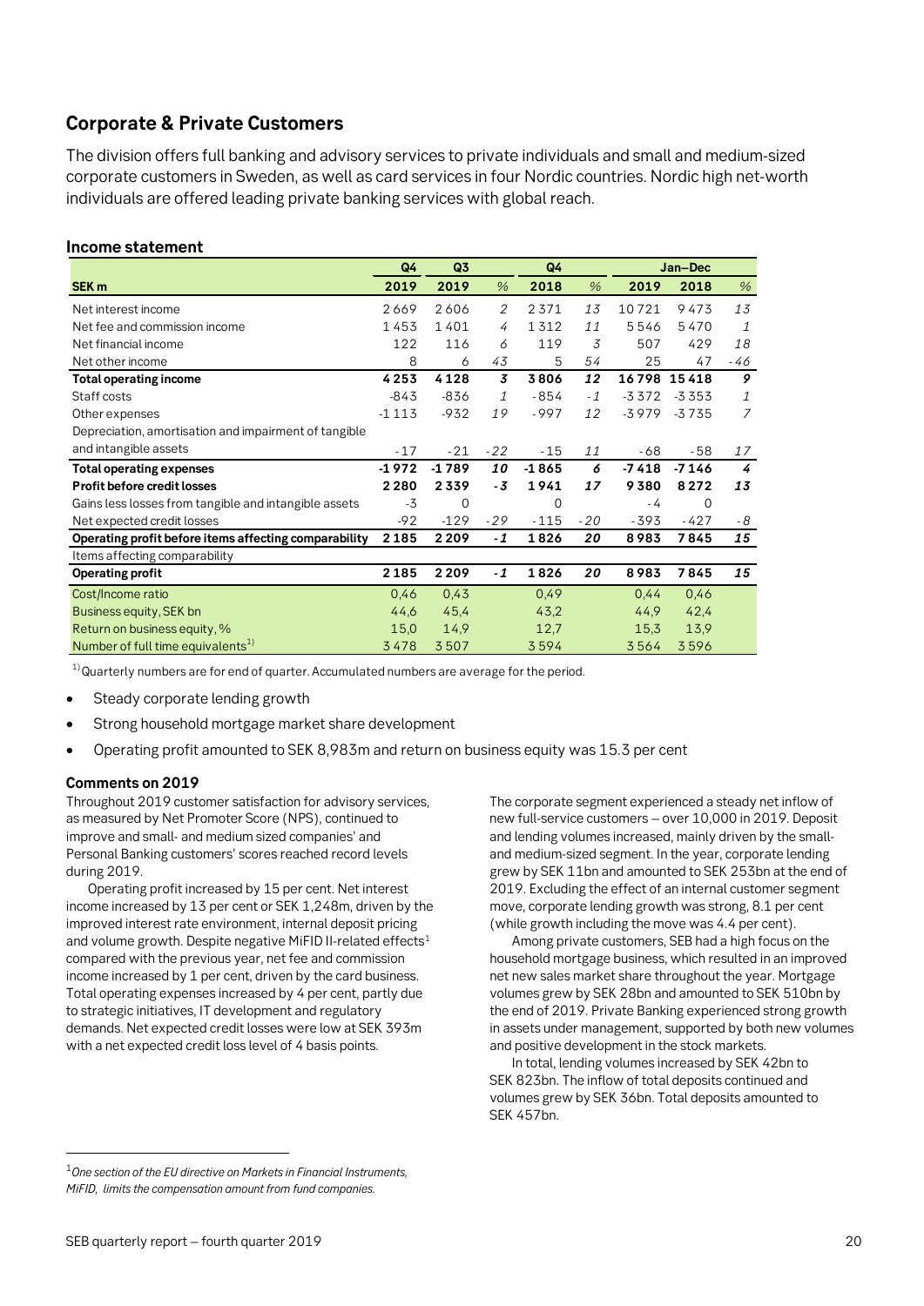## Corporate & Private Customers

The division offers full banking and advisory services to private individuals and small and medium-sized corporate customers in Sweden, as well as card services in four Nordic countries. Nordic high net-worth individuals are offered leading private banking services with global reach.

### Income statement

| SEK m | Q4 2019 | Q3 2019 | % | Q4 2018 | % | Jan–Dec 2019 | Jan–Dec 2018 | % |
|---|---|---|---|---|---|---|---|---|
| Net interest income | 2 669 | 2 606 | 2 | 2 371 | 13 | 10 721 | 9 473 | 13 |
| Net fee and commission income | 1 453 | 1 401 | 4 | 1 312 | 11 | 5 546 | 5 470 | 1 |
| Net financial income | 122 | 116 | 6 | 119 | 3 | 507 | 429 | 18 |
| Net other income | 8 | 6 | 43 | 5 | 54 | 25 | 47 | -46 |
| **Total operating income** | **4 253** | **4 128** | **3** | **3 806** | **12** | **16 798** | **15 418** | **9** |
| Staff costs | -843 | -836 | 1 | -854 | -1 | -3 372 | -3 353 | 1 |
| Other expenses | -1 113 | -932 | 19 | -997 | 12 | -3 979 | -3 735 | 7 |
| Depreciation, amortisation and impairment of tangible and intangible assets | -17 | -21 | -22 | -15 | 11 | -68 | -58 | 17 |
| **Total operating expenses** | **-1 972** | **-1 789** | **10** | **-1 865** | **6** | **-7 418** | **-7 146** | **4** |
| **Profit before credit losses** | **2 280** | **2 339** | **-3** | **1 941** | **17** | **9 380** | **8 272** | **13** |
| Gains less losses from tangible and intangible assets | -3 | 0 | | 0 | | -4 | 0 | |
| Net expected credit losses | -92 | -129 | -29 | -115 | -20 | -393 | -427 | -8 |
| **Operating profit before items affecting comparability** | **2 185** | **2 209** | **-1** | **1 826** | **20** | **8 983** | **7 845** | **15** |
| Items affecting comparability | | | | | | | | |
| **Operating profit** | **2 185** | **2 209** | **-1** | **1 826** | **20** | **8 983** | **7 845** | **15** |
| Cost/Income ratio | 0,46 | 0,43 | | 0,49 | | 0,44 | 0,46 | |
| Business equity, SEK bn | 44,6 | 45,4 | | 43,2 | | 44,9 | 42,4 | |
| Return on business equity, % | 15,0 | 14,9 | | 12,7 | | 15,3 | 13,9 | |
| Number of full time equivalents[1)] | 3 478 | 3 507 | | 3 594 | | 3 564 | 3 596 | |

[1)] Quarterly numbers are for end of quarter. Accumulated numbers are average for the period.

- Steady corporate lending growth
- Strong household mortgage market share development
- Operating profit amounted to SEK 8,983m and return on business equity was 15.3 per cent

#### Comments on 2019

Throughout 2019 customer satisfaction for advisory services, as measured by Net Promoter Score (NPS), continued to improve and small- and medium sized companies' and Personal Banking customers' scores reached record levels during 2019.

Operating profit increased by 15 per cent. Net interest income increased by 13 per cent or SEK 1,248m, driven by the improved interest rate environment, internal deposit pricing and volume growth. Despite negative MiFID II-related effects[1] compared with the previous year, net fee and commission income increased by 1 per cent, driven by the card business. Total operating expenses increased by 4 per cent, partly due to strategic initiatives, IT development and regulatory demands. Net expected credit losses were low at SEK 393m with a net expected credit loss level of 4 basis points.

The corporate segment experienced a steady net inflow of new full-service customers – over 10,000 in 2019. Deposit and lending volumes increased, mainly driven by the small- and medium-sized segment. In the year, corporate lending grew by SEK 11bn and amounted to SEK 253bn at the end of 2019. Excluding the effect of an internal customer segment move, corporate lending growth was strong, 8.1 per cent (while growth including the move was 4.4 per cent).

Among private customers, SEB had a high focus on the household mortgage business, which resulted in an improved net new sales market share throughout the year. Mortgage volumes grew by SEK 28bn and amounted to SEK 510bn by the end of 2019. Private Banking experienced strong growth in assets under management, supported by both new volumes and positive development in the stock markets.

In total, lending volumes increased by SEK 42bn to SEK 823bn. The inflow of total deposits continued and volumes grew by SEK 36bn. Total deposits amounted to SEK 457bn.

[1] *One section of the EU directive on Markets in Financial Instruments, MiFID, limits the compensation amount from fund companies.*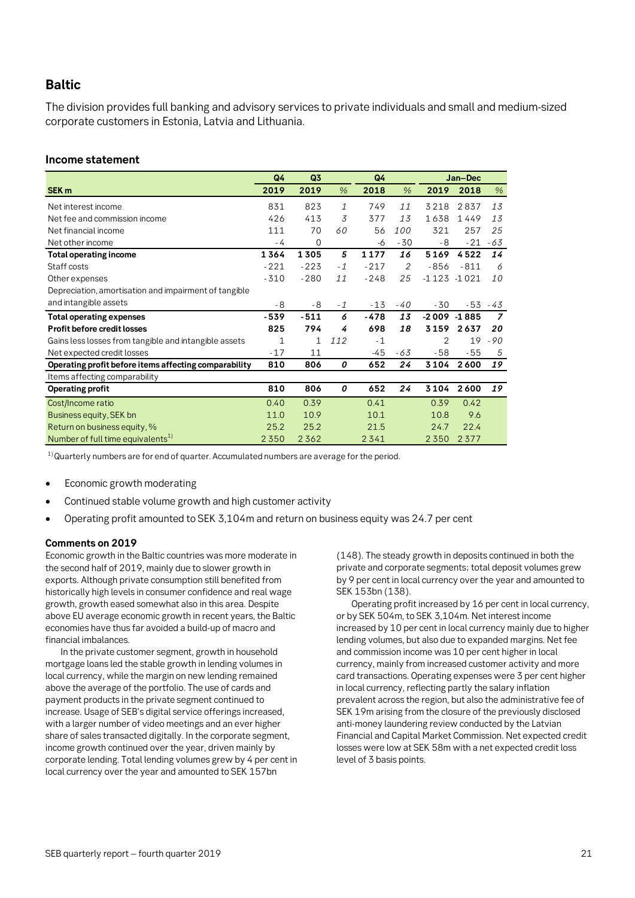## Baltic

The division provides full banking and advisory services to private individuals and small and medium-sized corporate customers in Estonia, Latvia and Lithuania.

### Income statement

| | Q4 | Q3 | | Q4 | | Jan–Dec | | |
|---|---|---|---|---|---|---|---|---|
| **SEK m** | **2019** | **2019** | % | **2018** | % | **2019** | **2018** | % |
| Net interest income | 831 | 823 | 1 | 749 | 11 | 3 218 | 2 837 | 13 |
| Net fee and commission income | 426 | 413 | 3 | 377 | 13 | 1 638 | 1 449 | 13 |
| Net financial income | 111 | 70 | 60 | 56 | 100 | 321 | 257 | 25 |
| Net other income | -4 | 0 | | -6 | -30 | -8 | -21 | -63 |
| **Total operating income** | **1 364** | **1 305** | **5** | **1 177** | **16** | **5 169** | **4 522** | **14** |
| Staff costs | -221 | -223 | -1 | -217 | 2 | -856 | -811 | 6 |
| Other expenses | -310 | -280 | 11 | -248 | 25 | -1 123 | -1 021 | 10 |
| Depreciation, amortisation and impairment of tangible and intangible assets | -8 | -8 | -1 | -13 | -40 | -30 | -53 | -43 |
| **Total operating expenses** | **-539** | **-511** | **6** | **-478** | **13** | **-2 009** | **-1 885** | **7** |
| **Profit before credit losses** | **825** | **794** | **4** | **698** | **18** | **3 159** | **2 637** | **20** |
| Gains less losses from tangible and intangible assets | 1 | 1 | 112 | -1 | | 2 | 19 | -90 |
| Net expected credit losses | -17 | 11 | | -45 | -63 | -58 | -55 | 5 |
| **Operating profit before items affecting comparability** | **810** | **806** | **0** | **652** | **24** | **3 104** | **2 600** | **19** |
| Items affecting comparability | | | | | | | | |
| **Operating profit** | **810** | **806** | **0** | **652** | **24** | **3 104** | **2 600** | **19** |
| Cost/Income ratio | 0.40 | 0.39 | | 0.41 | | 0.39 | 0.42 | |
| Business equity, SEK bn | 11.0 | 10.9 | | 10.1 | | 10.8 | 9.6 | |
| Return on business equity, % | 25.2 | 25.2 | | 21.5 | | 24.7 | 22.4 | |
| Number of full time equivalents[1] | 2 350 | 2 362 | | 2 341 | | 2 350 | 2 377 | |

[1] Quarterly numbers are for end of quarter. Accumulated numbers are average for the period.

- Economic growth moderating
- Continued stable volume growth and high customer activity
- Operating profit amounted to SEK 3,104m and return on business equity was 24.7 per cent

#### Comments on 2019

Economic growth in the Baltic countries was more moderate in the second half of 2019, mainly due to slower growth in exports. Although private consumption still benefited from historically high levels in consumer confidence and real wage growth, growth eased somewhat also in this area. Despite above EU average economic growth in recent years, the Baltic economies have thus far avoided a build-up of macro and financial imbalances.

In the private customer segment, growth in household mortgage loans led the stable growth in lending volumes in local currency, while the margin on new lending remained above the average of the portfolio. The use of cards and payment products in the private segment continued to increase. Usage of SEB's digital service offerings increased, with a larger number of video meetings and an ever higher share of sales transacted digitally. In the corporate segment, income growth continued over the year, driven mainly by corporate lending. Total lending volumes grew by 4 per cent in local currency over the year and amounted to SEK 157bn (148). The steady growth in deposits continued in both the private and corporate segments; total deposit volumes grew by 9 per cent in local currency over the year and amounted to SEK 153bn (138).

Operating profit increased by 16 per cent in local currency, or by SEK 504m, to SEK 3,104m. Net interest income increased by 10 per cent in local currency mainly due to higher lending volumes, but also due to expanded margins. Net fee and commission income was 10 per cent higher in local currency, mainly from increased customer activity and more card transactions. Operating expenses were 3 per cent higher in local currency, reflecting partly the salary inflation prevalent across the region, but also the administrative fee of SEK 19m arising from the closure of the previously disclosed anti-money laundering review conducted by the Latvian Financial and Capital Market Commission. Net expected credit losses were low at SEK 58m with a net expected credit loss level of 3 basis points.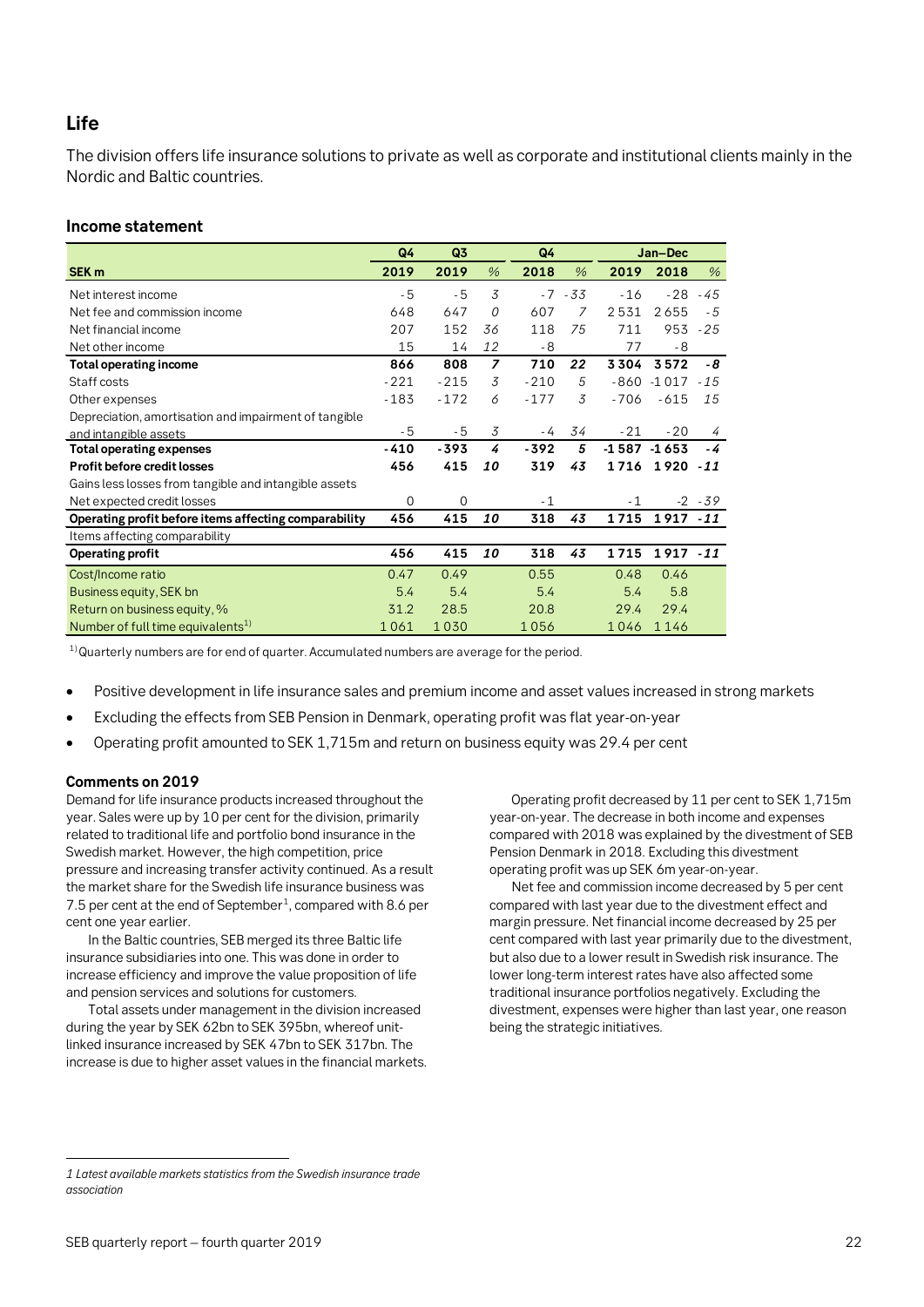## Life

The division offers life insurance solutions to private as well as corporate and institutional clients mainly in the Nordic and Baltic countries.

### Income statement

| | Q4 | Q3 | | Q4 | | Jan–Dec | | |
|---|---|---|---|---|---|---|---|---|
| **SEK m** | **2019** | **2019** | *%* | **2018** | *%* | **2019** | **2018** | *%* |
| Net interest income | -5 | -5 | *3* | -7 | *-33* | -16 | -28 | *-45* |
| Net fee and commission income | 648 | 647 | *0* | 607 | *7* | 2 531 | 2 655 | *-5* |
| Net financial income | 207 | 152 | *36* | 118 | *75* | 711 | 953 | *-25* |
| Net other income | 15 | 14 | *12* | -8 | | 77 | -8 | |
| **Total operating income** | **866** | **808** | ***7*** | **710** | ***22*** | **3 304** | **3 572** | ***-8*** |
| Staff costs | -221 | -215 | *3* | -210 | *5* | -860 | -1 017 | *-15* |
| Other expenses | -183 | -172 | *6* | -177 | *3* | -706 | -615 | *15* |
| Depreciation, amortisation and impairment of tangible and intangible assets | -5 | -5 | *3* | -4 | *34* | -21 | -20 | *4* |
| **Total operating expenses** | **-410** | **-393** | ***4*** | **-392** | ***5*** | **-1 587** | **-1 653** | ***-4*** |
| **Profit before credit losses** | **456** | **415** | ***10*** | **319** | ***43*** | **1 716** | **1 920** | ***-11*** |
| Gains less losses from tangible and intangible assets | | | | | | | | |
| Net expected credit losses | 0 | 0 | | -1 | | -1 | -2 | *-39* |
| **Operating profit before items affecting comparability** | **456** | **415** | ***10*** | **318** | ***43*** | **1 715** | **1 917** | ***-11*** |
| Items affecting comparability | | | | | | | | |
| **Operating profit** | **456** | **415** | ***10*** | **318** | ***43*** | **1 715** | **1 917** | ***-11*** |
| Cost/Income ratio | 0.47 | 0.49 | | 0.55 | | 0.48 | 0.46 | |
| Business equity, SEK bn | 5.4 | 5.4 | | 5.4 | | 5.4 | 5.8 | |
| Return on business equity, % | 31.2 | 28.5 | | 20.8 | | 29.4 | 29.4 | |
| Number of full time equivalents[1)] | 1 061 | 1 030 | | 1 056 | | 1 046 | 1 146 | |

[1)] Quarterly numbers are for end of quarter. Accumulated numbers are average for the period.

- Positive development in life insurance sales and premium income and asset values increased in strong markets
- Excluding the effects from SEB Pension in Denmark, operating profit was flat year-on-year
- Operating profit amounted to SEK 1,715m and return on business equity was 29.4 per cent

**Comments on 2019**

Demand for life insurance products increased throughout the year. Sales were up by 10 per cent for the division, primarily related to traditional life and portfolio bond insurance in the Swedish market. However, the high competition, price pressure and increasing transfer activity continued. As a result the market share for the Swedish life insurance business was 7.5 per cent at the end of September[1], compared with 8.6 per cent one year earlier.

In the Baltic countries, SEB merged its three Baltic life insurance subsidiaries into one. This was done in order to increase efficiency and improve the value proposition of life and pension services and solutions for customers.

Total assets under management in the division increased during the year by SEK 62bn to SEK 395bn, whereof unit-linked insurance increased by SEK 47bn to SEK 317bn. The increase is due to higher asset values in the financial markets.

Operating profit decreased by 11 per cent to SEK 1,715m year-on-year. The decrease in both income and expenses compared with 2018 was explained by the divestment of SEB Pension Denmark in 2018. Excluding this divestment operating profit was up SEK 6m year-on-year.

Net fee and commission income decreased by 5 per cent compared with last year due to the divestment effect and margin pressure. Net financial income decreased by 25 per cent compared with last year primarily due to the divestment, but also due to a lower result in Swedish risk insurance. The lower long-term interest rates have also affected some traditional insurance portfolios negatively. Excluding the divestment, expenses were higher than last year, one reason being the strategic initiatives.

*1 Latest available markets statistics from the Swedish insurance trade association*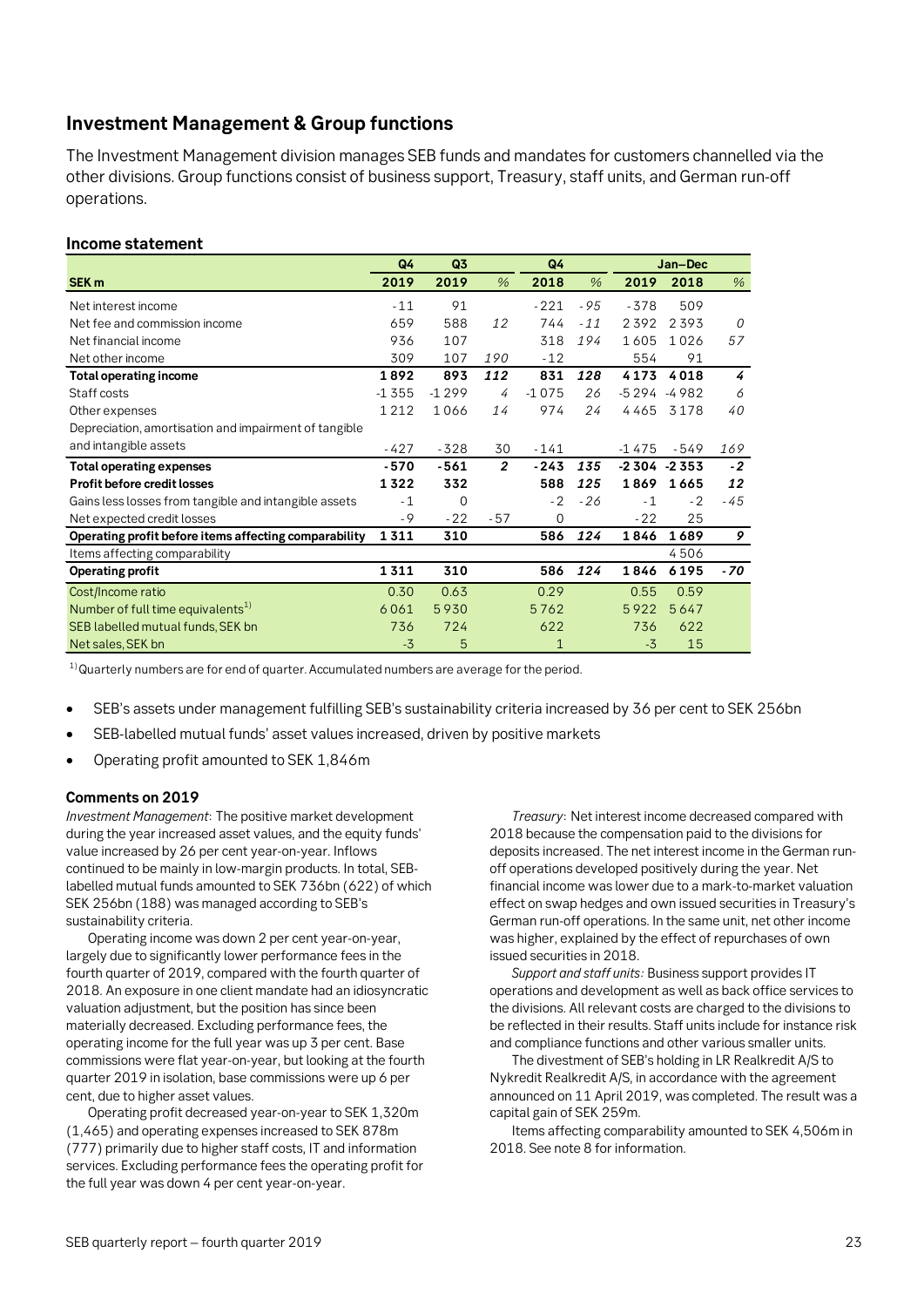## Investment Management & Group functions

The Investment Management division manages SEB funds and mandates for customers channelled via the other divisions. Group functions consist of business support, Treasury, staff units, and German run-off operations.

### Income statement

| | Q4 | Q3 | | Q4 | | Jan–Dec | | |
|---|---|---|---|---|---|---|---|---|
| **SEK m** | **2019** | **2019** | *%* | **2018** | *%* | **2019** | **2018** | *%* |
| Net interest income | -11 | 91 | | -221 | *-95* | -378 | 509 | |
| Net fee and commission income | 659 | 588 | *12* | 744 | *-11* | 2 392 | 2 393 | *0* |
| Net financial income | 936 | 107 | | 318 | *194* | 1 605 | 1 026 | *57* |
| Net other income | 309 | 107 | *190* | -12 | | 554 | 91 | |
| **Total operating income** | **1 892** | **893** | ***112*** | **831** | ***128*** | **4 173** | **4 018** | ***4*** |
| Staff costs | -1 355 | -1 299 | *4* | -1 075 | *26* | -5 294 | -4 982 | *6* |
| Other expenses | 1 212 | 1 066 | *14* | 974 | *24* | 4 465 | 3 178 | *40* |
| Depreciation, amortisation and impairment of tangible and intangible assets | -427 | -328 | *30* | -141 | | -1 475 | -549 | *169* |
| **Total operating expenses** | **-570** | **-561** | ***2*** | **-243** | ***135*** | **-2 304** | **-2 353** | ***-2*** |
| **Profit before credit losses** | **1 322** | **332** | | **588** | ***125*** | **1 869** | **1 665** | ***12*** |
| Gains less losses from tangible and intangible assets | -1 | 0 | | -2 | *-26* | -1 | -2 | *-45* |
| Net expected credit losses | -9 | -22 | *-57* | 0 | | -22 | 25 | |
| **Operating profit before items affecting comparability** | **1 311** | **310** | | **586** | ***124*** | **1 846** | **1 689** | ***9*** |
| Items affecting comparability | | | | | | | 4 506 | |
| **Operating profit** | **1 311** | **310** | | **586** | ***124*** | **1 846** | **6 195** | ***-70*** |
| Cost/Income ratio | 0.30 | 0.63 | | 0.29 | | 0.55 | 0.59 | |
| Number of full time equivalents[1] | 6 061 | 5 930 | | 5 762 | | 5 922 | 5 647 | |
| SEB labelled mutual funds, SEK bn | 736 | 724 | | 622 | | 736 | 622 | |
| Net sales, SEK bn | -3 | 5 | | 1 | | -3 | 15 | |

[1] Quarterly numbers are for end of quarter. Accumulated numbers are average for the period.

- SEB's assets under management fulfilling SEB's sustainability criteria increased by 36 per cent to SEK 256bn
- SEB-labelled mutual funds' asset values increased, driven by positive markets
- Operating profit amounted to SEK 1,846m

#### Comments on 2019

*Investment Management*: The positive market development during the year increased asset values, and the equity funds' value increased by 26 per cent year-on-year. Inflows continued to be mainly in low-margin products. In total, SEB-labelled mutual funds amounted to SEK 736bn (622) of which SEK 256bn (188) was managed according to SEB's sustainability criteria.

Operating income was down 2 per cent year-on-year, largely due to significantly lower performance fees in the fourth quarter of 2019, compared with the fourth quarter of 2018. An exposure in one client mandate had an idiosyncratic valuation adjustment, but the position has since been materially decreased. Excluding performance fees, the operating income for the full year was up 3 per cent. Base commissions were flat year-on-year, but looking at the fourth quarter 2019 in isolation, base commissions were up 6 per cent, due to higher asset values.

Operating profit decreased year-on-year to SEK 1,320m (1,465) and operating expenses increased to SEK 878m (777) primarily due to higher staff costs, IT and information services. Excluding performance fees the operating profit for the full year was down 4 per cent year-on-year.

*Treasury*: Net interest income decreased compared with 2018 because the compensation paid to the divisions for deposits increased. The net interest income in the German run-off operations developed positively during the year. Net financial income was lower due to a mark-to-market valuation effect on swap hedges and own issued securities in Treasury's German run-off operations. In the same unit, net other income was higher, explained by the effect of repurchases of own issued securities in 2018.

*Support and staff units:* Business support provides IT operations and development as well as back office services to the divisions. All relevant costs are charged to the divisions to be reflected in their results. Staff units include for instance risk and compliance functions and other various smaller units.

The divestment of SEB's holding in LR Realkredit A/S to Nykredit Realkredit A/S, in accordance with the agreement announced on 11 April 2019, was completed. The result was a capital gain of SEK 259m.

Items affecting comparability amounted to SEK 4,506m in 2018. See note 8 for information.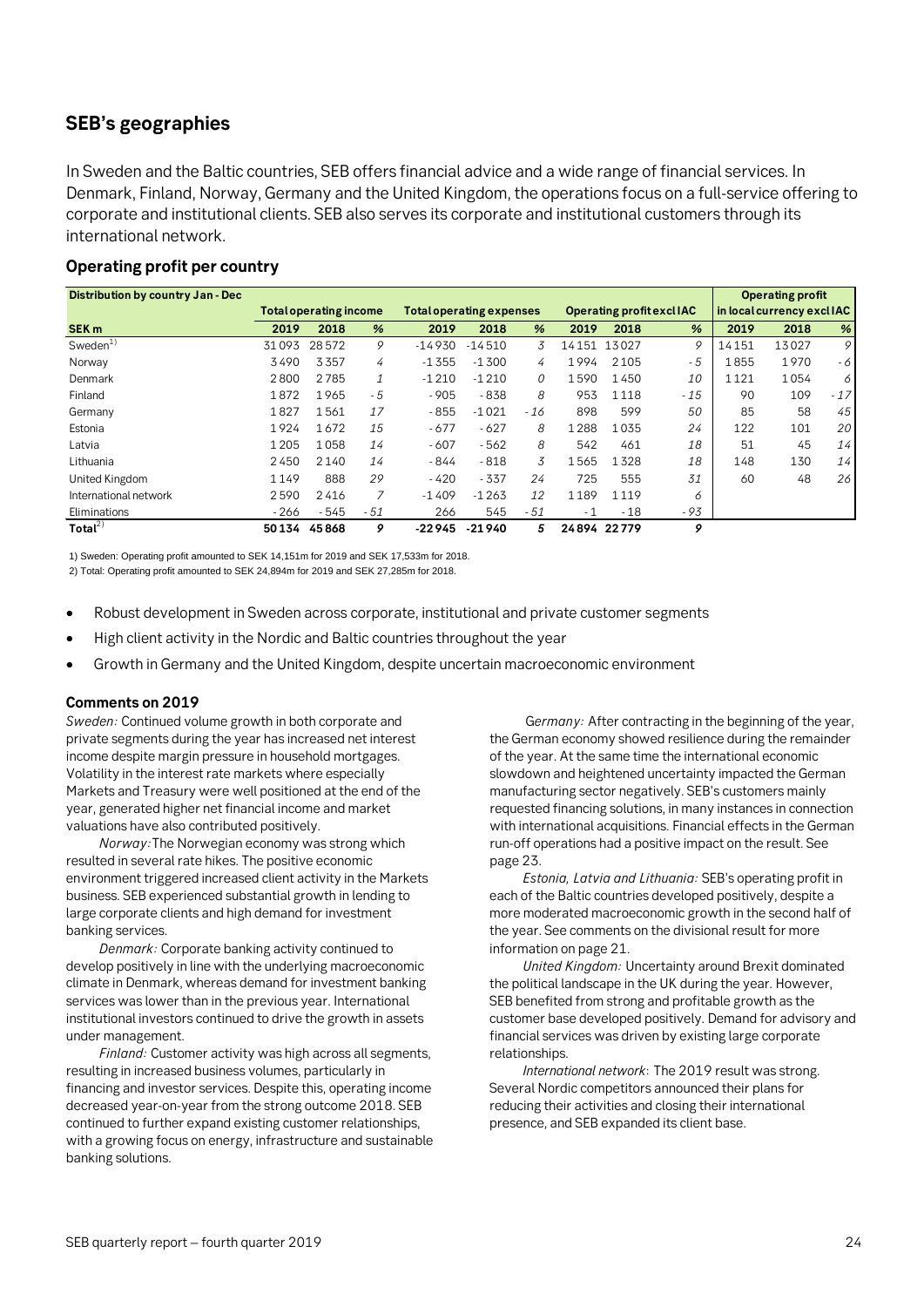## SEB's geographies

In Sweden and the Baltic countries, SEB offers financial advice and a wide range of financial services. In Denmark, Finland, Norway, Germany and the United Kingdom, the operations focus on a full-service offering to corporate and institutional clients. SEB also serves its corporate and institutional customers through its international network.

### Operating profit per country

| Distribution by country Jan - Dec | Total operating income | | | Total operating expenses | | | Operating profit excl IAC | | | Operating profit in local currency excl IAC | | |
|---|---|---|---|---|---|---|---|---|---|---|---|---|
| SEK m | 2019 | 2018 | % | 2019 | 2018 | % | 2019 | 2018 | % | 2019 | 2018 | % |
| Sweden[1] | 31 093 | 28 572 | 9 | -14 930 | -14 510 | 3 | 14 151 | 13 027 | 9 | 14 151 | 13 027 | 9 |
| Norway | 3 490 | 3 357 | 4 | -1 355 | -1 300 | 4 | 1 994 | 2 105 | -5 | 1 855 | 1 970 | -6 |
| Denmark | 2 800 | 2 785 | 1 | -1 210 | -1 210 | 0 | 1 590 | 1 450 | 10 | 1 121 | 1 054 | 6 |
| Finland | 1 872 | 1 965 | -5 | -905 | -838 | 8 | 953 | 1 118 | -15 | 90 | 109 | -17 |
| Germany | 1 827 | 1 561 | 17 | -855 | -1 021 | -16 | 898 | 599 | 50 | 85 | 58 | 45 |
| Estonia | 1 924 | 1 672 | 15 | -677 | -627 | 8 | 1 288 | 1 035 | 24 | 122 | 101 | 20 |
| Latvia | 1 205 | 1 058 | 14 | -607 | -562 | 8 | 542 | 461 | 18 | 51 | 45 | 14 |
| Lithuania | 2 450 | 2 140 | 14 | -844 | -818 | 3 | 1 565 | 1 328 | 18 | 148 | 130 | 14 |
| United Kingdom | 1 149 | 888 | 29 | -420 | -337 | 24 | 725 | 555 | 31 | 60 | 48 | 26 |
| International network | 2 590 | 2 416 | 7 | -1 409 | -1 263 | 12 | 1 189 | 1 119 | 6 | | | |
| Eliminations | -266 | -545 | -51 | 266 | 545 | -51 | -1 | -18 | -93 | | | |
| **Total[2]** | **50 134** | **45 868** | **9** | **-22 945** | **-21 940** | **5** | **24 894** | **22 779** | **9** | | | |

1) Sweden: Operating profit amounted to SEK 14,151m for 2019 and SEK 17,533m for 2018.

2) Total: Operating profit amounted to SEK 24,894m for 2019 and SEK 27,285m for 2018.

- Robust development in Sweden across corporate, institutional and private customer segments
- High client activity in the Nordic and Baltic countries throughout the year
- Growth in Germany and the United Kingdom, despite uncertain macroeconomic environment

#### Comments on 2019

*Sweden:* Continued volume growth in both corporate and private segments during the year has increased net interest income despite margin pressure in household mortgages. Volatility in the interest rate markets where especially Markets and Treasury were well positioned at the end of the year, generated higher net financial income and market valuations have also contributed positively.

*Norway:* The Norwegian economy was strong which resulted in several rate hikes. The positive economic environment triggered increased client activity in the Markets business. SEB experienced substantial growth in lending to large corporate clients and high demand for investment banking services.

*Denmark:* Corporate banking activity continued to develop positively in line with the underlying macroeconomic climate in Denmark, whereas demand for investment banking services was lower than in the previous year. International institutional investors continued to drive the growth in assets under management.

*Finland:* Customer activity was high across all segments, resulting in increased business volumes, particularly in financing and investor services. Despite this, operating income decreased year-on-year from the strong outcome 2018. SEB continued to further expand existing customer relationships, with a growing focus on energy, infrastructure and sustainable banking solutions.

*Germany:* After contracting in the beginning of the year, the German economy showed resilience during the remainder of the year. At the same time the international economic slowdown and heightened uncertainty impacted the German manufacturing sector negatively. SEB's customers mainly requested financing solutions, in many instances in connection with international acquisitions. Financial effects in the German run-off operations had a positive impact on the result. See page 23.

*Estonia, Latvia and Lithuania:* SEB's operating profit in each of the Baltic countries developed positively, despite a more moderated macroeconomic growth in the second half of the year. See comments on the divisional result for more information on page 21.

*United Kingdom:* Uncertainty around Brexit dominated the political landscape in the UK during the year. However, SEB benefited from strong and profitable growth as the customer base developed positively. Demand for advisory and financial services was driven by existing large corporate relationships.

*International network*: The 2019 result was strong. Several Nordic competitors announced their plans for reducing their activities and closing their international presence, and SEB expanded its client base.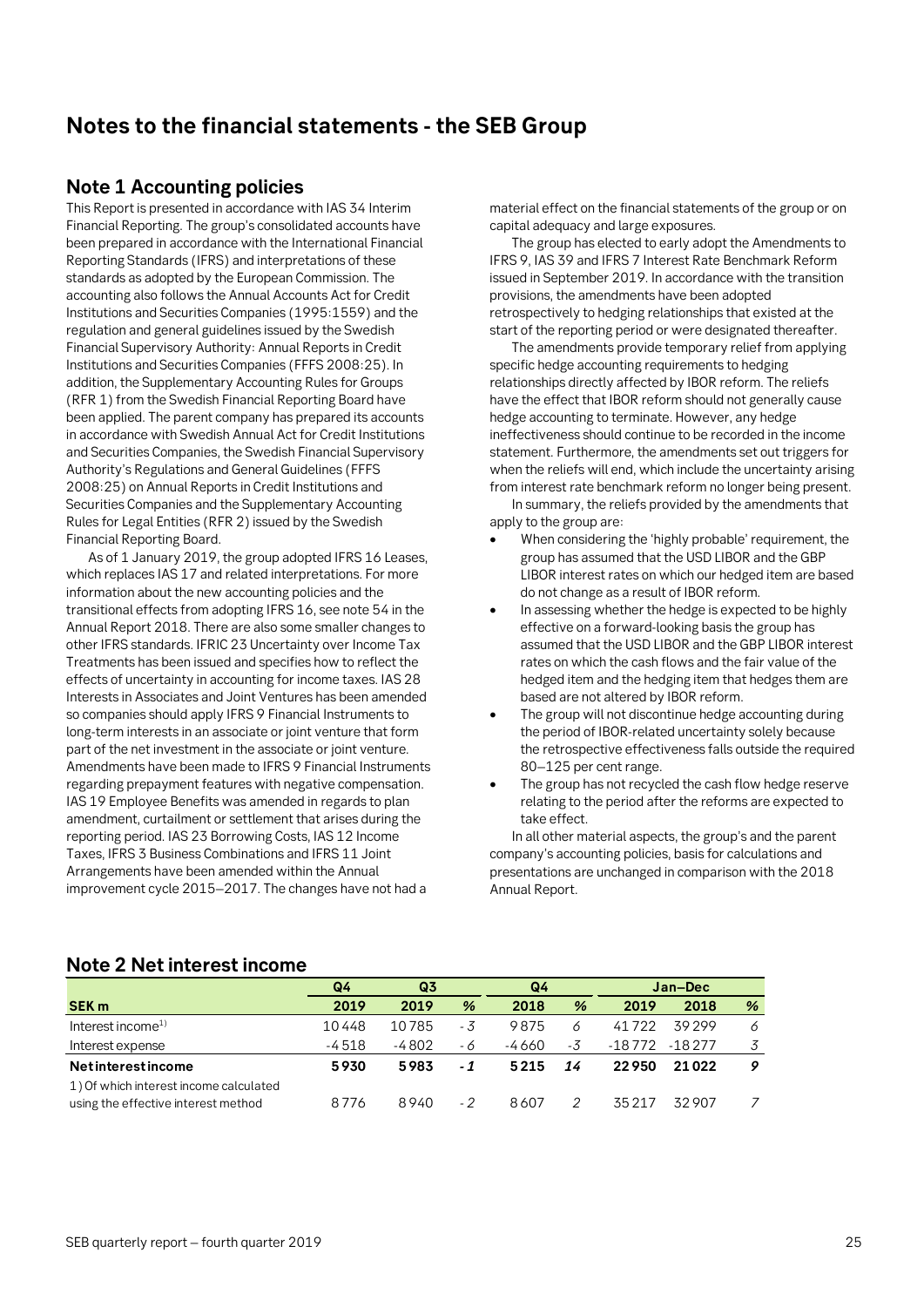# Notes to the financial statements - the SEB Group

## Note 1 Accounting policies

This Report is presented in accordance with IAS 34 Interim Financial Reporting. The group's consolidated accounts have been prepared in accordance with the International Financial Reporting Standards (IFRS) and interpretations of these standards as adopted by the European Commission. The accounting also follows the Annual Accounts Act for Credit Institutions and Securities Companies (1995:1559) and the regulation and general guidelines issued by the Swedish Financial Supervisory Authority: Annual Reports in Credit Institutions and Securities Companies (FFFS 2008:25). In addition, the Supplementary Accounting Rules for Groups (RFR 1) from the Swedish Financial Reporting Board have been applied. The parent company has prepared its accounts in accordance with Swedish Annual Act for Credit Institutions and Securities Companies, the Swedish Financial Supervisory Authority's Regulations and General Guidelines (FFFS 2008:25) on Annual Reports in Credit Institutions and Securities Companies and the Supplementary Accounting Rules for Legal Entities (RFR 2) issued by the Swedish Financial Reporting Board.

As of 1 January 2019, the group adopted IFRS 16 Leases, which replaces IAS 17 and related interpretations. For more information about the new accounting policies and the transitional effects from adopting IFRS 16, see note 54 in the Annual Report 2018. There are also some smaller changes to other IFRS standards. IFRIC 23 Uncertainty over Income Tax Treatments has been issued and specifies how to reflect the effects of uncertainty in accounting for income taxes. IAS 28 Interests in Associates and Joint Ventures has been amended so companies should apply IFRS 9 Financial Instruments to long-term interests in an associate or joint venture that form part of the net investment in the associate or joint venture. Amendments have been made to IFRS 9 Financial Instruments regarding prepayment features with negative compensation. IAS 19 Employee Benefits was amended in regards to plan amendment, curtailment or settlement that arises during the reporting period. IAS 23 Borrowing Costs, IAS 12 Income Taxes, IFRS 3 Business Combinations and IFRS 11 Joint Arrangements have been amended within the Annual improvement cycle 2015–2017. The changes have not had a material effect on the financial statements of the group or on capital adequacy and large exposures.

The group has elected to early adopt the Amendments to IFRS 9, IAS 39 and IFRS 7 Interest Rate Benchmark Reform issued in September 2019. In accordance with the transition provisions, the amendments have been adopted retrospectively to hedging relationships that existed at the start of the reporting period or were designated thereafter.

The amendments provide temporary relief from applying specific hedge accounting requirements to hedging relationships directly affected by IBOR reform. The reliefs have the effect that IBOR reform should not generally cause hedge accounting to terminate. However, any hedge ineffectiveness should continue to be recorded in the income statement. Furthermore, the amendments set out triggers for when the reliefs will end, which include the uncertainty arising from interest rate benchmark reform no longer being present.

In summary, the reliefs provided by the amendments that apply to the group are:

- When considering the 'highly probable' requirement, the group has assumed that the USD LIBOR and the GBP LIBOR interest rates on which our hedged item are based do not change as a result of IBOR reform.
- In assessing whether the hedge is expected to be highly effective on a forward-looking basis the group has assumed that the USD LIBOR and the GBP LIBOR interest rates on which the cash flows and the fair value of the hedged item and the hedging item that hedges them are based are not altered by IBOR reform.
- The group will not discontinue hedge accounting during the period of IBOR-related uncertainty solely because the retrospective effectiveness falls outside the required 80–125 per cent range.
- The group has not recycled the cash flow hedge reserve relating to the period after the reforms are expected to take effect.

In all other material aspects, the group's and the parent company's accounting policies, basis for calculations and presentations are unchanged in comparison with the 2018 Annual Report.

## Note 2 Net interest income

| | Q4 | Q3 | | Q4 | | Jan–Dec | | |
|---|---|---|---|---|---|---|---|---|
| **SEK m** | **2019** | **2019** | **%** | **2018** | **%** | **2019** | **2018** | **%** |
| Interest income[1] | 10 448 | 10 785 | -3 | 9 875 | 6 | 41 722 | 39 299 | 6 |
| Interest expense | -4 518 | -4 802 | -6 | -4 660 | -3 | -18 772 | -18 277 | 3 |
| **Net interest income** | **5 930** | **5 983** | **-1** | **5 215** | **14** | **22 950** | **21 022** | **9** |
| 1) Of which interest income calculated using the effective interest method | 8 776 | 8 940 | -2 | 8 607 | 2 | 35 217 | 32 907 | 7 |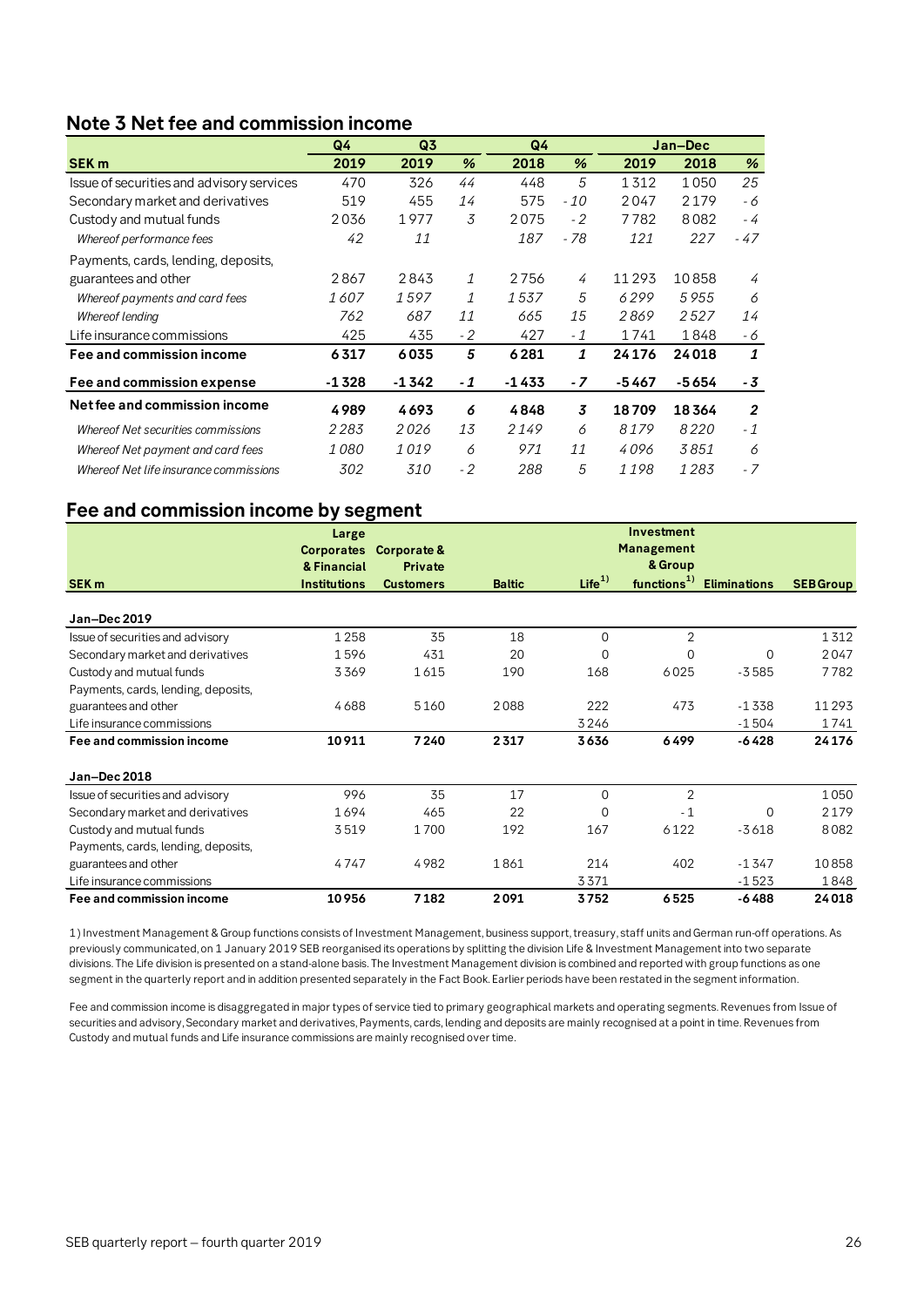## Note 3 Net fee and commission income

| SEK m | Q4 2019 | Q3 2019 | % | Q4 2018 | % | Jan–Dec 2019 | Jan–Dec 2018 | % |
|---|---|---|---|---|---|---|---|---|
| Issue of securities and advisory services | 470 | 326 | 44 | 448 | 5 | 1312 | 1050 | 25 |
| Secondary market and derivatives | 519 | 455 | 14 | 575 | -10 | 2047 | 2179 | -6 |
| Custody and mutual funds | 2036 | 1977 | 3 | 2075 | -2 | 7782 | 8082 | -4 |
| *Whereof performance fees* | *42* | *11* | | *187* | *-78* | *121* | *227* | *-47* |
| Payments, cards, lending, deposits, guarantees and other | 2867 | 2843 | 1 | 2756 | 4 | 11293 | 10858 | 4 |
| *Whereof payments and card fees* | *1607* | *1597* | *1* | *1537* | *5* | *6299* | *5955* | *6* |
| *Whereof lending* | *762* | *687* | *11* | *665* | *15* | *2869* | *2527* | *14* |
| Life insurance commissions | 425 | 435 | -2 | 427 | -1 | 1741 | 1848 | -6 |
| **Fee and commission income** | **6317** | **6035** | **5** | **6281** | **1** | **24176** | **24018** | **1** |
| **Fee and commission expense** | **-1328** | **-1342** | **-1** | **-1433** | **-7** | **-5467** | **-5654** | **-3** |
| **Net fee and commission income** | **4989** | **4693** | **6** | **4848** | **3** | **18709** | **18364** | **2** |
| *Whereof Net securities commissions* | *2283* | *2026* | *13* | *2149* | *6* | *8179* | *8220* | *-1* |
| *Whereof Net payment and card fees* | *1080* | *1019* | *6* | *971* | *11* | *4096* | *3851* | *6* |
| *Whereof Net life insurance commissions* | *302* | *310* | *-2* | *288* | *5* | *1198* | *1283* | *-7* |

## Fee and commission income by segment

| SEK m | Large Corporates & Financial Institutions | Corporate & Private Customers | Baltic | Life[1] | Investment Management & Group functions[1] | Eliminations | SEB Group |
|---|---|---|---|---|---|---|---|
| **Jan–Dec 2019** | | | | | | | |
| Issue of securities and advisory | 1258 | 35 | 18 | 0 | 2 | | 1312 |
| Secondary market and derivatives | 1596 | 431 | 20 | 0 | 0 | 0 | 2047 |
| Custody and mutual funds | 3369 | 1615 | 190 | 168 | 6025 | -3585 | 7782 |
| Payments, cards, lending, deposits, guarantees and other | 4688 | 5160 | 2088 | 222 | 473 | -1338 | 11293 |
| Life insurance commissions | | | | 3246 | | -1504 | 1741 |
| **Fee and commission income** | **10911** | **7240** | **2317** | **3636** | **6499** | **-6428** | **24176** |
| **Jan–Dec 2018** | | | | | | | |
| Issue of securities and advisory | 996 | 35 | 17 | 0 | 2 | | 1050 |
| Secondary market and derivatives | 1694 | 465 | 22 | 0 | -1 | 0 | 2179 |
| Custody and mutual funds | 3519 | 1700 | 192 | 167 | 6122 | -3618 | 8082 |
| Payments, cards, lending, deposits, guarantees and other | 4747 | 4982 | 1861 | 214 | 402 | -1347 | 10858 |
| Life insurance commissions | | | | 3371 | | -1523 | 1848 |
| **Fee and commission income** | **10956** | **7182** | **2091** | **3752** | **6525** | **-6488** | **24018** |

1) Investment Management & Group functions consists of Investment Management, business support, treasury, staff units and German run-off operations. As previously communicated, on 1 January 2019 SEB reorganised its operations by splitting the division Life & Investment Management into two separate divisions. The Life division is presented on a stand-alone basis. The Investment Management division is combined and reported with group functions as one segment in the quarterly report and in addition presented separately in the Fact Book. Earlier periods have been restated in the segment information.

Fee and commission income is disaggregated in major types of service tied to primary geographical markets and operating segments. Revenues from Issue of securities and advisory, Secondary market and derivatives, Payments, cards, lending and deposits are mainly recognised at a point in time. Revenues from Custody and mutual funds and Life insurance commissions are mainly recognised over time.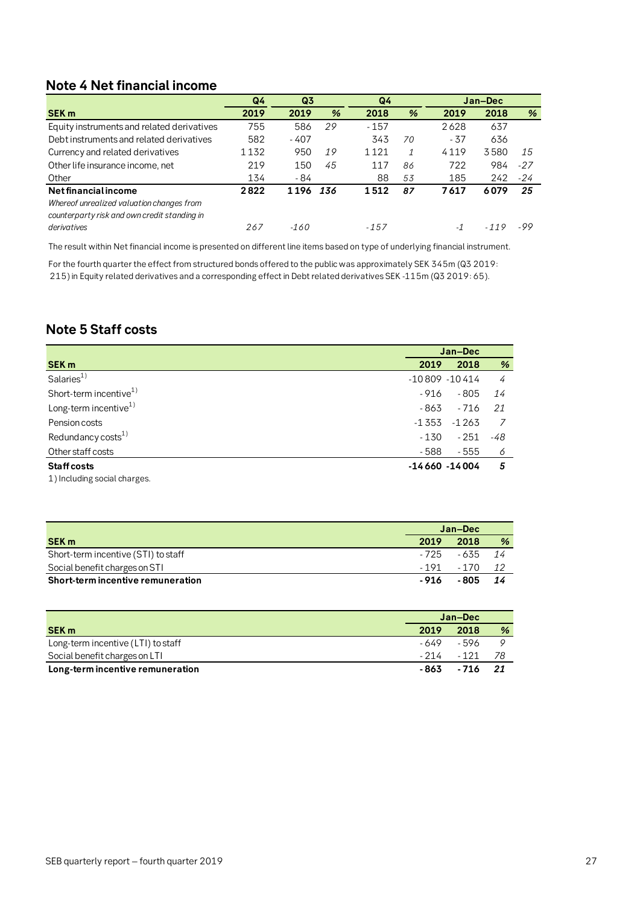## Note 4 Net financial income

| | Q4 | Q3 | | Q4 | | Jan–Dec | | |
|---|---|---|---|---|---|---|---|---|
| SEK m | 2019 | 2019 | % | 2018 | % | 2019 | 2018 | % |
| Equity instruments and related derivatives | 755 | 586 | 29 | -157 | | 2628 | 637 | |
| Debt instruments and related derivatives | 582 | -407 | | 343 | 70 | -37 | 636 | |
| Currency and related derivatives | 1132 | 950 | 19 | 1121 | 1 | 4119 | 3580 | 15 |
| Other life insurance income, net | 219 | 150 | 45 | 117 | 86 | 722 | 984 | -27 |
| Other | 134 | -84 | | 88 | 53 | 185 | 242 | -24 |
| **Net financial income** | **2822** | **1196** | **136** | **1512** | **87** | **7617** | **6079** | **25** |
| *Whereof unrealized valuation changes from counterparty risk and own credit standing in derivatives* | *267* | *-160* | | *-157* | | *-1* | *-119* | *-99* |

The result within Net financial income is presented on different line items based on type of underlying financial instrument.

For the fourth quarter the effect from structured bonds offered to the public was approximately SEK 345m (Q3 2019: 215) in Equity related derivatives and a corresponding effect in Debt related derivatives SEK -115m (Q3 2019: 65).

## Note 5 Staff costs

| | Jan–Dec | | |
|---|---|---|---|
| SEK m | 2019 | 2018 | % |
| Salaries[1] | -10809 | -10414 | 4 |
| Short-term incentive[1] | -916 | -805 | 14 |
| Long-term incentive[1] | -863 | -716 | 21 |
| Pension costs | -1353 | -1263 | 7 |
| Redundancy costs[1] | -130 | -251 | -48 |
| Other staff costs | -588 | -555 | 6 |
| **Staff costs** | **-14660** | **-14004** | **5** |

1) Including social charges.

| | Jan–Dec | | |
|---|---|---|---|
| SEK m | 2019 | 2018 | % |
| Short-term incentive (STI) to staff | -725 | -635 | 14 |
| Social benefit charges on STI | -191 | -170 | 12 |
| **Short-term incentive remuneration** | **-916** | **-805** | **14** |

| | Jan–Dec | | |
|---|---|---|---|
| SEK m | 2019 | 2018 | % |
| Long-term incentive (LTI) to staff | -649 | -596 | 9 |
| Social benefit charges on LTI | -214 | -121 | 78 |
| **Long-term incentive remuneration** | **-863** | **-716** | **21** |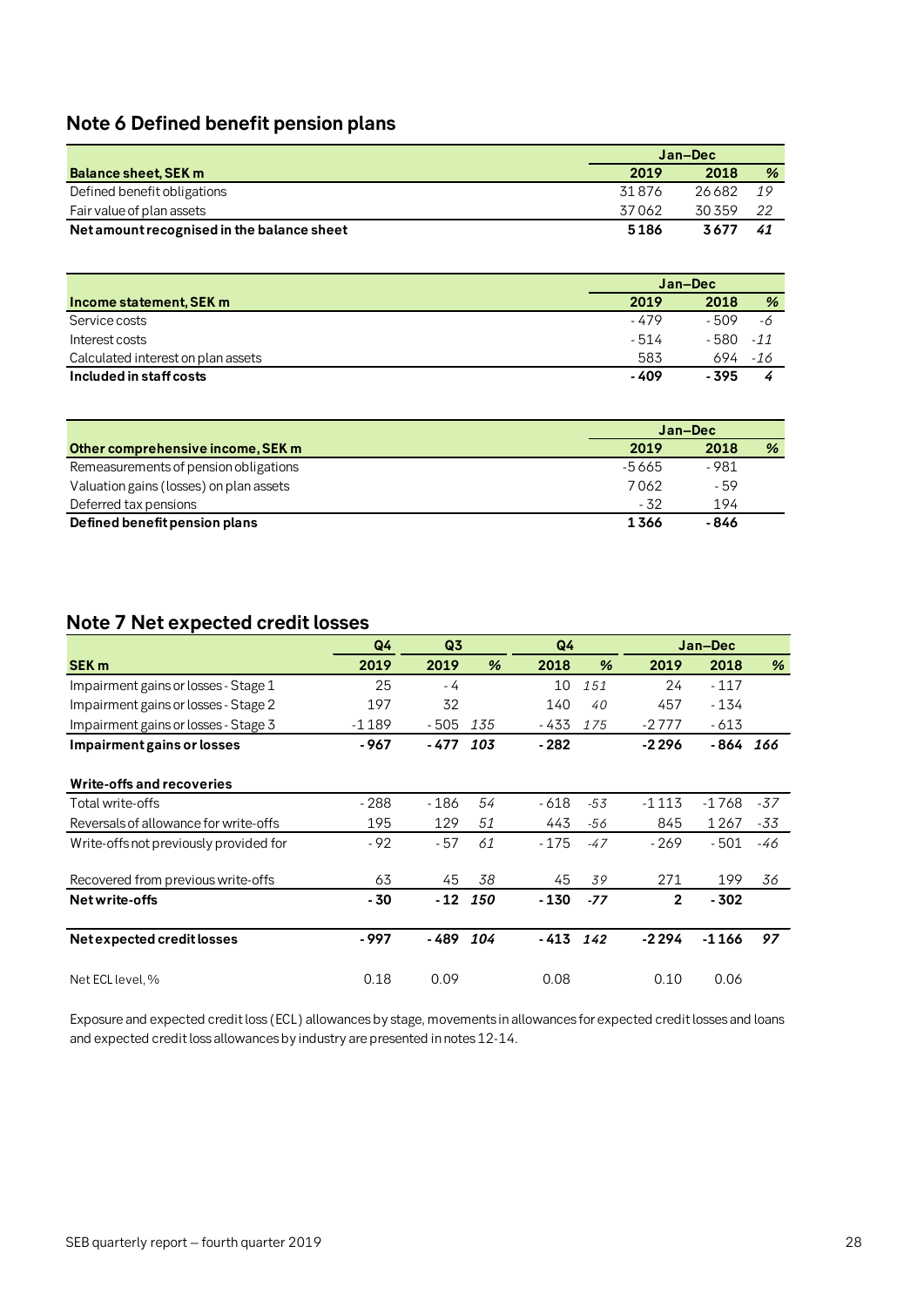## Note 6 Defined benefit pension plans

| | Jan–Dec | | |
|---|---|---|---|
| **Balance sheet, SEK m** | **2019** | **2018** | **%** |
| Defined benefit obligations | 31 876 | 26 682 | *19* |
| Fair value of plan assets | 37 062 | 30 359 | *22* |
| **Net amount recognised in the balance sheet** | **5 186** | **3 677** | ***41*** |

| | Jan–Dec | | |
|---|---|---|---|
| **Income statement, SEK m** | **2019** | **2018** | **%** |
| Service costs | - 479 | - 509 | *-6* |
| Interest costs | - 514 | - 580 | *-11* |
| Calculated interest on plan assets | 583 | 694 | *-16* |
| **Included in staff costs** | **- 409** | **- 395** | ***4*** |

| | Jan–Dec | | |
|---|---|---|---|
| **Other comprehensive income, SEK m** | **2019** | **2018** | **%** |
| Remeasurements of pension obligations | -5 665 | - 981 | |
| Valuation gains (losses) on plan assets | 7 062 | - 59 | |
| Deferred tax pensions | - 32 | 194 | |
| **Defined benefit pension plans** | **1 366** | **- 846** | |

## Note 7 Net expected credit losses

| | Q4 | Q3 | | Q4 | | Jan–Dec | | |
|---|---|---|---|---|---|---|---|---|
| **SEK m** | **2019** | **2019** | **%** | **2018** | **%** | **2019** | **2018** | **%** |
| Impairment gains or losses - Stage 1 | 25 | - 4 | | 10 | *151* | 24 | - 117 | |
| Impairment gains or losses - Stage 2 | 197 | 32 | | 140 | *40* | 457 | - 134 | |
| Impairment gains or losses - Stage 3 | -1 189 | - 505 | *135* | - 433 | *175* | -2 777 | - 613 | |
| **Impairment gains or losses** | **- 967** | **- 477** | ***103*** | **- 282** | | **-2 296** | **- 864** | ***166*** |
| | | | | | | | | |
| **Write-offs and recoveries** | | | | | | | | |
| Total write-offs | - 288 | - 186 | *54* | - 618 | *-53* | -1 113 | -1 768 | *-37* |
| Reversals of allowance for write-offs | 195 | 129 | *51* | 443 | *-56* | 845 | 1 267 | *-33* |
| Write-offs not previously provided for | - 92 | - 57 | *61* | - 175 | *-47* | - 269 | - 501 | *-46* |
| | | | | | | | | |
| Recovered from previous write-offs | 63 | 45 | *38* | 45 | *39* | 271 | 199 | *36* |
| **Net write-offs** | **- 30** | **- 12** | ***150*** | **- 130** | ***-77*** | **2** | **- 302** | |
| | | | | | | | | |
| **Net expected credit losses** | **- 997** | **- 489** | ***104*** | **- 413** | ***142*** | **-2 294** | **-1 166** | ***97*** |
| | | | | | | | | |
| Net ECL level, % | 0.18 | 0.09 | | 0.08 | | 0.10 | 0.06 | |

Exposure and expected credit loss (ECL) allowances by stage, movements in allowances for expected credit losses and loans and expected credit loss allowances by industry are presented in notes 12-14.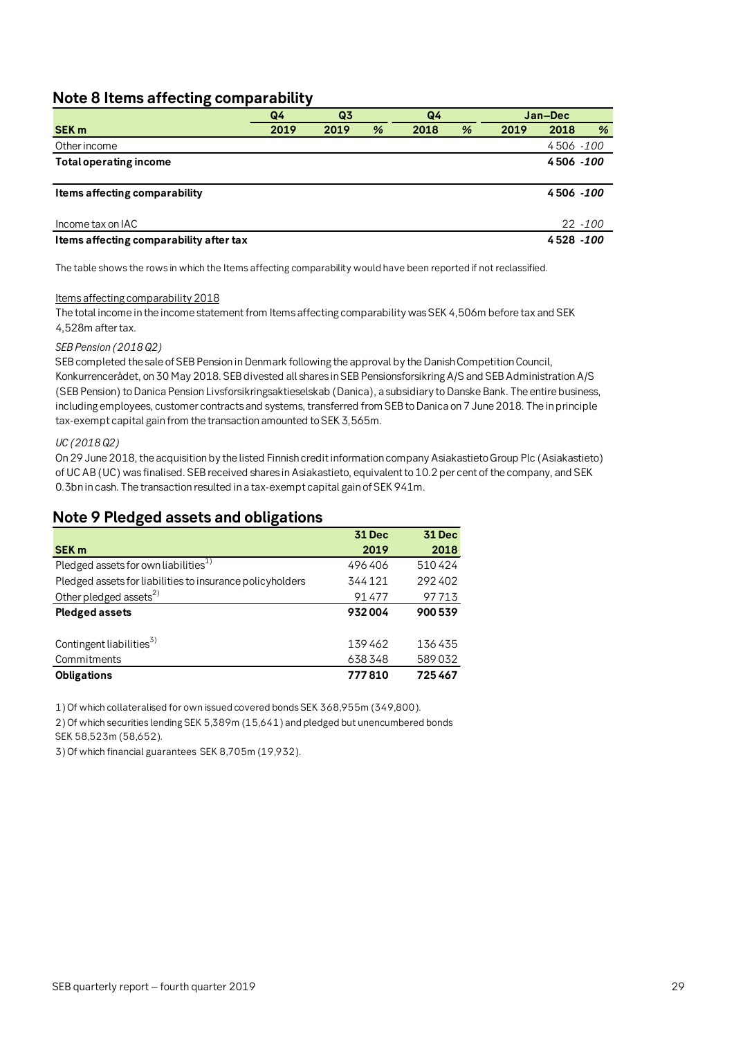## Note 8 Items affecting comparability

| | Q4 | Q3 | | Q4 | | Jan–Dec | | |
|---|---|---|---|---|---|---|---|---|
| **SEK m** | **2019** | **2019** | **%** | **2018** | **%** | **2019** | **2018** | **%** |
| Other income | | | | | | | 4 506 | -100 |
| **Total operating income** | | | | | | | **4 506** | ***-100*** |
| **Items affecting comparability** | | | | | | | **4 506** | ***-100*** |
| Income tax on IAC | | | | | | | 22 | -100 |
| **Items affecting comparability after tax** | | | | | | | **4 528** | ***-100*** |

The table shows the rows in which the Items affecting comparability would have been reported if not reclassified.

Items affecting comparability 2018

The total income in the income statement from Items affecting comparability was SEK 4,506m before tax and SEK 4,528m after tax.

*SEB Pension (2018 Q2)*

SEB completed the sale of SEB Pension in Denmark following the approval by the Danish Competition Council, Konkurrencerådet, on 30 May 2018. SEB divested all shares in SEB Pensionsforsikring A/S and SEB Administration A/S (SEB Pension) to Danica Pension Livsforsikringsaktieselskab (Danica), a subsidiary to Danske Bank. The entire business, including employees, customer contracts and systems, transferred from SEB to Danica on 7 June 2018. The in principle tax-exempt capital gain from the transaction amounted to SEK 3,565m.

*UC (2018 Q2)*

On 29 June 2018, the acquisition by the listed Finnish credit information company Asiakastieto Group Plc (Asiakastieto) of UC AB (UC) was finalised. SEB received shares in Asiakastieto, equivalent to 10.2 per cent of the company, and SEK 0.3bn in cash. The transaction resulted in a tax-exempt capital gain of SEK 941m.

## Note 9 Pledged assets and obligations

| **SEK m** | **31 Dec 2019** | **31 Dec 2018** |
|---|---|---|
| Pledged assets for own liabilities[1) ] | 496 406 | 510 424 |
| Pledged assets for liabilities to insurance policyholders | 344 121 | 292 402 |
| Other pledged assets[2)] | 91 477 | 97 713 |
| **Pledged assets** | **932 004** | **900 539** |
| Contingent liabilities[3)] | 139 462 | 136 435 |
| Commitments | 638 348 | 589 032 |
| **Obligations** | **777 810** | **725 467** |

1) Of which collateralised for own issued covered bonds SEK 368,955m (349,800).

2) Of which securities lending SEK 5,389m (15,641) and pledged but unencumbered bonds SEK 58,523m (58,652).

3) Of which financial guarantees SEK 8,705m (19,932).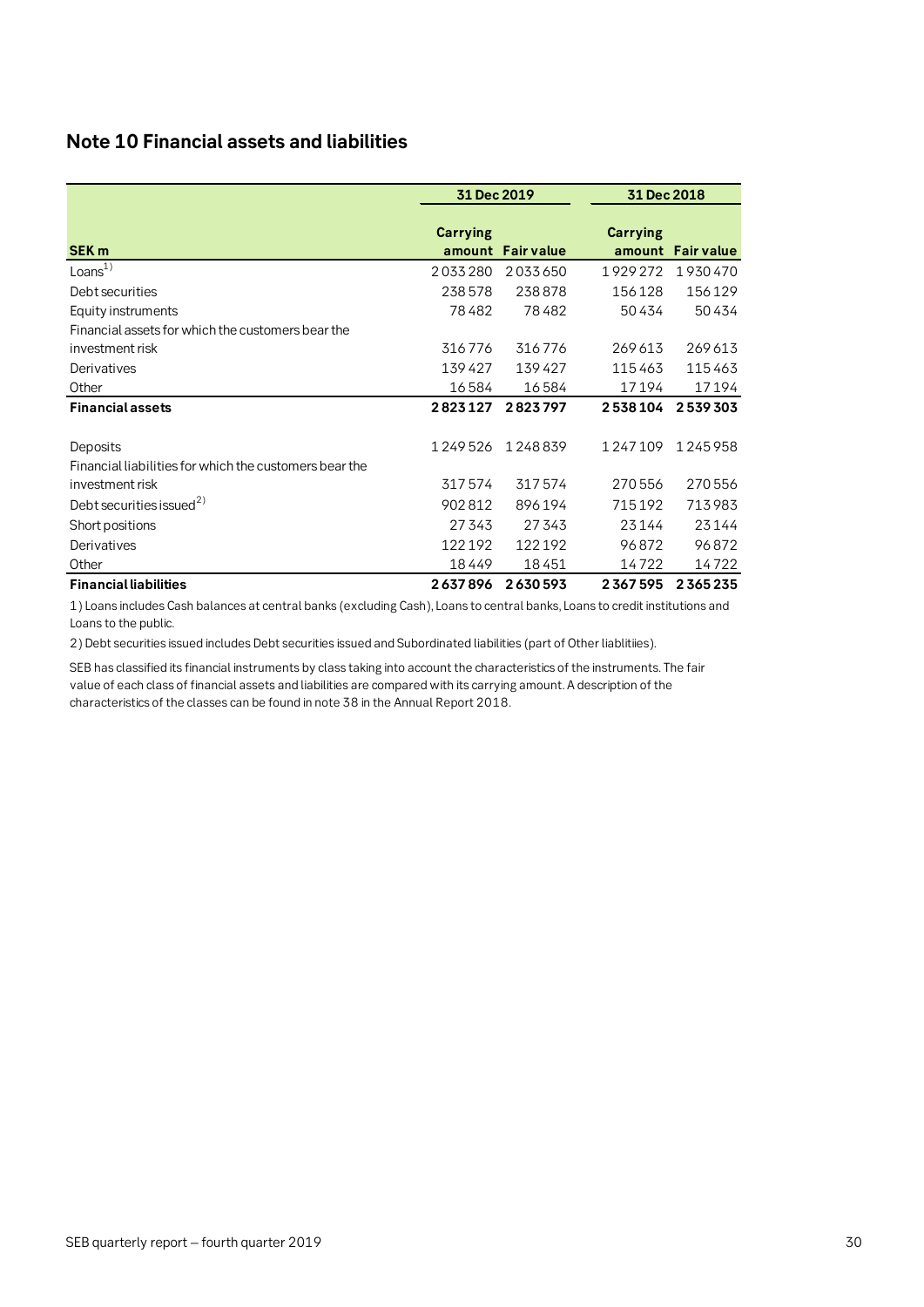## Note 10 Financial assets and liabilities

| | 31 Dec 2019 | | 31 Dec 2018 | |
|---|---|---|---|---|
| SEK m | Carrying amount | Fair value | Carrying amount | Fair value |
| Loans[1)] | 2 033 280 | 2 033 650 | 1 929 272 | 1 930 470 |
| Debt securities | 238 578 | 238 878 | 156 128 | 156 129 |
| Equity instruments | 78 482 | 78 482 | 50 434 | 50 434 |
| Financial assets for which the customers bear the investment risk | 316 776 | 316 776 | 269 613 | 269 613 |
| Derivatives | 139 427 | 139 427 | 115 463 | 115 463 |
| Other | 16 584 | 16 584 | 17 194 | 17 194 |
| **Financial assets** | **2 823 127** | **2 823 797** | **2 538 104** | **2 539 303** |
| | | | | |
| Deposits | 1 249 526 | 1 248 839 | 1 247 109 | 1 245 958 |
| Financial liabilities for which the customers bear the investment risk | 317 574 | 317 574 | 270 556 | 270 556 |
| Debt securities issued[2)] | 902 812 | 896 194 | 715 192 | 713 983 |
| Short positions | 27 343 | 27 343 | 23 144 | 23 144 |
| Derivatives | 122 192 | 122 192 | 96 872 | 96 872 |
| Other | 18 449 | 18 451 | 14 722 | 14 722 |
| **Financial liabilities** | **2 637 896** | **2 630 593** | **2 367 595** | **2 365 235** |

1) Loans includes Cash balances at central banks (excluding Cash), Loans to central banks, Loans to credit institutions and Loans to the public.

2) Debt securities issued includes Debt securities issued and Subordinated liabilities (part of Other liablitiies).

SEB has classified its financial instruments by class taking into account the characteristics of the instruments. The fair value of each class of financial assets and liabilities are compared with its carrying amount. A description of the characteristics of the classes can be found in note 38 in the Annual Report 2018.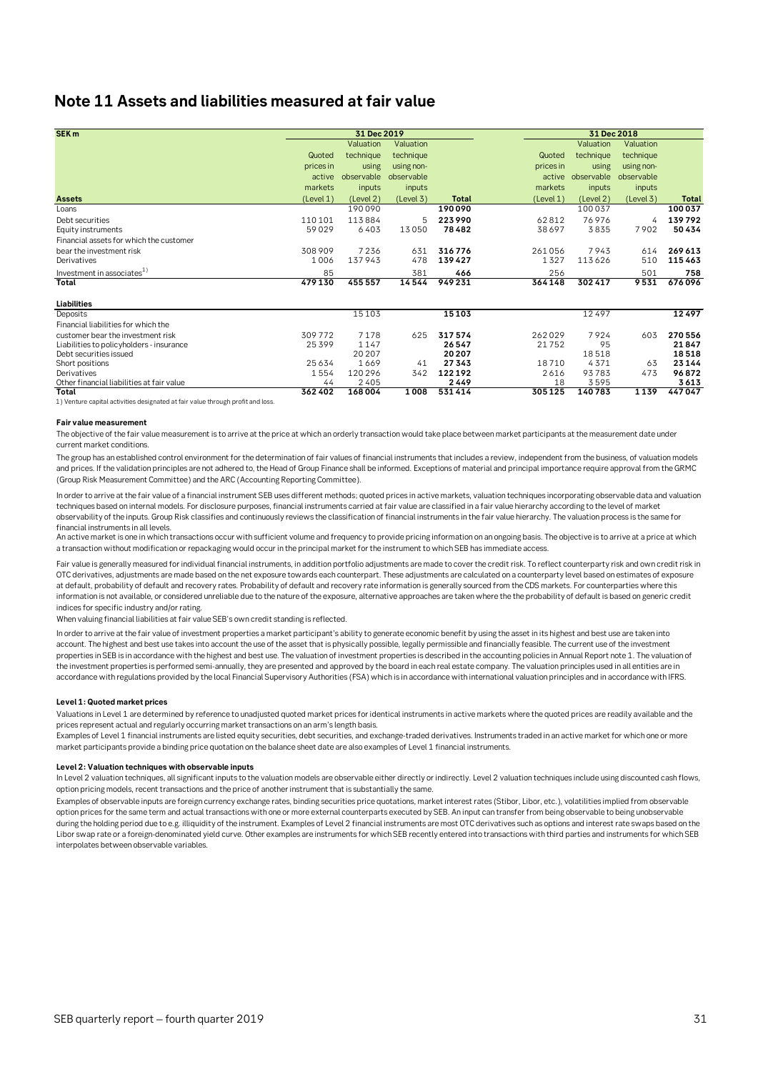## Note 11 Assets and liabilities measured at fair value

| SEK m | 31 Dec 2019 | | | | 31 Dec 2018 | | | |
|---|---|---|---|---|---|---|---|---|
| | Quoted prices in active markets | Valuation technique using observable inputs | Valuation technique using non-observable inputs | | Quoted prices in active markets | Valuation technique using observable inputs | Valuation technique using non-observable inputs | |
| **Assets** | (Level 1) | (Level 2) | (Level 3) | **Total** | (Level 1) | (Level 2) | (Level 3) | **Total** |
| Loans | | 190 090 | | **190 090** | | 100 037 | | **100 037** |
| Debt securities | 110 101 | 113 884 | 5 | **223 990** | 62 812 | 76 976 | 4 | **139 792** |
| Equity instruments | 59 029 | 6 403 | 13 050 | **78 482** | 38 697 | 3 835 | 7 902 | **50 434** |
| Financial assets for which the customer bear the investment risk | 308 909 | 7 236 | 631 | **316 776** | 261 056 | 7 943 | 614 | **269 613** |
| Derivatives | 1 006 | 137 943 | 478 | **139 427** | 1 327 | 113 626 | 510 | **115 463** |
| Investment in associates[1)] | 85 | | 381 | **466** | 256 | | 501 | **758** |
| **Total** | **479 130** | **455 557** | **14 544** | **949 231** | **364 148** | **302 417** | **9 531** | **676 096** |
| | | | | | | | | |
| **Liabilities** | | | | | | | | |
| Deposits | | 15 103 | | **15 103** | | 12 497 | | **12 497** |
| Financial liabilities for which the customer bear the investment risk | 309 772 | 7 178 | 625 | **317 574** | 262 029 | 7 924 | 603 | **270 556** |
| Liabilities to policyholders - insurance | 25 399 | 1 147 | | **26 547** | 21 752 | 95 | | **21 847** |
| Debt securities issued | | 20 207 | | **20 207** | | 18 518 | | **18 518** |
| Short positions | 25 634 | 1 669 | 41 | **27 343** | 18 710 | 4 371 | 63 | **23 144** |
| Derivatives | 1 554 | 120 296 | 342 | **122 192** | 2 616 | 93 783 | 473 | **96 872** |
| Other financial liabilities at fair value | 44 | 2 405 | | **2 449** | 18 | 3 595 | | **3 613** |
| **Total** | **362 402** | **168 004** | **1 008** | **531 414** | **305 125** | **140 783** | **1 139** | **447 047** |

1) Venture capital activities designated at fair value through profit and loss.

**Fair value measurement**

The objective of the fair value measurement is to arrive at the price at which an orderly transaction would take place between market participants at the measurement date under current market conditions.

The group has an established control environment for the determination of fair values of financial instruments that includes a review, independent from the business, of valuation models and prices. If the validation principles are not adhered to, the Head of Group Finance shall be informed. Exceptions of material and principal importance require approval from the GRMC (Group Risk Measurement Committee) and the ARC (Accounting Reporting Committee).

In order to arrive at the fair value of a financial instrument SEB uses different methods; quoted prices in active markets, valuation techniques incorporating observable data and valuation techniques based on internal models. For disclosure purposes, financial instruments carried at fair value are classified in a fair value hierarchy according to the level of market observability of the inputs. Group Risk classifies and continuously reviews the classification of financial instruments in the fair value hierarchy. The valuation process is the same for financial instruments in all levels.

An active market is one in which transactions occur with sufficient volume and frequency to provide pricing information on an ongoing basis. The objective is to arrive at a price at which a transaction without modification or repackaging would occur in the principal market for the instrument to which SEB has immediate access.

Fair value is generally measured for individual financial instruments, in addition portfolio adjustments are made to cover the credit risk. To reflect counterparty risk and own credit risk in OTC derivatives, adjustments are made based on the net exposure towards each counterpart. These adjustments are calculated on a counterparty level based on estimates of exposure at default, probability of default and recovery rates. Probability of default and recovery rate information is generally sourced from the CDS markets. For counterparties where this information is not available, or considered unreliable due to the nature of the exposure, alternative approaches are taken where the the probability of default is based on generic credit indices for specific industry and/or rating.

When valuing financial liabilities at fair value SEB's own credit standing is reflected.

In order to arrive at the fair value of investment properties a market participant's ability to generate economic benefit by using the asset in its highest and best use are taken into account. The highest and best use takes into account the use of the asset that is physically possible, legally permissible and financially feasible. The current use of the investment properties in SEB is in accordance with the highest and best use. The valuation of investment properties is described in the accounting policies in Annual Report note 1. The valuation of the investment properties is performed semi-annually, they are presented and approved by the board in each real estate company. The valuation principles used in all entities are in accordance with regulations provided by the local Financial Supervisory Authorities (FSA) which is in accordance with international valuation principles and in accordance with IFRS.

**Level 1: Quoted market prices**

Valuations in Level 1 are determined by reference to unadjusted quoted market prices for identical instruments in active markets where the quoted prices are readily available and the prices represent actual and regularly occurring market transactions on an arm's length basis.

Examples of Level 1 financial instruments are listed equity securities, debt securities, and exchange-traded derivatives. Instruments traded in an active market for which one or more market participants provide a binding price quotation on the balance sheet date are also examples of Level 1 financial instruments.

**Level 2: Valuation techniques with observable inputs**

In Level 2 valuation techniques, all significant inputs to the valuation models are observable either directly or indirectly. Level 2 valuation techniques include using discounted cash flows, option pricing models, recent transactions and the price of another instrument that is substantially the same.

Examples of observable inputs are foreign currency exchange rates, binding securities price quotations, market interest rates (Stibor, Libor, etc.), volatilities implied from observable option prices for the same term and actual transactions with one or more external counterparts executed by SEB. An input can transfer from being observable to being unobservable during the holding period due to e.g. illiquidity of the instrument. Examples of Level 2 financial instruments are most OTC derivatives such as options and interest rate swaps based on the Libor swap rate or a foreign-denominated yield curve. Other examples are instruments for which SEB recently entered into transactions with third parties and instruments for which SEB interpolates between observable variables.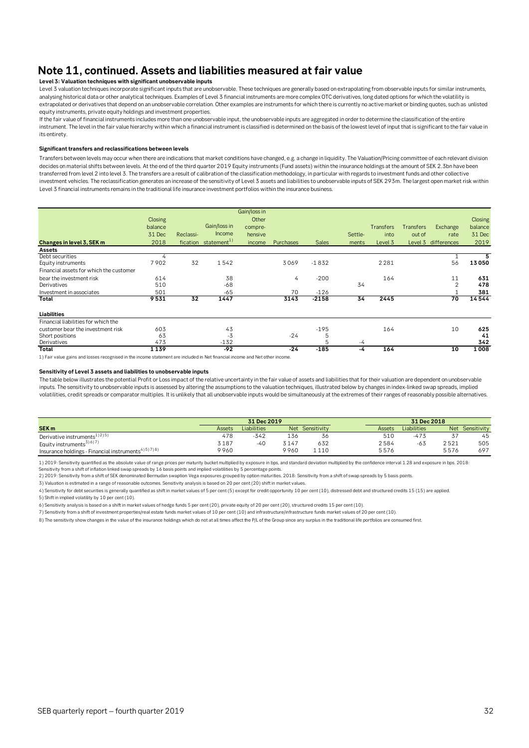# Note 11, continued. Assets and liabilities measured at fair value

**Level 3: Valuation techniques with significant unobservable inputs**

Level 3 valuation techniques incorporate significant inputs that are unobservable. These techniques are generally based on extrapolating from observable inputs for similar instruments, analysing historical data or other analytical techniques. Examples of Level 3 financial instruments are more complex OTC derivatives, long dated options for which the volatility is extrapolated or derivatives that depend on an unobservable correlation. Other examples are instruments for which there is currently no active market or binding quotes, such as unlisted equity instruments, private equity holdings and investment properties.

If the fair value of financial instruments includes more than one unobservable input, the unobservable inputs are aggregated in order to determine the classification of the entire instrument. The level in the fair value hierarchy within which a financial instrument is classified is determined on the basis of the lowest level of input that is significant to the fair value in its entirety.

**Significant transfers and reclassifications between levels**

Transfers between levels may occur when there are indications that market conditions have changed, e.g. a change in liquidity. The Valuation/Pricing committee of each relevant division decides on material shifts between levels. At the end of the third quarter 2019 Equity instruments (Fund assets) within the insurance holdings at the amount of SEK 2.3bn have been transferred from level 2 into level 3. The transfers are a result of calibration of the classification methodology, in particular with regards to investment funds and other collective investment vehicles. The reclassification generates an increase of the sensitivity of Level 3 assets and liabilities to unobservable inputs of SEK 293m. The largest open market risk within Level 3 financial instruments remains in the traditional life insurance investment portfolios within the insurance business.

| Changes in level 3, SEK m | Closing balance 31 Dec 2018 | Reclassification | Gain/loss in Income statement[1] | Gain/loss in Other comprehensive income | Purchases | Sales | Settlements | Transfers into Level 3 | Transfers out of Level 3 | Exchange rate differences | Closing balance 31 Dec 2019 |
|---|---|---|---|---|---|---|---|---|---|---|---|
| **Assets** | | | | | | | | | | | |
| Debt securities | 4 | | | | | | | | | 1 | **5** |
| Equity instruments | 7 902 | 32 | 1 542 | | 3 069 | -1 832 | | 2 281 | | 56 | **13 050** |
| Financial assets for which the customer bear the investment risk | 614 | | 38 | | 4 | -200 | | 164 | | 11 | **631** |
| Derivatives | 510 | | -68 | | | | 34 | | | 2 | **478** |
| Investment in associates | 501 | | -65 | | 70 | -126 | | | | 1 | **381** |
| **Total** | **9 531** | **32** | **1 447** | | **3 143** | **-2 158** | **34** | **2 445** | | **70** | **14 544** |
| **Liabilities** | | | | | | | | | | | |
| Financial liabilities for which the customer bear the investment risk | 603 | | 43 | | | -195 | | 164 | | 10 | **625** |
| Short positions | 63 | | -3 | | -24 | 5 | | | | | **41** |
| Derivatives | 473 | | -132 | | | 5 | -4 | | | | **342** |
| **Total** | **1 139** | | **-92** | | **-24** | **-185** | **-4** | **164** | | **10** | **1 008** |

1) Fair value gains and losses recognised in the income statement are included in Net financial income and Net other income.

**Sensitivity of Level 3 assets and liabilities to unobservable inputs**

The table below illustrates the potential Profit or Loss impact of the relative uncertainty in the fair value of assets and liabilities that for their valuation are dependent on unobservable inputs. The sensitivity to unobservable inputs is assessed by altering the assumptions to the valuation techniques, illustrated below by changes in index-linked swap spreads, implied volatilities, credit spreads or comparator multiples. It is unlikely that all unobservable inputs would be simultaneously at the extremes of their ranges of reasonably possible alternatives.

| | 31 Dec 2019 | | | | 31 Dec 2018 | | | |
|---|---|---|---|---|---|---|---|---|
| **SEK m** | Assets | Liabilities | Net | Sensitivity | Assets | Liabilities | Net | Sensitivity |
| Derivative instruments[1)2)5)] | 478 | -342 | 136 | 36 | 510 | -473 | 37 | 45 |
| Equity instruments[3)6)7)] | 3 187 | -40 | 3 147 | 632 | 2 584 | -63 | 2 521 | 505 |
| Insurance holdings - Financial instruments[4)5)7)8)] | 9 960 | | 9 960 | 1 110 | 5 576 | | 5 576 | 697 |

1) 2019: Sensitivity quantified as the absolute value of range prices per maturity bucket multiplied by exposure in bps, and standard deviation multiplied by the confidence interval 1.28 and exposure in bps. 2018: Sensitivity from a shift of inflation linked swap spreads by 16 basis points and implied volatilities by 5 percentage points.

2) 2019: Sensitivity from a shift of SEK denominated Bermudan swaption Vega exposures grouped by option maturities. 2018: Sensitivity from a shift of swap spreads by 5 basis points.

3) Valuation is estimated in a range of reasonable outcomes. Sensitivity analysis is based on 20 per cent (20) shift in market values.

4) Sensitivity for debt securities is generally quantified as shift in market values of 5 per cent (5) except for credit opportunity 10 per cent (10), distressed debt and structured credits 15 (15) are applied.

5) Shift in implied volatility by 10 per cent (10).

6) Sensitivity analysis is based on a shift in market values of hedge funds 5 per cent (20), private equity of 20 per cent (20), structured credits 15 per cent (10).

7) Sensitivity from a shift of investment properties/real estate funds market values of 10 per cent (10) and infrastructure/infrastructure funds market values of 20 per cent (10).

8) The sensitivity show changes in the value of the insurance holdings which do not at all times affect the P/L of the Group since any surplus in the traditional life portfolios are consumed first.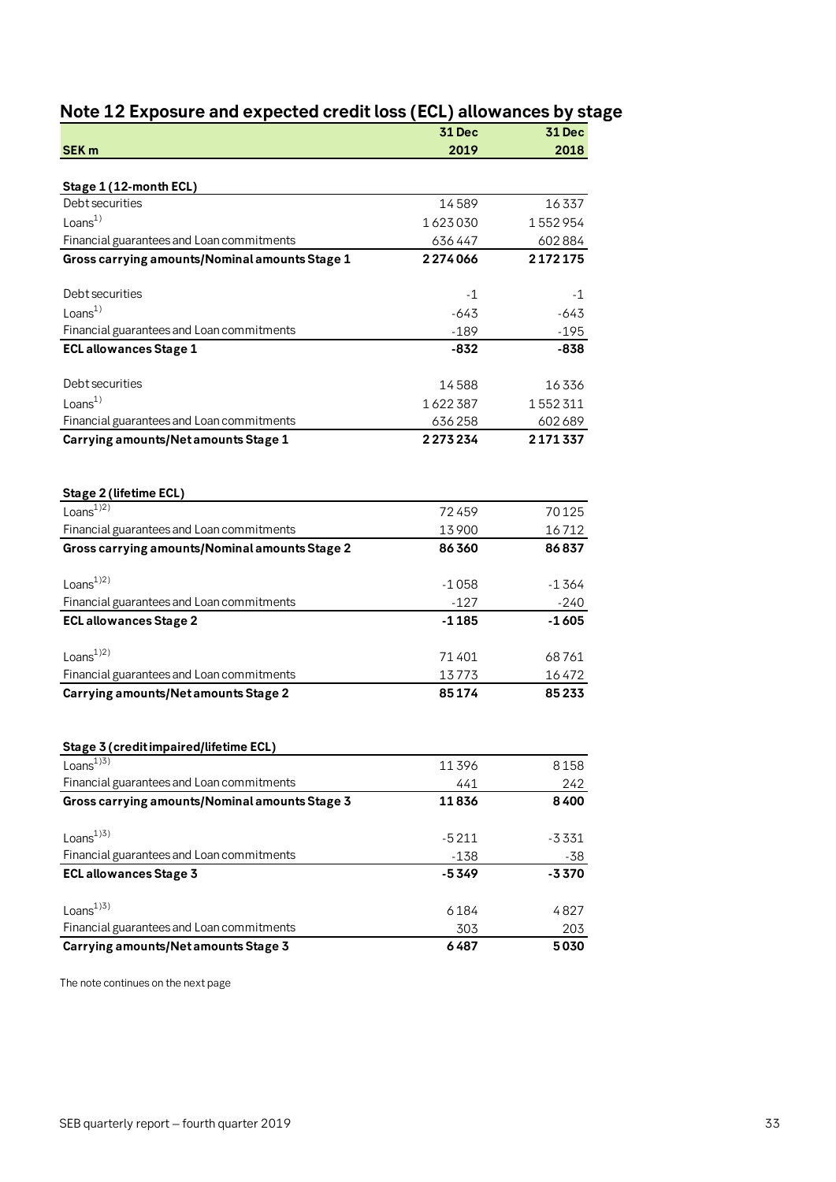## Note 12 Exposure and expected credit loss (ECL) allowances by stage

| SEK m | 31 Dec 2019 | 31 Dec 2018 |
|---|---|---|
| **Stage 1 (12-month ECL)** | | |
| Debt securities | 14 589 | 16 337 |
| Loans[1)] | 1 623 030 | 1 552 954 |
| Financial guarantees and Loan commitments | 636 447 | 602 884 |
| **Gross carrying amounts/Nominal amounts Stage 1** | **2 274 066** | **2 172 175** |
| | | |
| Debt securities | -1 | -1 |
| Loans[1)] | -643 | -643 |
| Financial guarantees and Loan commitments | -189 | -195 |
| **ECL allowances Stage 1** | **-832** | **-838** |
| | | |
| Debt securities | 14 588 | 16 336 |
| Loans[1)] | 1 622 387 | 1 552 311 |
| Financial guarantees and Loan commitments | 636 258 | 602 689 |
| **Carrying amounts/Net amounts Stage 1** | **2 273 234** | **2 171 337** |
| | | |
| **Stage 2 (lifetime ECL)** | | |
| Loans[1)2)] | 72 459 | 70 125 |
| Financial guarantees and Loan commitments | 13 900 | 16 712 |
| **Gross carrying amounts/Nominal amounts Stage 2** | **86 360** | **86 837** |
| | | |
| Loans[1)2)] | -1 058 | -1 364 |
| Financial guarantees and Loan commitments | -127 | -240 |
| **ECL allowances Stage 2** | **-1 185** | **-1 605** |
| | | |
| Loans[1)2)] | 71 401 | 68 761 |
| Financial guarantees and Loan commitments | 13 773 | 16 472 |
| **Carrying amounts/Net amounts Stage 2** | **85 174** | **85 233** |
| | | |
| **Stage 3 (credit impaired/lifetime ECL)** | | |
| Loans[1)3)] | 11 396 | 8 158 |
| Financial guarantees and Loan commitments | 441 | 242 |
| **Gross carrying amounts/Nominal amounts Stage 3** | **11 836** | **8 400** |
| | | |
| Loans[1)3)] | -5 211 | -3 331 |
| Financial guarantees and Loan commitments | -138 | -38 |
| **ECL allowances Stage 3** | **-5 349** | **-3 370** |
| | | |
| Loans[1)3)] | 6 184 | 4 827 |
| Financial guarantees and Loan commitments | 303 | 203 |
| **Carrying amounts/Net amounts Stage 3** | **6 487** | **5 030** |

The note continues on the next page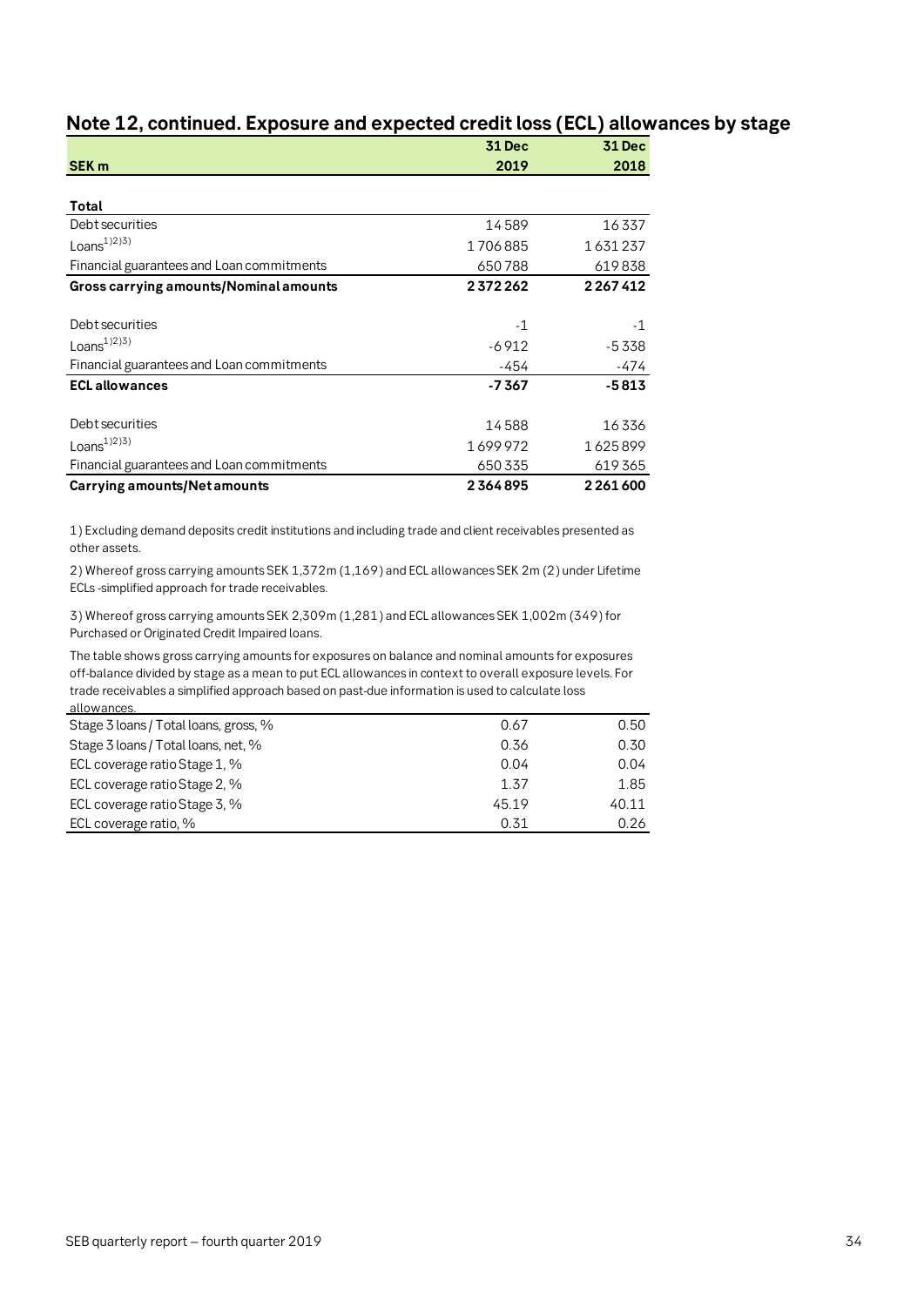## Note 12, continued. Exposure and expected credit loss (ECL) allowances by stage

| SEK m | 31 Dec 2019 | 31 Dec 2018 |
|---|---|---|
| **Total** | | |
| Debt securities | 14 589 | 16 337 |
| Loans[1)2)3)] | 1 706 885 | 1 631 237 |
| Financial guarantees and Loan commitments | 650 788 | 619 838 |
| **Gross carrying amounts/Nominal amounts** | **2 372 262** | **2 267 412** |
| | | |
| Debt securities | -1 | -1 |
| Loans[1)2)3)] | -6 912 | -5 338 |
| Financial guarantees and Loan commitments | -454 | -474 |
| **ECL allowances** | **-7 367** | **-5 813** |
| | | |
| Debt securities | 14 588 | 16 336 |
| Loans[1)2)3)] | 1 699 972 | 1 625 899 |
| Financial guarantees and Loan commitments | 650 335 | 619 365 |
| **Carrying amounts/Net amounts** | **2 364 895** | **2 261 600** |

1) Excluding demand deposits credit institutions and including trade and client receivables presented as other assets.

2) Whereof gross carrying amounts SEK 1,372m (1,169) and ECL allowances SEK 2m (2) under Lifetime ECLs -simplified approach for trade receivables.

3) Whereof gross carrying amounts SEK 2,309m (1,281) and ECL allowances SEK 1,002m (349) for Purchased or Originated Credit Impaired loans.

The table shows gross carrying amounts for exposures on balance and nominal amounts for exposures off-balance divided by stage as a mean to put ECL allowances in context to overall exposure levels. For trade receivables a simplified approach based on past-due information is used to calculate loss allowances.

| | 31 Dec 2019 | 31 Dec 2018 |
|---|---|---|
| Stage 3 loans / Total loans, gross, % | 0.67 | 0.50 |
| Stage 3 loans / Total loans, net, % | 0.36 | 0.30 |
| ECL coverage ratio Stage 1, % | 0.04 | 0.04 |
| ECL coverage ratio Stage 2, % | 1.37 | 1.85 |
| ECL coverage ratio Stage 3, % | 45.19 | 40.11 |
| ECL coverage ratio, % | 0.31 | 0.26 |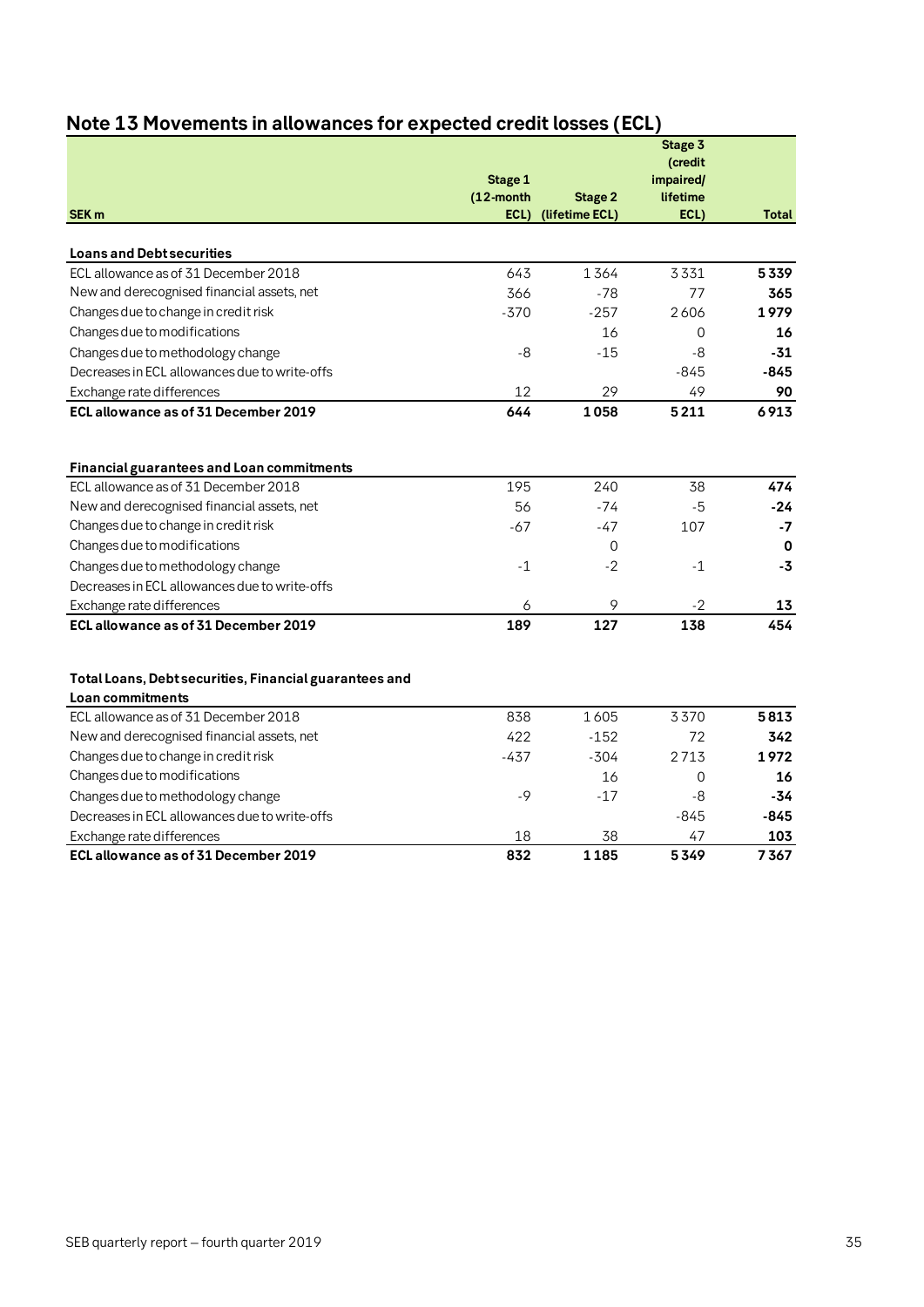## Note 13 Movements in allowances for expected credit losses (ECL)

| SEK m | Stage 1 (12-month ECL) | Stage 2 (lifetime ECL) | Stage 3 (credit impaired/ lifetime ECL) | Total |
|---|---|---|---|---|
| **Loans and Debt securities** | | | | |
| ECL allowance as of 31 December 2018 | 643 | 1 364 | 3 331 | **5 339** |
| New and derecognised financial assets, net | 366 | -78 | 77 | **365** |
| Changes due to change in credit risk | -370 | -257 | 2 606 | **1 979** |
| Changes due to modifications | | 16 | 0 | **16** |
| Changes due to methodology change | -8 | -15 | -8 | **-31** |
| Decreases in ECL allowances due to write-offs | | | -845 | **-845** |
| Exchange rate differences | 12 | 29 | 49 | **90** |
| **ECL allowance as of 31 December 2019** | **644** | **1 058** | **5 211** | **6 913** |
| | | | | |
| **Financial guarantees and Loan commitments** | | | | |
| ECL allowance as of 31 December 2018 | 195 | 240 | 38 | **474** |
| New and derecognised financial assets, net | 56 | -74 | -5 | **-24** |
| Changes due to change in credit risk | -67 | -47 | 107 | **-7** |
| Changes due to modifications | | 0 | | **0** |
| Changes due to methodology change | -1 | -2 | -1 | **-3** |
| Decreases in ECL allowances due to write-offs | | | | |
| Exchange rate differences | 6 | 9 | -2 | **13** |
| **ECL allowance as of 31 December 2019** | **189** | **127** | **138** | **454** |
| | | | | |
| **Total Loans, Debt securities, Financial guarantees and Loan commitments** | | | | |
| ECL allowance as of 31 December 2018 | 838 | 1 605 | 3 370 | **5 813** |
| New and derecognised financial assets, net | 422 | -152 | 72 | **342** |
| Changes due to change in credit risk | -437 | -304 | 2 713 | **1 972** |
| Changes due to modifications | | 16 | 0 | **16** |
| Changes due to methodology change | -9 | -17 | -8 | **-34** |
| Decreases in ECL allowances due to write-offs | | | -845 | **-845** |
| Exchange rate differences | 18 | 38 | 47 | **103** |
| **ECL allowance as of 31 December 2019** | **832** | **1 185** | **5 349** | **7 367** |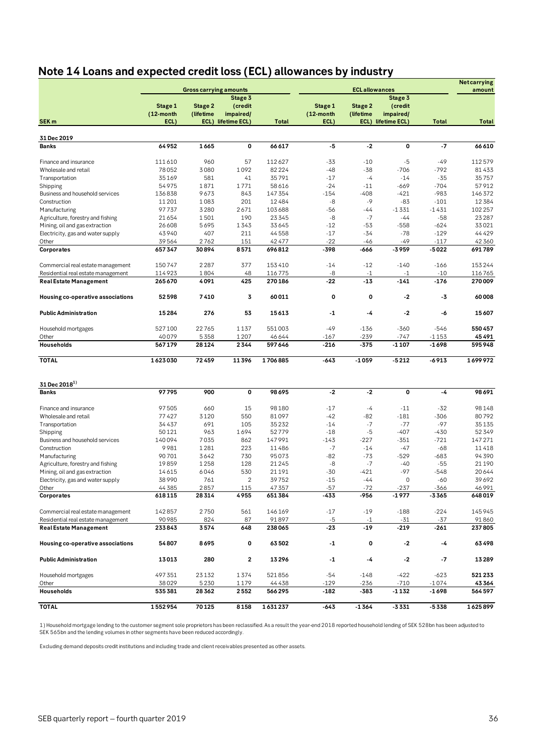## Note 14 Loans and expected credit loss (ECL) allowances by industry

| | Gross carrying amounts | | | | ECL allowances | | | | Net carrying amount |
|---|---|---|---|---|---|---|---|---|---|
| SEK m | Stage 1 (12-month ECL) | Stage 2 (lifetime ECL) | Stage 3 (credit impaired/ lifetime ECL) | Total | Stage 1 (12-month ECL) | Stage 2 (lifetime ECL) | Stage 3 (credit impaired/ lifetime ECL) | Total | Total |
| **31 Dec 2019** | | | | | | | | | |
| **Banks** | **64952** | **1665** | **0** | **66617** | **-5** | **-2** | **0** | **-7** | **66610** |
| Finance and insurance | 111610 | 960 | 57 | 112627 | -33 | -10 | -5 | -49 | 112579 |
| Wholesale and retail | 78052 | 3080 | 1092 | 82224 | -48 | -38 | -706 | -792 | 81433 |
| Transportation | 35169 | 581 | 41 | 35791 | -17 | -4 | -14 | -35 | 35757 |
| Shipping | 54975 | 1871 | 1771 | 58616 | -24 | -11 | -669 | -704 | 57912 |
| Business and household services | 136838 | 9673 | 843 | 147354 | -154 | -408 | -421 | -983 | 146372 |
| Construction | 11201 | 1083 | 201 | 12484 | -8 | -9 | -83 | -101 | 12384 |
| Manufacturing | 97737 | 3280 | 2671 | 103688 | -56 | -44 | -1331 | -1431 | 102257 |
| Agriculture, forestry and fishing | 21654 | 1501 | 190 | 23345 | -8 | -7 | -44 | -58 | 23287 |
| Mining, oil and gas extraction | 26608 | 5695 | 1343 | 33645 | -12 | -53 | -558 | -624 | 33021 |
| Electricity, gas and water supply | 43940 | 407 | 211 | 44558 | -17 | -34 | -78 | -129 | 44429 |
| Other | 39564 | 2762 | 151 | 42477 | -22 | -46 | -49 | -117 | 42360 |
| **Corporates** | **657347** | **30894** | **8571** | **696812** | **-398** | **-666** | **-3959** | **-5022** | **691789** |
| Commercial real estate management | 150747 | 2287 | 377 | 153410 | -14 | -12 | -140 | -166 | 153244 |
| Residential real estate management | 114923 | 1804 | 48 | 116775 | -8 | -1 | -1 | -10 | 116765 |
| **Real Estate Management** | **265670** | **4091** | **425** | **270186** | **-22** | **-13** | **-141** | **-176** | **270009** |
| **Housing co-operative associations** | **52598** | **7410** | **3** | **60011** | **0** | **0** | **-2** | **-3** | **60008** |
| **Public Administration** | **15284** | **276** | **53** | **15613** | **-1** | **-4** | **-2** | **-6** | **15607** |
| Household mortgages | 527100 | 22765 | 1137 | 551003 | -49 | -136 | -360 | -546 | 550457 |
| Other | 40079 | 5358 | 1207 | 46644 | -167 | -239 | -747 | -1153 | 45491 |
| **Households** | **567179** | **28124** | **2344** | **597646** | **-216** | **-375** | **-1107** | **-1698** | **595948** |
| **TOTAL** | **1623030** | **72459** | **11396** | **1706885** | **-643** | **-1059** | **-5212** | **-6913** | **1699972** |
| **31 Dec 2018[1)]** | | | | | | | | | |
| **Banks** | **97795** | **900** | **0** | **98695** | **-2** | **-2** | **0** | **-4** | **98691** |
| Finance and insurance | 97505 | 660 | 15 | 98180 | -17 | -4 | -11 | -32 | 98148 |
| Wholesale and retail | 77427 | 3120 | 550 | 81097 | -42 | -82 | -181 | -306 | 80792 |
| Transportation | 34437 | 691 | 105 | 35232 | -14 | -7 | -77 | -97 | 35135 |
| Shipping | 50121 | 963 | 1694 | 52779 | -18 | -5 | -407 | -430 | 52349 |
| Business and household services | 140094 | 7035 | 862 | 147991 | -143 | -227 | -351 | -721 | 147271 |
| Construction | 9981 | 1281 | 223 | 11486 | -7 | -14 | -47 | -68 | 11418 |
| Manufacturing | 90701 | 3642 | 730 | 95073 | -82 | -73 | -529 | -683 | 94390 |
| Agriculture, forestry and fishing | 19859 | 1258 | 128 | 21245 | -8 | -7 | -40 | -55 | 21190 |
| Mining, oil and gas extraction | 14615 | 6046 | 530 | 21191 | -30 | -421 | -97 | -548 | 20644 |
| Electricity, gas and water supply | 38990 | 761 | 2 | 39752 | -15 | -44 | 0 | -60 | 39692 |
| Other | 44385 | 2857 | 115 | 47357 | -57 | -72 | -237 | -366 | 46991 |
| **Corporates** | **618115** | **28314** | **4955** | **651384** | **-433** | **-956** | **-1977** | **-3365** | **648019** |
| Commercial real estate management | 142857 | 2750 | 561 | 146169 | -17 | -19 | -188 | -224 | 145945 |
| Residential real estate management | 90985 | 824 | 87 | 91897 | -5 | -1 | -31 | -37 | 91860 |
| **Real Estate Management** | **233843** | **3574** | **648** | **238065** | **-23** | **-19** | **-219** | **-261** | **237805** |
| **Housing co-operative associations** | **54807** | **8695** | **0** | **63502** | **-1** | **0** | **-2** | **-4** | **63498** |
| **Public Administration** | **13013** | **280** | **2** | **13296** | **-1** | **-4** | **-2** | **-7** | **13289** |
| Household mortgages | 497351 | 23132 | 1374 | 521856 | -54 | -148 | -422 | -623 | 521233 |
| Other | 38029 | 5230 | 1179 | 44438 | -129 | -236 | -710 | -1074 | 43364 |
| **Households** | **535381** | **28362** | **2552** | **566295** | **-182** | **-383** | **-1132** | **-1698** | **564597** |
| **TOTAL** | **1552954** | **70125** | **8158** | **1631237** | **-643** | **-1364** | **-3331** | **-5338** | **1625899** |

1) Household mortgage lending to the customer segment sole proprietors has been reclassified. As a result the year-end 2018 reported household lending of SEK 528bn has been adjusted to SEK 565bn and the lending volumes in other segments have been reduced accordingly.

Excluding demand deposits credit institutions and including trade and client receivables presented as other assets.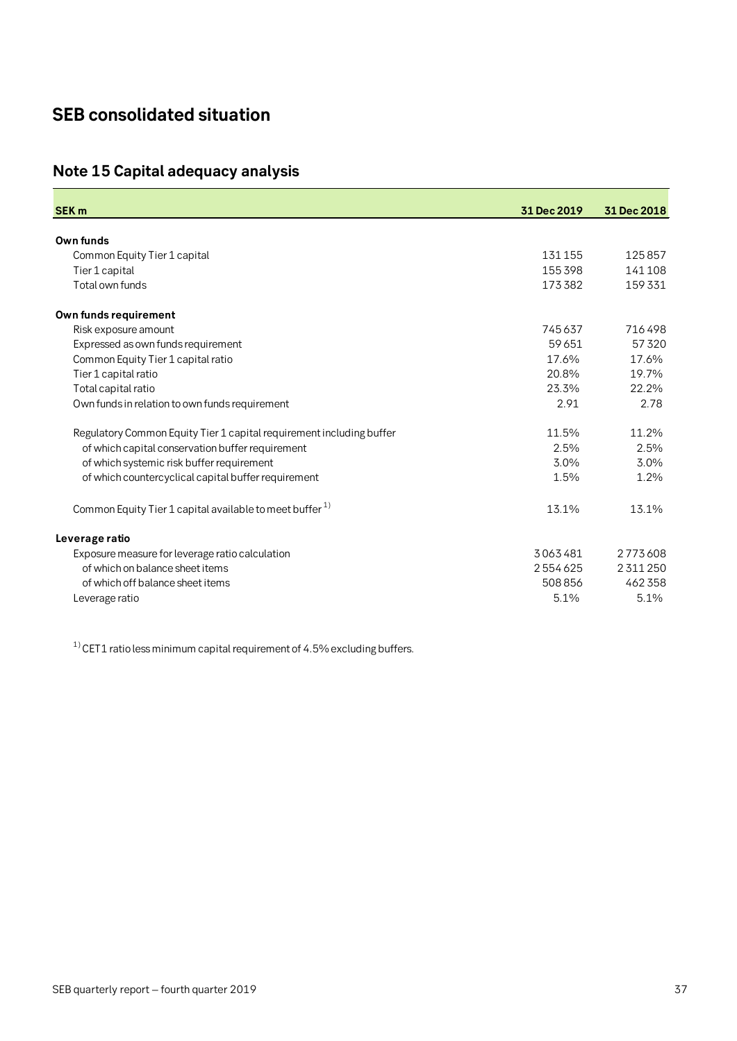# SEB consolidated situation

## Note 15 Capital adequacy analysis

| SEK m | 31 Dec 2019 | 31 Dec 2018 |
|---|---|---|
| **Own funds** | | |
| Common Equity Tier 1 capital | 131 155 | 125 857 |
| Tier 1 capital | 155 398 | 141 108 |
| Total own funds | 173 382 | 159 331 |
| **Own funds requirement** | | |
| Risk exposure amount | 745 637 | 716 498 |
| Expressed as own funds requirement | 59 651 | 57 320 |
| Common Equity Tier 1 capital ratio | 17.6% | 17.6% |
| Tier 1 capital ratio | 20.8% | 19.7% |
| Total capital ratio | 23.3% | 22.2% |
| Own funds in relation to own funds requirement | 2.91 | 2.78 |
| Regulatory Common Equity Tier 1 capital requirement including buffer | 11.5% | 11.2% |
| of which capital conservation buffer requirement | 2.5% | 2.5% |
| of which systemic risk buffer requirement | 3.0% | 3.0% |
| of which countercyclical capital buffer requirement | 1.5% | 1.2% |
| Common Equity Tier 1 capital available to meet buffer [1] | 13.1% | 13.1% |
| **Leverage ratio** | | |
| Exposure measure for leverage ratio calculation | 3 063 481 | 2 773 608 |
| of which on balance sheet items | 2 554 625 | 2 311 250 |
| of which off balance sheet items | 508 856 | 462 358 |
| Leverage ratio | 5.1% | 5.1% |

[1] CET1 ratio less minimum capital requirement of 4.5% excluding buffers.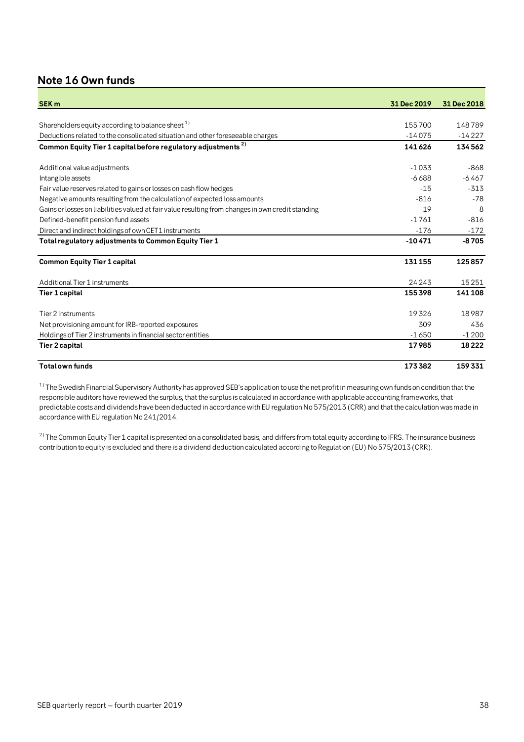## Note 16 Own funds

| SEK m | 31 Dec 2019 | 31 Dec 2018 |
|---|---|---|
| Shareholders equity according to balance sheet [1] | 155 700 | 148 789 |
| Deductions related to the consolidated situation and other foreseeable charges | -14 075 | -14 227 |
| **Common Equity Tier 1 capital before regulatory adjustments [2]** | **141 626** | **134 562** |
| Additional value adjustments | -1 033 | -868 |
| Intangible assets | -6 688 | -6 467 |
| Fair value reserves related to gains or losses on cash flow hedges | -15 | -313 |
| Negative amounts resulting from the calculation of expected loss amounts | -816 | -78 |
| Gains or losses on liabilities valued at fair value resulting from changes in own credit standing | 19 | 8 |
| Defined-benefit pension fund assets | -1 761 | -816 |
| Direct and indirect holdings of own CET1 instruments | -176 | -172 |
| **Total regulatory adjustments to Common Equity Tier 1** | **-10 471** | **-8 705** |
| **Common Equity Tier 1 capital** | **131 155** | **125 857** |
| Additional Tier 1 instruments | 24 243 | 15 251 |
| **Tier 1 capital** | **155 398** | **141 108** |
| Tier 2 instruments | 19 326 | 18 987 |
| Net provisioning amount for IRB-reported exposures | 309 | 436 |
| Holdings of Tier 2 instruments in financial sector entities | -1 650 | -1 200 |
| **Tier 2 capital** | **17 985** | **18 222** |
| **Total own funds** | **173 382** | **159 331** |

[1] The Swedish Financial Supervisory Authority has approved SEB's application to use the net profit in measuring own funds on condition that the responsible auditors have reviewed the surplus, that the surplus is calculated in accordance with applicable accounting frameworks, that predictable costs and dividends have been deducted in accordance with EU regulation No 575/2013 (CRR) and that the calculation was made in accordance with EU regulation No 241/2014.

[2] The Common Equity Tier 1 capital is presented on a consolidated basis, and differs from total equity according to IFRS. The insurance business contribution to equity is excluded and there is a dividend deduction calculated according to Regulation (EU) No 575/2013 (CRR).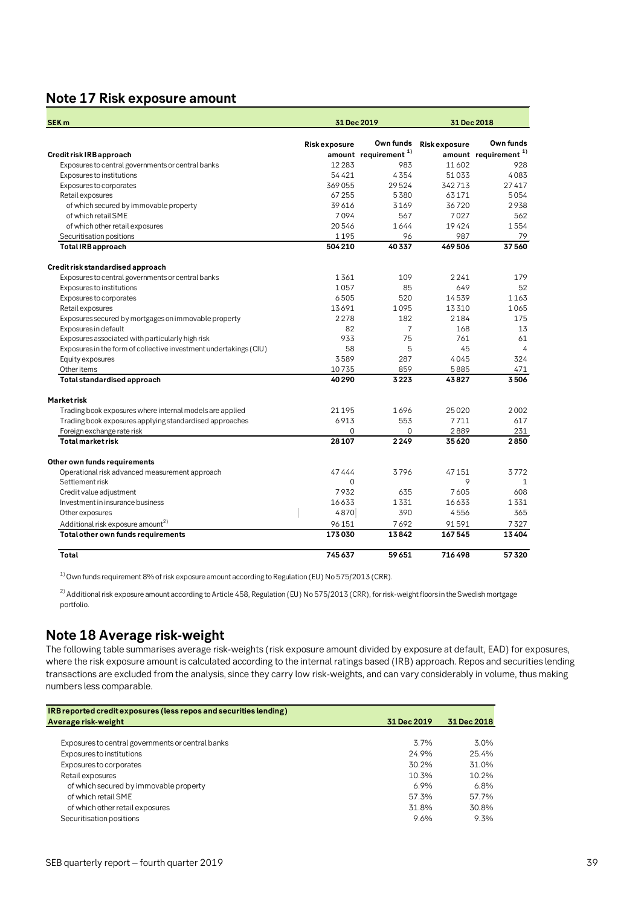## Note 17 Risk exposure amount

| SEK m | 31 Dec 2019 | | 31 Dec 2018 | |
|---|---|---|---|---|
| **Credit risk IRB approach** | Risk exposure amount | Own funds requirement [1] | Risk exposure amount | Own funds requirement [1] |
| Exposures to central governments or central banks | 12283 | 983 | 11602 | 928 |
| Exposures to institutions | 54421 | 4354 | 51033 | 4083 |
| Exposures to corporates | 369055 | 29524 | 342713 | 27417 |
| Retail exposures | 67255 | 5380 | 63171 | 5054 |
| of which secured by immovable property | 39616 | 3169 | 36720 | 2938 |
| of which retail SME | 7094 | 567 | 7027 | 562 |
| of which other retail exposures | 20546 | 1644 | 19424 | 1554 |
| Securitisation positions | 1195 | 96 | 987 | 79 |
| **Total IRB approach** | **504210** | **40337** | **469506** | **37560** |
| | | | | |
| **Credit risk standardised approach** | | | | |
| Exposures to central governments or central banks | 1361 | 109 | 2241 | 179 |
| Exposures to institutions | 1057 | 85 | 649 | 52 |
| Exposures to corporates | 6505 | 520 | 14539 | 1163 |
| Retail exposures | 13691 | 1095 | 13310 | 1065 |
| Exposures secured by mortgages on immovable property | 2278 | 182 | 2184 | 175 |
| Exposures in default | 82 | 7 | 168 | 13 |
| Exposures associated with particularly high risk | 933 | 75 | 761 | 61 |
| Exposures in the form of collective investment undertakings (CIU) | 58 | 5 | 45 | 4 |
| Equity exposures | 3589 | 287 | 4045 | 324 |
| Other items | 10735 | 859 | 5885 | 471 |
| **Total standardised approach** | **40290** | **3223** | **43827** | **3506** |
| | | | | |
| **Market risk** | | | | |
| Trading book exposures where internal models are applied | 21195 | 1696 | 25020 | 2002 |
| Trading book exposures applying standardised approaches | 6913 | 553 | 7711 | 617 |
| Foreign exchange rate risk | 0 | 0 | 2889 | 231 |
| **Total market risk** | **28107** | **2249** | **35620** | **2850** |
| | | | | |
| **Other own funds requirements** | | | | |
| Operational risk advanced measurement approach | 47444 | 3796 | 47151 | 3772 |
| Settlement risk | 0 | | 9 | 1 |
| Credit value adjustment | 7932 | 635 | 7605 | 608 |
| Investment in insurance business | 16633 | 1331 | 16633 | 1331 |
| Other exposures | 4870 | 390 | 4556 | 365 |
| Additional risk exposure amount [2] | 96151 | 7692 | 91591 | 7327 |
| **Total other own funds requirements** | **173030** | **13842** | **167545** | **13404** |
| | | | | |
| **Total** | **745637** | **59651** | **716498** | **57320** |

[1] Own funds requirement 8% of risk exposure amount according to Regulation (EU) No 575/2013 (CRR).

[2] Additional risk exposure amount according to Article 458, Regulation (EU) No 575/2013 (CRR), for risk-weight floors in the Swedish mortgage portfolio.

## Note 18 Average risk-weight

The following table summarises average risk-weights (risk exposure amount divided by exposure at default, EAD) for exposures, where the risk exposure amount is calculated according to the internal ratings based (IRB) approach. Repos and securities lending transactions are excluded from the analysis, since they carry low risk-weights, and can vary considerably in volume, thus making numbers less comparable.

| IRB reported credit exposures (less repos and securities lending)<br>Average risk-weight | 31 Dec 2019 | 31 Dec 2018 |
|---|---|---|
| Exposures to central governments or central banks | 3.7% | 3.0% |
| Exposures to institutions | 24.9% | 25.4% |
| Exposures to corporates | 30.2% | 31.0% |
| Retail exposures | 10.3% | 10.2% |
| of which secured by immovable property | 6.9% | 6.8% |
| of which retail SME | 57.3% | 57.7% |
| of which other retail exposures | 31.8% | 30.8% |
| Securitisation positions | 9.6% | 9.3% |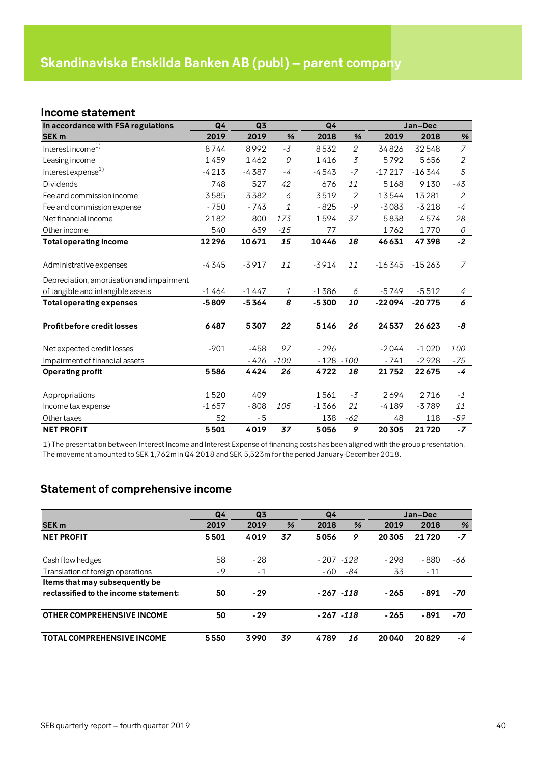# Skandinaviska Enskilda Banken AB (publ) – parent company

## Income statement

| In accordance with FSA regulations | Q4 | Q3 | | Q4 | | Jan–Dec | | |
|---|---|---|---|---|---|---|---|---|
| SEK m | 2019 | 2019 | % | 2018 | % | 2019 | 2018 | % |
| Interest income[1)] | 8 744 | 8 992 | -3 | 8 532 | 2 | 34 826 | 32 548 | 7 |
| Leasing income | 1 459 | 1 462 | 0 | 1 416 | 3 | 5 792 | 5 656 | 2 |
| Interest expense[1)] | -4 213 | -4 387 | -4 | -4 543 | -7 | -17 217 | -16 344 | 5 |
| Dividends | 748 | 527 | 42 | 676 | 11 | 5 168 | 9 130 | -43 |
| Fee and commission income | 3 585 | 3 382 | 6 | 3 519 | 2 | 13 544 | 13 281 | 2 |
| Fee and commission expense | - 750 | - 743 | 1 | - 825 | -9 | -3 083 | -3 218 | -4 |
| Net financial income | 2 182 | 800 | 173 | 1 594 | 37 | 5 838 | 4 574 | 28 |
| Other income | 540 | 639 | -15 | 77 | | 1 762 | 1 770 | 0 |
| **Total operating income** | **12 296** | **10 671** | **15** | **10 446** | **18** | **46 631** | **47 398** | **-2** |
| | | | | | | | | |
| Administrative expenses | -4 345 | -3 917 | 11 | -3 914 | 11 | -16 345 | -15 263 | 7 |
| Depreciation, amortisation and impairment of tangible and intangible assets | -1 464 | -1 447 | 1 | -1 386 | 6 | -5 749 | -5 512 | 4 |
| **Total operating expenses** | **-5 809** | **-5 364** | **8** | **-5 300** | **10** | **-22 094** | **-20 775** | **6** |
| | | | | | | | | |
| **Profit before credit losses** | **6 487** | **5 307** | **22** | **5 146** | **26** | **24 537** | **26 623** | **-8** |
| | | | | | | | | |
| Net expected credit losses | -901 | -458 | 97 | - 296 | | -2 044 | -1 020 | 100 |
| Impairment of financial assets | | - 426 | -100 | - 128 | -100 | - 741 | -2 928 | -75 |
| **Operating profit** | **5 586** | **4 424** | **26** | **4 722** | **18** | **21 752** | **22 675** | **-4** |
| | | | | | | | | |
| Appropriations | 1 520 | 409 | | 1 561 | -3 | 2 694 | 2 716 | -1 |
| Income tax expense | -1 657 | - 808 | 105 | -1 366 | 21 | -4 189 | -3 789 | 11 |
| Other taxes | 52 | - 5 | | 138 | -62 | 48 | 118 | -59 |
| **NET PROFIT** | **5 501** | **4 019** | **37** | **5 056** | **9** | **20 305** | **21 720** | **-7** |

1) The presentation between Interest Income and Interest Expense of financing costs has been aligned with the group presentation. The movement amounted to SEK 1,762m in Q4 2018 and SEK 5,523m for the period January-December 2018.

## Statement of comprehensive income

| | Q4 | Q3 | | Q4 | | Jan–Dec | | |
|---|---|---|---|---|---|---|---|---|
| SEK m | 2019 | 2019 | % | 2018 | % | 2019 | 2018 | % |
| **NET PROFIT** | **5 501** | **4 019** | **37** | **5 056** | **9** | **20 305** | **21 720** | **-7** |
| | | | | | | | | |
| Cash flow hedges | 58 | - 28 | | - 207 | -128 | - 298 | - 880 | -66 |
| Translation of foreign operations | - 9 | - 1 | | - 60 | -84 | 33 | - 11 | |
| **Items that may subsequently be reclassified to the income statement:** | **50** | **- 29** | | **- 267** | **-118** | **- 265** | **- 891** | **-70** |
| | | | | | | | | |
| **OTHER COMPREHENSIVE INCOME** | **50** | **- 29** | | **- 267** | **-118** | **- 265** | **- 891** | **-70** |
| | | | | | | | | |
| **TOTAL COMPREHENSIVE INCOME** | **5 550** | **3 990** | **39** | **4 789** | **16** | **20 040** | **20 829** | **-4** |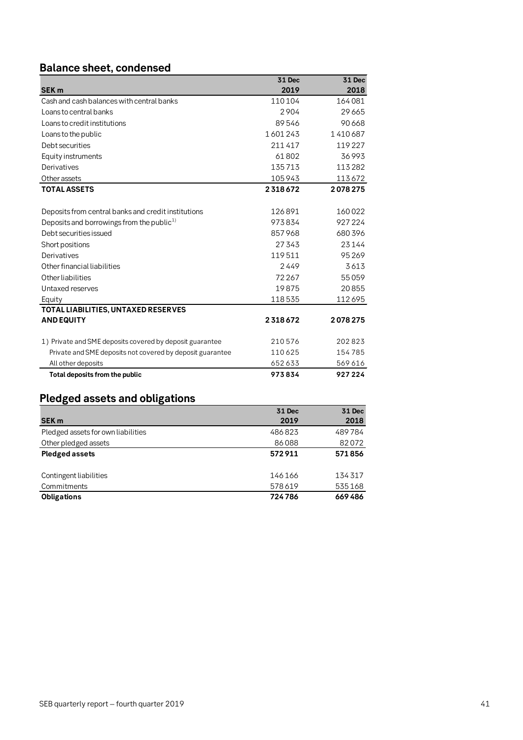## Balance sheet, condensed

| SEK m | 31 Dec 2019 | 31 Dec 2018 |
|---|---|---|
| Cash and cash balances with central banks | 110 104 | 164 081 |
| Loans to central banks | 2 904 | 29 665 |
| Loans to credit institutions | 89 546 | 90 668 |
| Loans to the public | 1 601 243 | 1 410 687 |
| Debt securities | 211 417 | 119 227 |
| Equity instruments | 61 802 | 36 993 |
| Derivatives | 135 713 | 113 282 |
| Other assets | 105 943 | 113 672 |
| **TOTAL ASSETS** | **2 318 672** | **2 078 275** |
| | | |
| Deposits from central banks and credit institutions | 126 891 | 160 022 |
| Deposits and borrowings from the public[1)] | 973 834 | 927 224 |
| Debt securities issued | 857 968 | 680 396 |
| Short positions | 27 343 | 23 144 |
| Derivatives | 119 511 | 95 269 |
| Other financial liabilities | 2 449 | 3 613 |
| Other liabilities | 72 267 | 55 059 |
| Untaxed reserves | 19 875 | 20 855 |
| Equity | 118 535 | 112 695 |
| **TOTAL LIABILITIES, UNTAXED RESERVES AND EQUITY** | **2 318 672** | **2 078 275** |
| | | |
| 1) Private and SME deposits covered by deposit guarantee | 210 576 | 202 823 |
| Private and SME deposits not covered by deposit guarantee | 110 625 | 154 785 |
| All other deposits | 652 633 | 569 616 |
| **Total deposits from the public** | **973 834** | **927 224** |

## Pledged assets and obligations

| SEK m | 31 Dec 2019 | 31 Dec 2018 |
|---|---|---|
| Pledged assets for own liabilities | 486 823 | 489 784 |
| Other pledged assets | 86 088 | 82 072 |
| **Pledged assets** | **572 911** | **571 856** |
| | | |
| Contingent liabilities | 146 166 | 134 317 |
| Commitments | 578 619 | 535 168 |
| **Obligations** | **724 786** | **669 486** |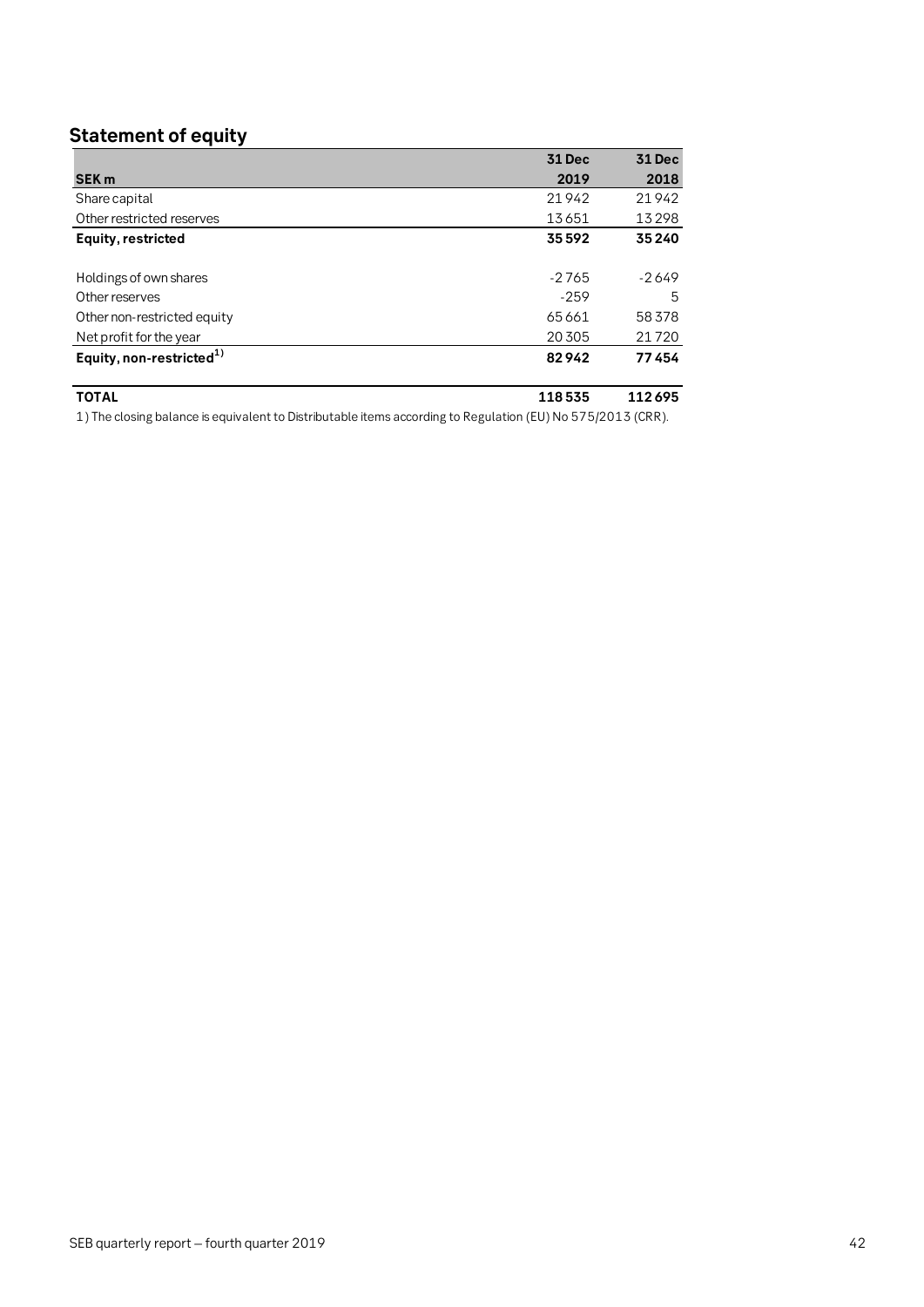## Statement of equity

| SEK m | 31 Dec 2019 | 31 Dec 2018 |
|---|---|---|
| Share capital | 21 942 | 21 942 |
| Other restricted reserves | 13 651 | 13 298 |
| **Equity, restricted** | **35 592** | **35 240** |
| | | |
| Holdings of own shares | -2 765 | -2 649 |
| Other reserves | -259 | 5 |
| Other non-restricted equity | 65 661 | 58 378 |
| Net profit for the year | 20 305 | 21 720 |
| **Equity, non-restricted**[1)] | **82 942** | **77 454** |
| | | |
| **TOTAL** | **118 535** | **112 695** |

1) The closing balance is equivalent to Distributable items according to Regulation (EU) No 575/2013 (CRR).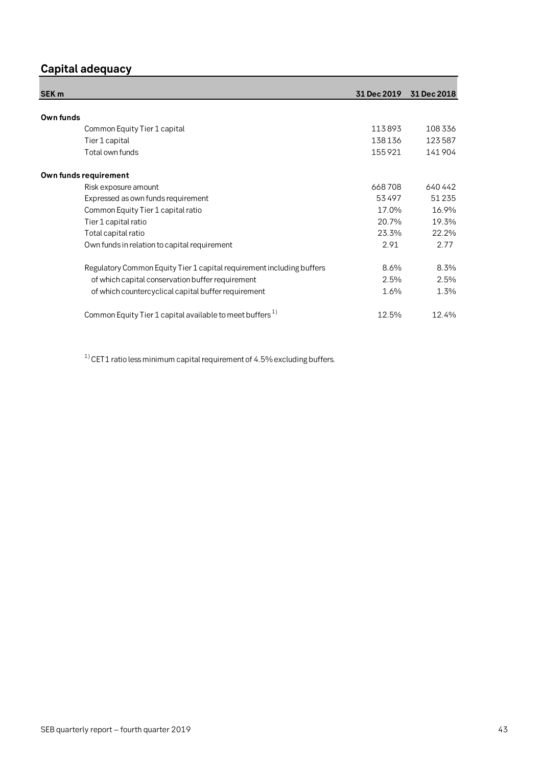## Capital adequacy

| SEK m | 31 Dec 2019 | 31 Dec 2018 |
|---|---|---|
| **Own funds** | | |
| Common Equity Tier 1 capital | 113 893 | 108 336 |
| Tier 1 capital | 138 136 | 123 587 |
| Total own funds | 155 921 | 141 904 |
| **Own funds requirement** | | |
| Risk exposure amount | 668 708 | 640 442 |
| Expressed as own funds requirement | 53 497 | 51 235 |
| Common Equity Tier 1 capital ratio | 17.0% | 16.9% |
| Tier 1 capital ratio | 20.7% | 19.3% |
| Total capital ratio | 23.3% | 22.2% |
| Own funds in relation to capital requirement | 2.91 | 2.77 |
| Regulatory Common Equity Tier 1 capital requirement including buffers | 8.6% | 8.3% |
| of which capital conservation buffer requirement | 2.5% | 2.5% |
| of which countercyclical capital buffer requirement | 1.6% | 1.3% |
| Common Equity Tier 1 capital available to meet buffers [1) ] | 12.5% | 12.4% |

[1)] CET1 ratio less minimum capital requirement of 4.5% excluding buffers.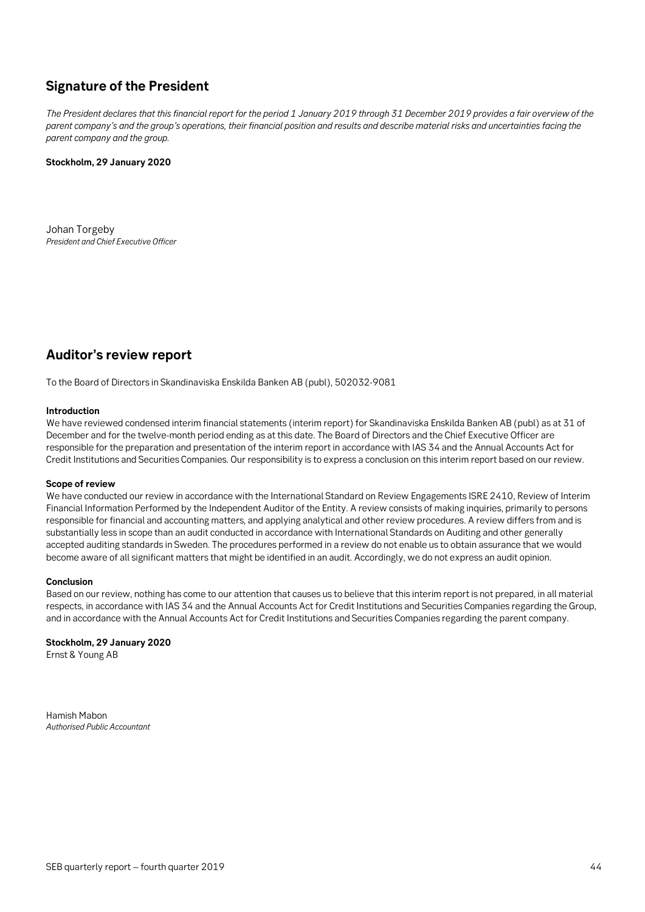## Signature of the President

*The President declares that this financial report for the period 1 January 2019 through 31 December 2019 provides a fair overview of the parent company's and the group's operations, their financial position and results and describe material risks and uncertainties facing the parent company and the group.*

**Stockholm, 29 January 2020**

Johan Torgeby
*President and Chief Executive Officer*

## Auditor's review report

To the Board of Directors in Skandinaviska Enskilda Banken AB (publ), 502032-9081

**Introduction**
We have reviewed condensed interim financial statements (interim report) for Skandinaviska Enskilda Banken AB (publ) as at 31 of December and for the twelve-month period ending as at this date. The Board of Directors and the Chief Executive Officer are responsible for the preparation and presentation of the interim report in accordance with IAS 34 and the Annual Accounts Act for Credit Institutions and Securities Companies. Our responsibility is to express a conclusion on this interim report based on our review.

**Scope of review**
We have conducted our review in accordance with the International Standard on Review Engagements ISRE 2410, Review of Interim Financial Information Performed by the Independent Auditor of the Entity. A review consists of making inquiries, primarily to persons responsible for financial and accounting matters, and applying analytical and other review procedures. A review differs from and is substantially less in scope than an audit conducted in accordance with International Standards on Auditing and other generally accepted auditing standards in Sweden. The procedures performed in a review do not enable us to obtain assurance that we would become aware of all significant matters that might be identified in an audit. Accordingly, we do not express an audit opinion.

**Conclusion**
Based on our review, nothing has come to our attention that causes us to believe that this interim report is not prepared, in all material respects, in accordance with IAS 34 and the Annual Accounts Act for Credit Institutions and Securities Companies regarding the Group, and in accordance with the Annual Accounts Act for Credit Institutions and Securities Companies regarding the parent company.

**Stockholm, 29 January 2020**
Ernst & Young AB

Hamish Mabon
*Authorised Public Accountant*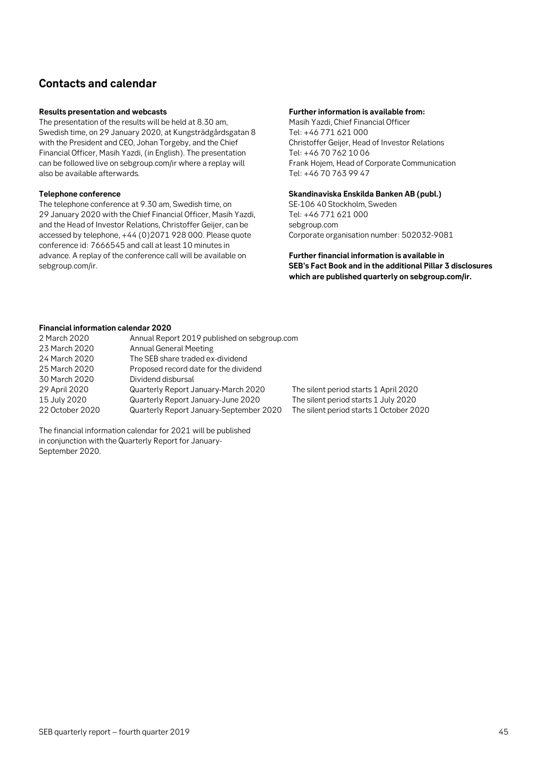## Contacts and calendar

**Results presentation and webcasts**

The presentation of the results will be held at 8.30 am, Swedish time, on 29 January 2020, at Kungsträdgårdsgatan 8 with the President and CEO, Johan Torgeby, and the Chief Financial Officer, Masih Yazdi, (in English). The presentation can be followed live on sebgroup.com/ir where a replay will also be available afterwards.

**Telephone conference**

The telephone conference at 9.30 am, Swedish time, on 29 January 2020 with the Chief Financial Officer, Masih Yazdi, and the Head of Investor Relations, Christoffer Geijer, can be accessed by telephone, +44 (0)2071 928 000. Please quote conference id: 7666545 and call at least 10 minutes in advance. A replay of the conference call will be available on sebgroup.com/ir.

**Further information is available from:**

Masih Yazdi, Chief Financial Officer
Tel: +46 771 621 000
Christoffer Geijer, Head of Investor Relations
Tel: +46 70 762 10 06
Frank Hojem, Head of Corporate Communication
Tel: +46 70 763 99 47

**Skandinaviska Enskilda Banken AB (publ.)**

SE-106 40 Stockholm, Sweden
Tel: +46 771 621 000
sebgroup.com
Corporate organisation number: 502032-9081

**Further financial information is available in SEB's Fact Book and in the additional Pillar 3 disclosures which are published quarterly on sebgroup.com/ir.**

**Financial information calendar 2020**

| | | |
|---|---|---|
| 2 March 2020 | Annual Report 2019 published on sebgroup.com | |
| 23 March 2020 | Annual General Meeting | |
| 24 March 2020 | The SEB share traded ex-dividend | |
| 25 March 2020 | Proposed record date for the dividend | |
| 30 March 2020 | Dividend disbursal | |
| 29 April 2020 | Quarterly Report January-March 2020 | The silent period starts 1 April 2020 |
| 15 July 2020 | Quarterly Report January-June 2020 | The silent period starts 1 July 2020 |
| 22 October 2020 | Quarterly Report January-September 2020 | The silent period starts 1 October 2020 |

The financial information calendar for 2021 will be published in conjunction with the Quarterly Report for January-September 2020.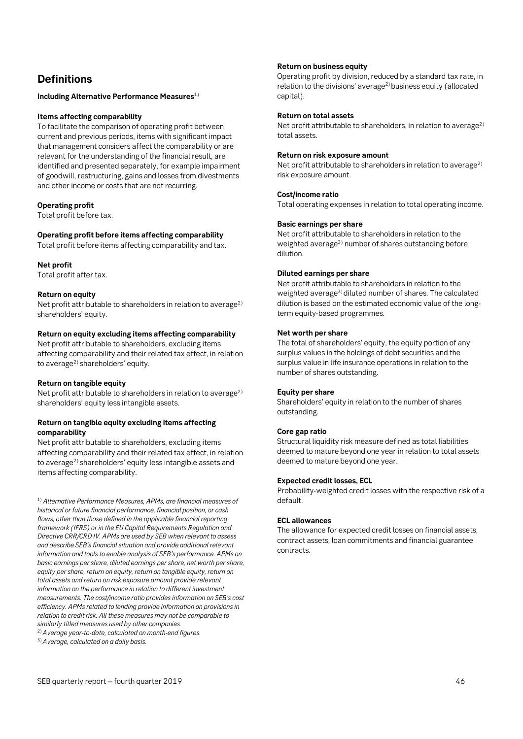## Definitions

**Including Alternative Performance Measures**[1)]

**Items affecting comparability**
To facilitate the comparison of operating profit between current and previous periods, items with significant impact that management considers affect the comparability or are relevant for the understanding of the financial result, are identified and presented separately, for example impairment of goodwill, restructuring, gains and losses from divestments and other income or costs that are not recurring.

**Operating profit**
Total profit before tax.

**Operating profit before items affecting comparability**
Total profit before items affecting comparability and tax.

**Net profit**
Total profit after tax.

**Return on equity**
Net profit attributable to shareholders in relation to average[2)] shareholders' equity.

**Return on equity excluding items affecting comparability**
Net profit attributable to shareholders, excluding items affecting comparability and their related tax effect, in relation to average[2)] shareholders' equity.

**Return on tangible equity**
Net profit attributable to shareholders in relation to average[2)] shareholders' equity less intangible assets.

**Return on tangible equity excluding items affecting comparability**
Net profit attributable to shareholders, excluding items affecting comparability and their related tax effect, in relation to average[2)] shareholders' equity less intangible assets and items affecting comparability.

[1)] *Alternative Performance Measures, APMs, are financial measures of historical or future financial performance, financial position, or cash flows, other than those defined in the applicable financial reporting framework (IFRS) or in the EU Capital Requirements Regulation and Directive CRR/CRD IV. APMs are used by SEB when relevant to assess and describe SEB's financial situation and provide additional relevant information and tools to enable analysis of SEB's performance. APMs on basic earnings per share, diluted earnings per share, net worth per share, equity per share, return on equity, return on tangible equity, return on total assets and return on risk exposure amount provide relevant information on the performance in relation to different investment measurements. The cost/income ratio provides information on SEB's cost efficiency. APMs related to lending provide information on provisions in relation to credit risk. All these measures may not be comparable to similarly titled measures used by other companies.*
[2)] *Average year-to-date, calculated on month-end figures.*
[3)] *Average, calculated on a daily basis.*

**Return on business equity**
Operating profit by division, reduced by a standard tax rate, in relation to the divisions' average[2)] business equity (allocated capital).

**Return on total assets**
Net profit attributable to shareholders, in relation to average[2)] total assets.

**Return on risk exposure amount**
Net profit attributable to shareholders in relation to average[2)] risk exposure amount.

**Cost/income ratio**
Total operating expenses in relation to total operating income.

**Basic earnings per share**
Net profit attributable to shareholders in relation to the weighted average[3)] number of shares outstanding before dilution.

**Diluted earnings per share**
Net profit attributable to shareholders in relation to the weighted average[3)] diluted number of shares. The calculated dilution is based on the estimated economic value of the long-term equity-based programmes.

**Net worth per share**
The total of shareholders' equity, the equity portion of any surplus values in the holdings of debt securities and the surplus value in life insurance operations in relation to the number of shares outstanding.

**Equity per share**
Shareholders' equity in relation to the number of shares outstanding.

**Core gap ratio**
Structural liquidity risk measure defined as total liabilities deemed to mature beyond one year in relation to total assets deemed to mature beyond one year.

**Expected credit losses, ECL**
Probability-weighted credit losses with the respective risk of a default.

**ECL allowances**
The allowance for expected credit losses on financial assets, contract assets, loan commitments and financial guarantee contracts.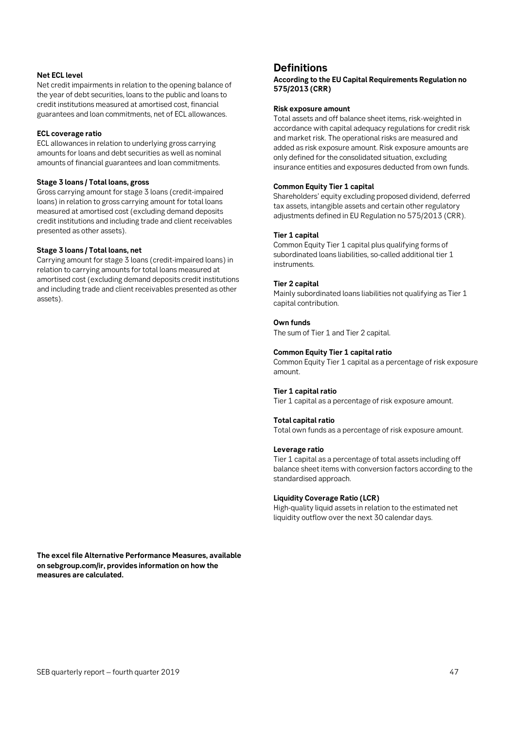**Net ECL level**

Net credit impairments in relation to the opening balance of the year of debt securities, loans to the public and loans to credit institutions measured at amortised cost, financial guarantees and loan commitments, net of ECL allowances.

**ECL coverage ratio**

ECL allowances in relation to underlying gross carrying amounts for loans and debt securities as well as nominal amounts of financial guarantees and loan commitments.

**Stage 3 loans / Total loans, gross**

Gross carrying amount for stage 3 loans (credit-impaired loans) in relation to gross carrying amount for total loans measured at amortised cost (excluding demand deposits credit institutions and including trade and client receivables presented as other assets).

**Stage 3 loans / Total loans, net**

Carrying amount for stage 3 loans (credit-impaired loans) in relation to carrying amounts for total loans measured at amortised cost (excluding demand deposits credit institutions and including trade and client receivables presented as other assets).

**The excel file Alternative Performance Measures, available on sebgroup.com/ir, provides information on how the measures are calculated.**

## Definitions

**According to the EU Capital Requirements Regulation no 575/2013 (CRR)**

**Risk exposure amount**

Total assets and off balance sheet items, risk-weighted in accordance with capital adequacy regulations for credit risk and market risk. The operational risks are measured and added as risk exposure amount. Risk exposure amounts are only defined for the consolidated situation, excluding insurance entities and exposures deducted from own funds.

**Common Equity Tier 1 capital**

Shareholders' equity excluding proposed dividend, deferred tax assets, intangible assets and certain other regulatory adjustments defined in EU Regulation no 575/2013 (CRR).

**Tier 1 capital**

Common Equity Tier 1 capital plus qualifying forms of subordinated loans liabilities, so-called additional tier 1 instruments.

**Tier 2 capital**

Mainly subordinated loans liabilities not qualifying as Tier 1 capital contribution.

**Own funds**

The sum of Tier 1 and Tier 2 capital.

**Common Equity Tier 1 capital ratio**

Common Equity Tier 1 capital as a percentage of risk exposure amount.

**Tier 1 capital ratio**

Tier 1 capital as a percentage of risk exposure amount.

**Total capital ratio**

Total own funds as a percentage of risk exposure amount.

**Leverage ratio**

Tier 1 capital as a percentage of total assets including off balance sheet items with conversion factors according to the standardised approach.

**Liquidity Coverage Ratio (LCR)**

High-quality liquid assets in relation to the estimated net liquidity outflow over the next 30 calendar days.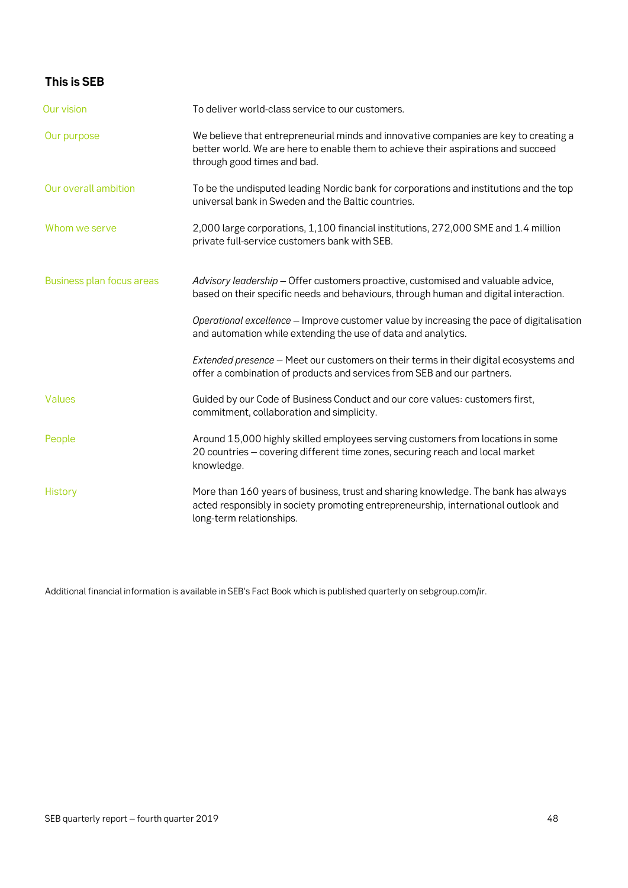## This is SEB

| | |
|---|---|
| Our vision | To deliver world-class service to our customers. |
| Our purpose | We believe that entrepreneurial minds and innovative companies are key to creating a better world. We are here to enable them to achieve their aspirations and succeed through good times and bad. |
| Our overall ambition | To be the undisputed leading Nordic bank for corporations and institutions and the top universal bank in Sweden and the Baltic countries. |
| Whom we serve | 2,000 large corporations, 1,100 financial institutions, 272,000 SME and 1.4 million private full-service customers bank with SEB. |
| Business plan focus areas | *Advisory leadership* – Offer customers proactive, customised and valuable advice, based on their specific needs and behaviours, through human and digital interaction.<br><br>*Operational excellence* – Improve customer value by increasing the pace of digitalisation and automation while extending the use of data and analytics.<br><br>*Extended presence* – Meet our customers on their terms in their digital ecosystems and offer a combination of products and services from SEB and our partners. |
| Values | Guided by our Code of Business Conduct and our core values: customers first, commitment, collaboration and simplicity. |
| People | Around 15,000 highly skilled employees serving customers from locations in some 20 countries – covering different time zones, securing reach and local market knowledge. |
| History | More than 160 years of business, trust and sharing knowledge. The bank has always acted responsibly in society promoting entrepreneurship, international outlook and long-term relationships. |

Additional financial information is available in SEB's Fact Book which is published quarterly on sebgroup.com/ir.